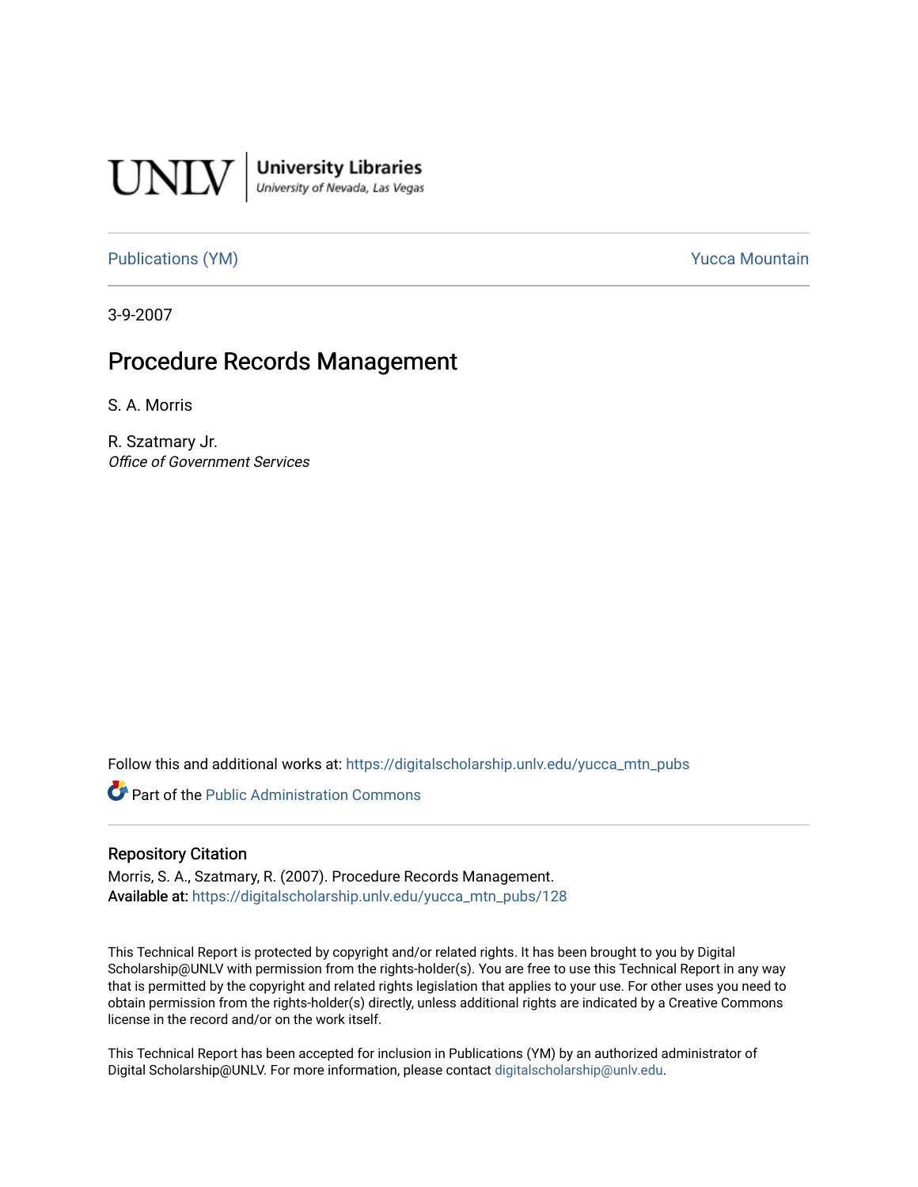UNLV | University Libraries
University of Nevada, Las Vegas

Publications (YM) — Yucca Mountain

3-9-2007

# Procedure Records Management

S. A. Morris

R. Szatmary Jr.
*Office of Government Services*

Follow this and additional works at: https://digitalscholarship.unlv.edu/yucca_mtn_pubs

Part of the Public Administration Commons

## Repository Citation

Morris, S. A., Szatmary, R. (2007). Procedure Records Management.
**Available at:** https://digitalscholarship.unlv.edu/yucca_mtn_pubs/128

This Technical Report is protected by copyright and/or related rights. It has been brought to you by Digital Scholarship@UNLV with permission from the rights-holder(s). You are free to use this Technical Report in any way that is permitted by the copyright and related rights legislation that applies to your use. For other uses you need to obtain permission from the rights-holder(s) directly, unless additional rights are indicated by a Creative Commons license in the record and/or on the work itself.

This Technical Report has been accepted for inclusion in Publications (YM) by an authorized administrator of Digital Scholarship@UNLV. For more information, please contact digitalscholarship@unlv.edu.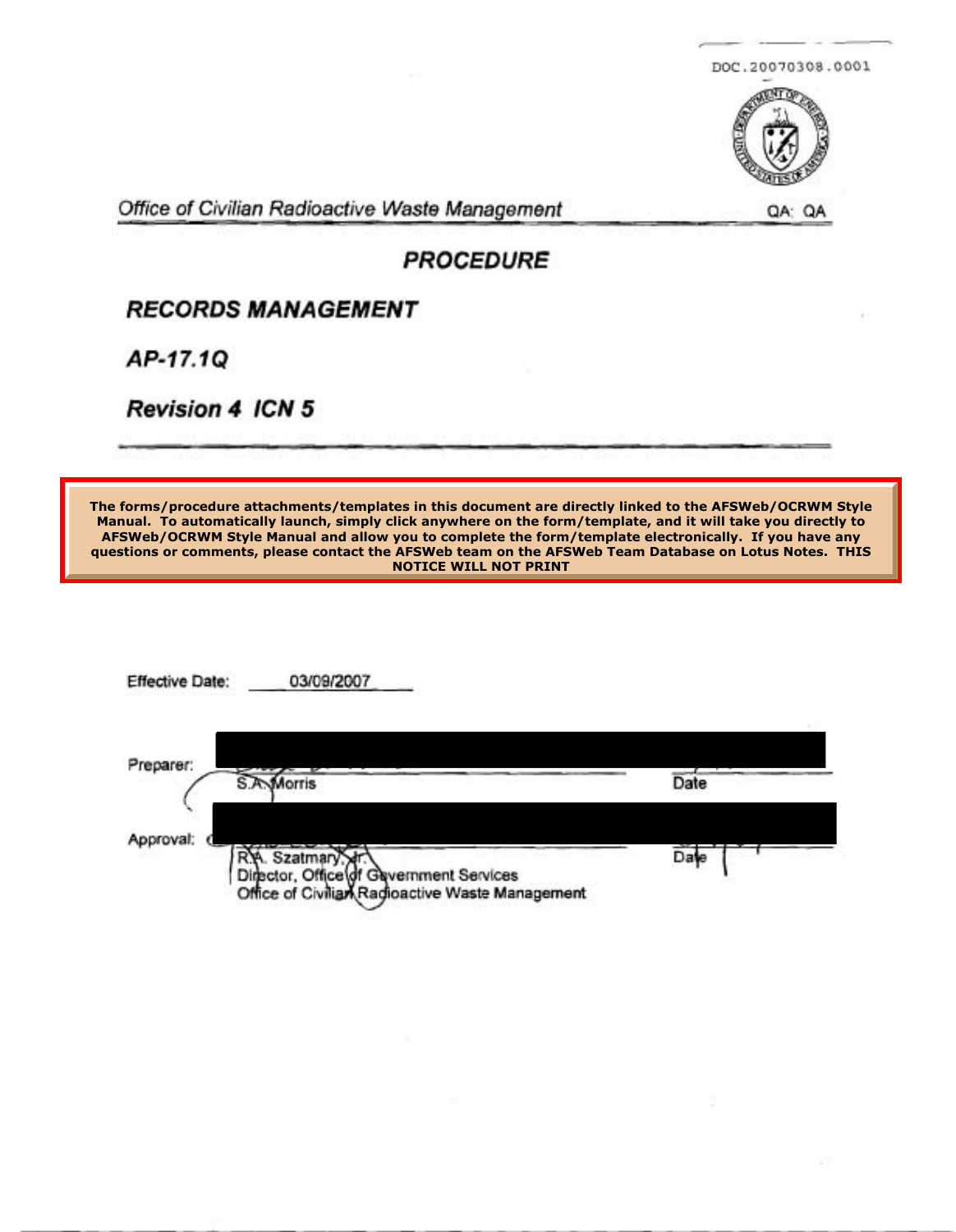DOC.20070308.0001

Office of Civilian Radioactive Waste Management

QA: QA

# PROCEDURE

## RECORDS MANAGEMENT

## AP-17.1Q

## Revision 4 ICN 5

**The forms/procedure attachments/templates in this document are directly linked to the AFSWeb/OCRWM Style Manual. To automatically launch, simply click anywhere on the form/template, and it will take you directly to AFSWeb/OCRWM Style Manual and allow you to complete the form/template electronically. If you have any questions or comments, please contact the AFSWeb team on the AFSWeb Team Database on Lotus Notes. THIS NOTICE WILL NOT PRINT**

Effective Date: 03/09/2007

Preparer:

S.A. Morris — Date

Approval:

R.A. Szatmary, Jr.
Director, Office of Government Services
Office of Civilian Radioactive Waste Management — Date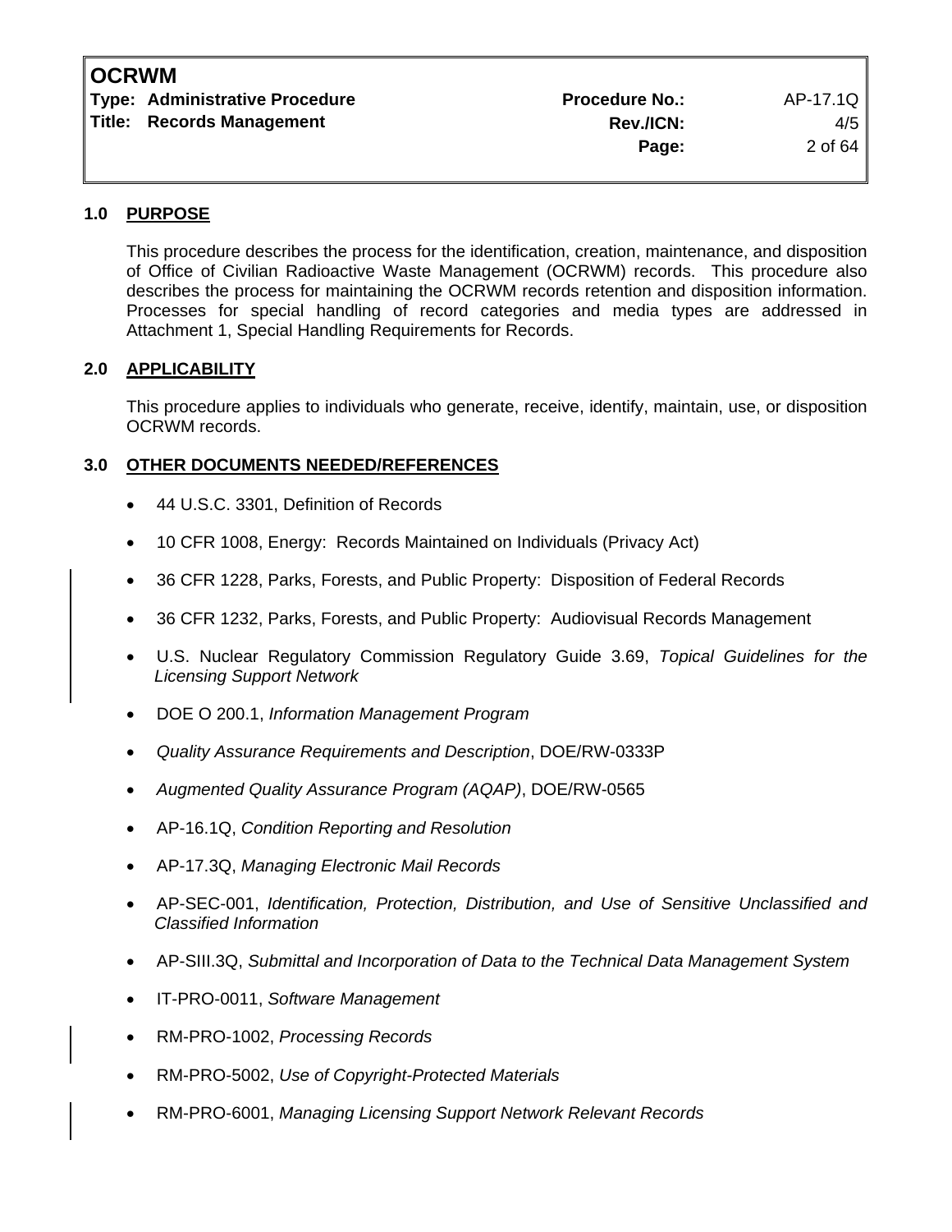## 1.0 PURPOSE

This procedure describes the process for the identification, creation, maintenance, and disposition of Office of Civilian Radioactive Waste Management (OCRWM) records. This procedure also describes the process for maintaining the OCRWM records retention and disposition information. Processes for special handling of record categories and media types are addressed in Attachment 1, Special Handling Requirements for Records.

## 2.0 APPLICABILITY

This procedure applies to individuals who generate, receive, identify, maintain, use, or disposition OCRWM records.

## 3.0 OTHER DOCUMENTS NEEDED/REFERENCES

- 44 U.S.C. 3301, Definition of Records
- 10 CFR 1008, Energy: Records Maintained on Individuals (Privacy Act)
- 36 CFR 1228, Parks, Forests, and Public Property: Disposition of Federal Records
- 36 CFR 1232, Parks, Forests, and Public Property: Audiovisual Records Management
- U.S. Nuclear Regulatory Commission Regulatory Guide 3.69, *Topical Guidelines for the Licensing Support Network*
- DOE O 200.1, *Information Management Program*
- *Quality Assurance Requirements and Description*, DOE/RW-0333P
- *Augmented Quality Assurance Program (AQAP)*, DOE/RW-0565
- AP-16.1Q, *Condition Reporting and Resolution*
- AP-17.3Q, *Managing Electronic Mail Records*
- AP-SEC-001, *Identification, Protection, Distribution, and Use of Sensitive Unclassified and Classified Information*
- AP-SIII.3Q, *Submittal and Incorporation of Data to the Technical Data Management System*
- IT-PRO-0011, *Software Management*
- RM-PRO-1002, *Processing Records*
- RM-PRO-5002, *Use of Copyright-Protected Materials*
- RM-PRO-6001, *Managing Licensing Support Network Relevant Records*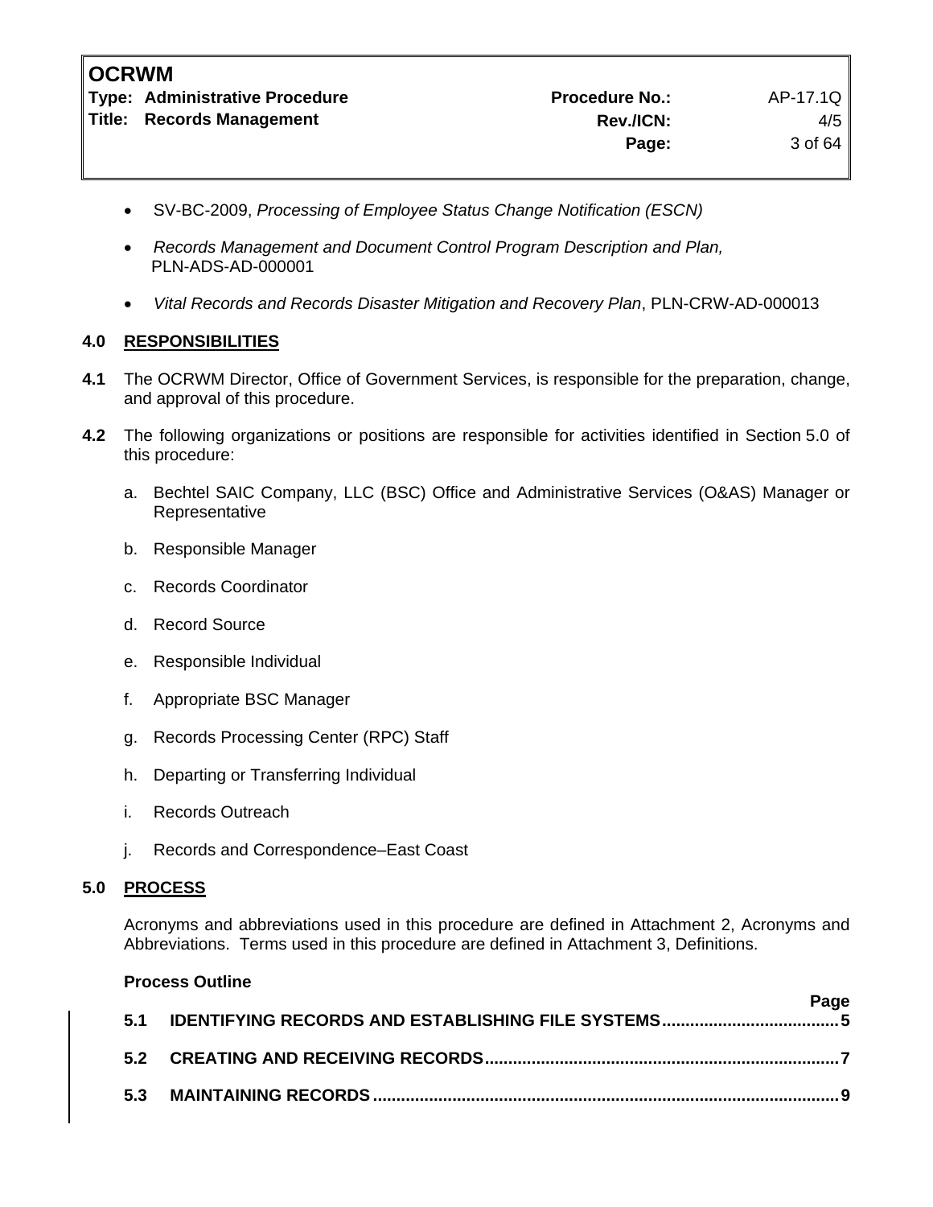- SV-BC-2009, *Processing of Employee Status Change Notification (ESCN)*
- *Records Management and Document Control Program Description and Plan,* PLN-ADS-AD-000001
- *Vital Records and Records Disaster Mitigation and Recovery Plan*, PLN-CRW-AD-000013

## 4.0 RESPONSIBILITIES

**4.1** The OCRWM Director, Office of Government Services, is responsible for the preparation, change, and approval of this procedure.

**4.2** The following organizations or positions are responsible for activities identified in Section 5.0 of this procedure:

a. Bechtel SAIC Company, LLC (BSC) Office and Administrative Services (O&AS) Manager or Representative

b. Responsible Manager

c. Records Coordinator

d. Record Source

e. Responsible Individual

f. Appropriate BSC Manager

g. Records Processing Center (RPC) Staff

h. Departing or Transferring Individual

i. Records Outreach

j. Records and Correspondence–East Coast

## 5.0 PROCESS

Acronyms and abbreviations used in this procedure are defined in Attachment 2, Acronyms and Abbreviations. Terms used in this procedure are defined in Attachment 3, Definitions.

**Process Outline**

| | | Page |
|---|---|---|
| **5.1** | **IDENTIFYING RECORDS AND ESTABLISHING FILE SYSTEMS** | **5** |
| **5.2** | **CREATING AND RECEIVING RECORDS** | **7** |
| **5.3** | **MAINTAINING RECORDS** | **9** |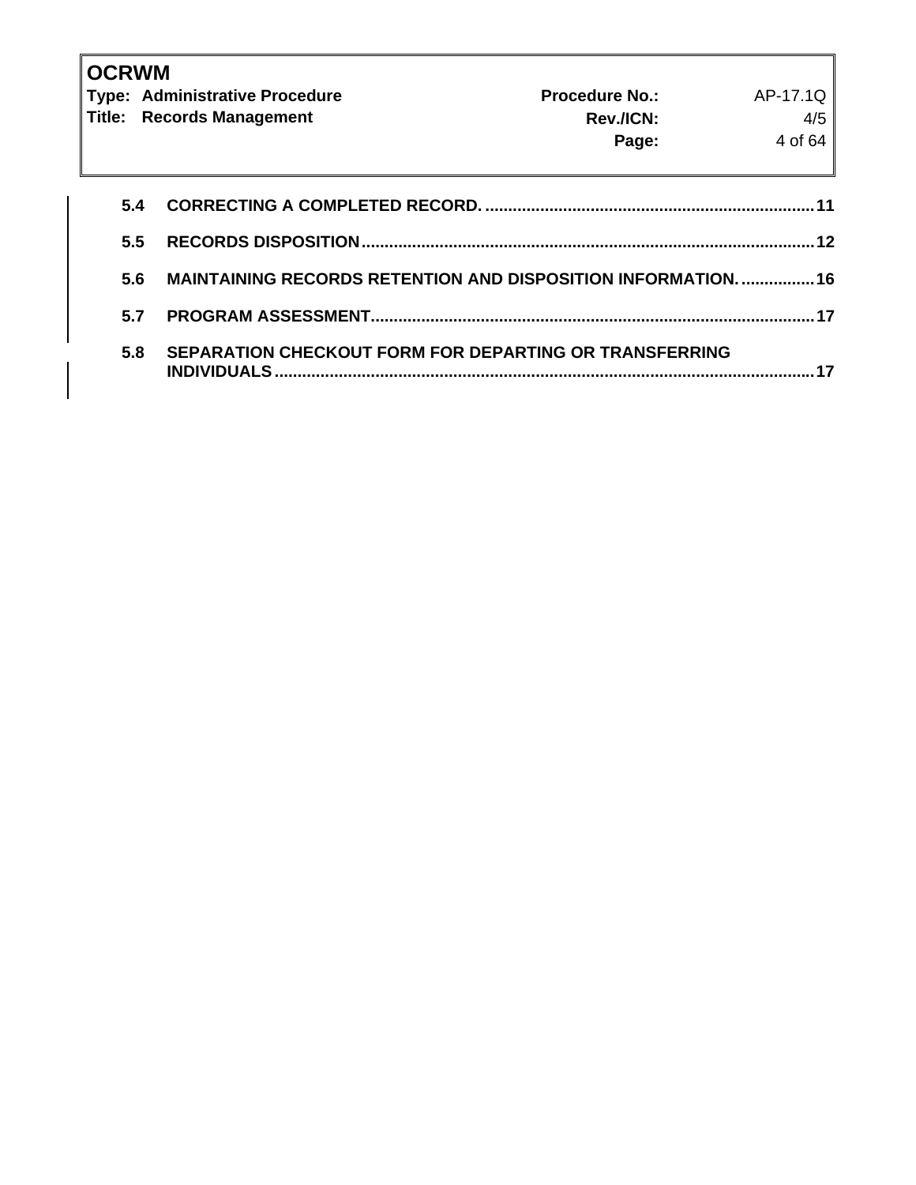**5.4 CORRECTING A COMPLETED RECORD. ........................................................................ 11**

**5.5 RECORDS DISPOSITION .................................................................................................. 12**

**5.6 MAINTAINING RECORDS RETENTION AND DISPOSITION INFORMATION. ................ 16**

**5.7 PROGRAM ASSESSMENT ................................................................................................ 17**

**5.8 SEPARATION CHECKOUT FORM FOR DEPARTING OR TRANSFERRING INDIVIDUALS ..................................................................................................................... 17**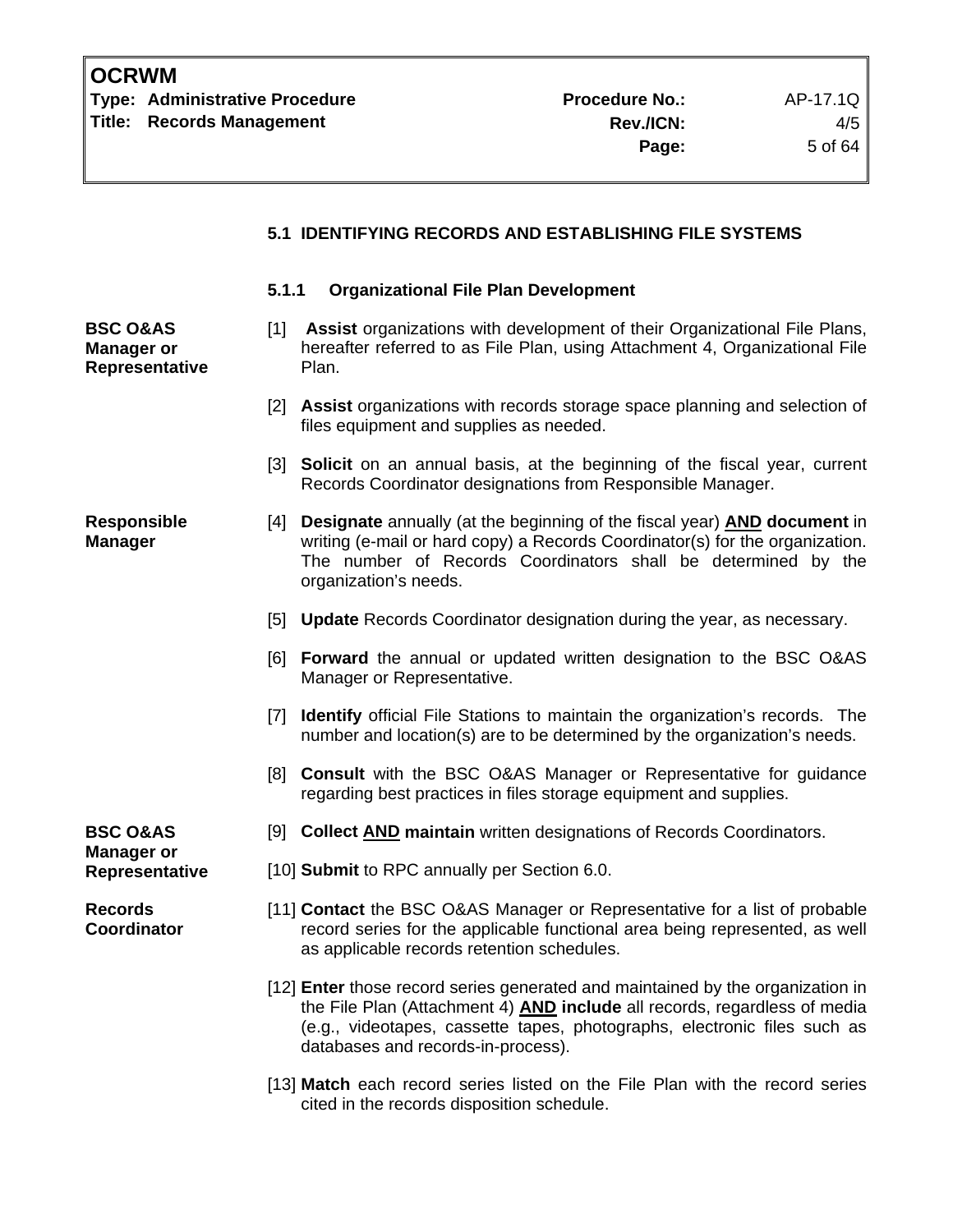### 5.1 IDENTIFYING RECORDS AND ESTABLISHING FILE SYSTEMS

#### 5.1.1 Organizational File Plan Development

**BSC O&AS Manager or Representative**

[1] **Assist** organizations with development of their Organizational File Plans, hereafter referred to as File Plan, using Attachment 4, Organizational File Plan.

[2] **Assist** organizations with records storage space planning and selection of files equipment and supplies as needed.

[3] **Solicit** on an annual basis, at the beginning of the fiscal year, current Records Coordinator designations from Responsible Manager.

**Responsible Manager**

[4] **Designate** annually (at the beginning of the fiscal year) **AND document** in writing (e-mail or hard copy) a Records Coordinator(s) for the organization. The number of Records Coordinators shall be determined by the organization's needs.

[5] **Update** Records Coordinator designation during the year, as necessary.

[6] **Forward** the annual or updated written designation to the BSC O&AS Manager or Representative.

[7] **Identify** official File Stations to maintain the organization's records. The number and location(s) are to be determined by the organization's needs.

[8] **Consult** with the BSC O&AS Manager or Representative for guidance regarding best practices in files storage equipment and supplies.

**BSC O&AS Manager or Representative**

[9] **Collect AND maintain** written designations of Records Coordinators.

[10] **Submit** to RPC annually per Section 6.0.

**Records Coordinator**

[11] **Contact** the BSC O&AS Manager or Representative for a list of probable record series for the applicable functional area being represented, as well as applicable records retention schedules.

[12] **Enter** those record series generated and maintained by the organization in the File Plan (Attachment 4) **AND include** all records, regardless of media (e.g., videotapes, cassette tapes, photographs, electronic files such as databases and records-in-process).

[13] **Match** each record series listed on the File Plan with the record series cited in the records disposition schedule.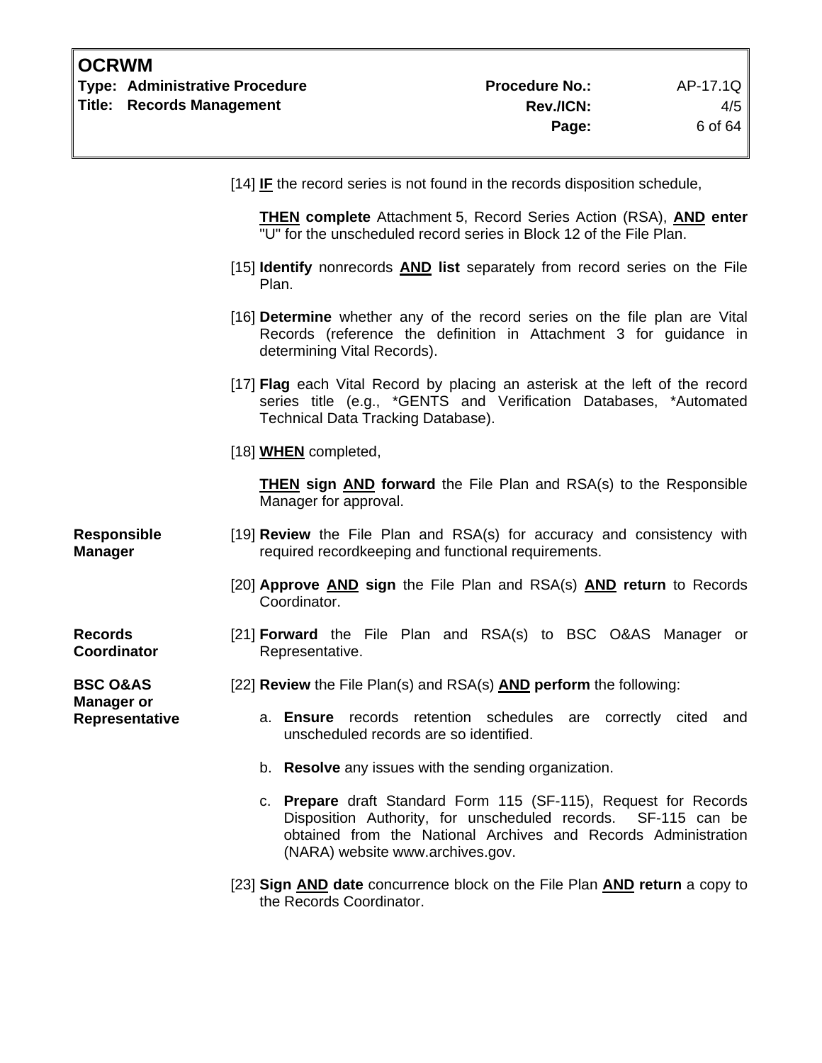[14] **IF** the record series is not found in the records disposition schedule,

**THEN complete** Attachment 5, Record Series Action (RSA), **AND enter** "U" for the unscheduled record series in Block 12 of the File Plan.

[15] **Identify** nonrecords **AND list** separately from record series on the File Plan.

[16] **Determine** whether any of the record series on the file plan are Vital Records (reference the definition in Attachment 3 for guidance in determining Vital Records).

[17] **Flag** each Vital Record by placing an asterisk at the left of the record series title (e.g., *GENTS and Verification Databases, *Automated Technical Data Tracking Database).

[18] **WHEN** completed,

**THEN sign AND forward** the File Plan and RSA(s) to the Responsible Manager for approval.

**Responsible Manager**

[19] **Review** the File Plan and RSA(s) for accuracy and consistency with required recordkeeping and functional requirements.

[20] **Approve AND sign** the File Plan and RSA(s) **AND return** to Records Coordinator.

**Records Coordinator**

[21] **Forward** the File Plan and RSA(s) to BSC O&AS Manager or Representative.

**BSC O&AS Manager or Representative**

[22] **Review** the File Plan(s) and RSA(s) **AND perform** the following:

a. **Ensure** records retention schedules are correctly cited and unscheduled records are so identified.

b. **Resolve** any issues with the sending organization.

c. **Prepare** draft Standard Form 115 (SF-115), Request for Records Disposition Authority, for unscheduled records. SF-115 can be obtained from the National Archives and Records Administration (NARA) website www.archives.gov.

[23] **Sign AND date** concurrence block on the File Plan **AND return** a copy to the Records Coordinator.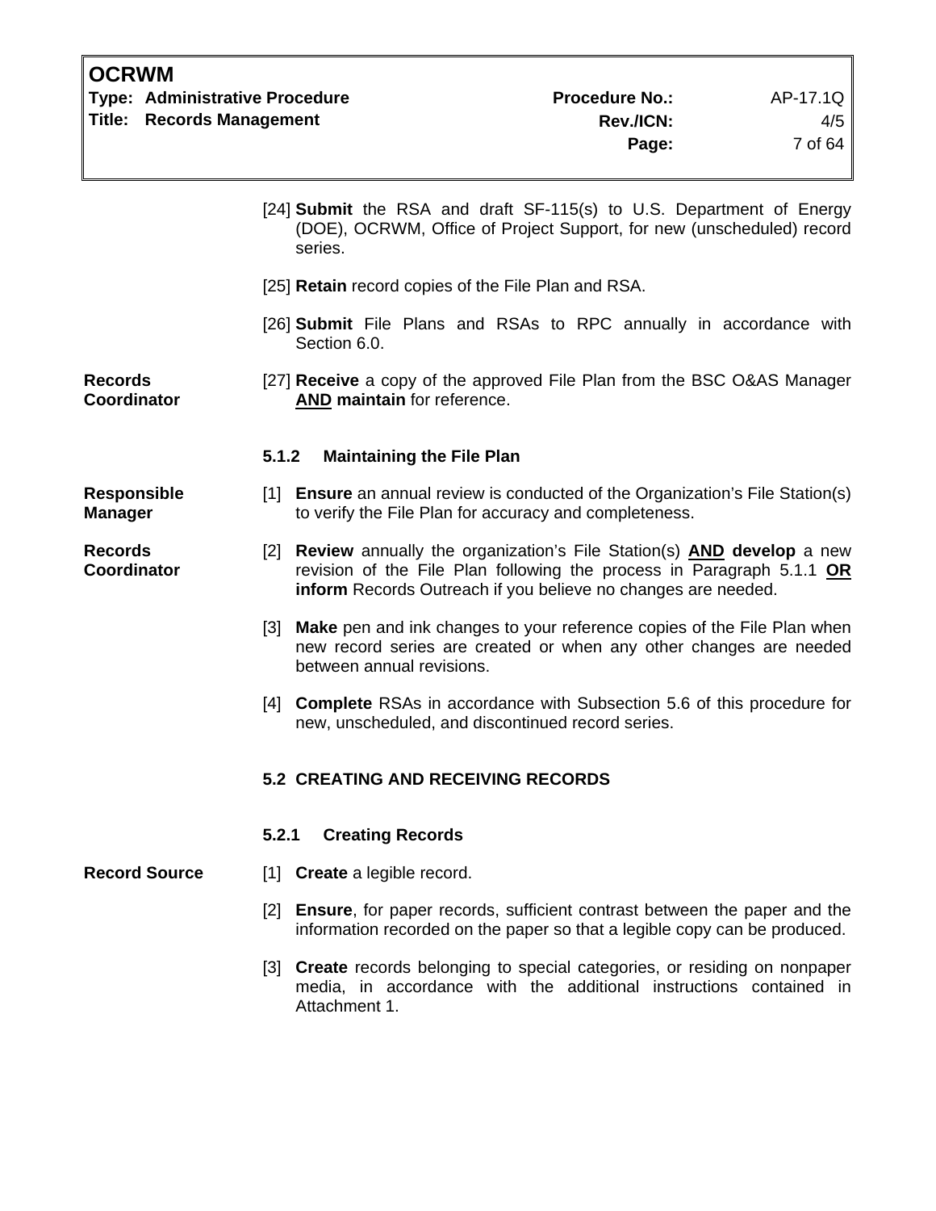[24] **Submit** the RSA and draft SF-115(s) to U.S. Department of Energy (DOE), OCRWM, Office of Project Support, for new (unscheduled) record series.

[25] **Retain** record copies of the File Plan and RSA.

[26] **Submit** File Plans and RSAs to RPC annually in accordance with Section 6.0.

**Records Coordinator**

[27] **Receive** a copy of the approved File Plan from the BSC O&AS Manager **AND maintain** for reference.

#### 5.1.2 Maintaining the File Plan

**Responsible Manager**

[1] **Ensure** an annual review is conducted of the Organization's File Station(s) to verify the File Plan for accuracy and completeness.

**Records Coordinator**

[2] **Review** annually the organization's File Station(s) **AND develop** a new revision of the File Plan following the process in Paragraph 5.1.1 **OR inform** Records Outreach if you believe no changes are needed.

[3] **Make** pen and ink changes to your reference copies of the File Plan when new record series are created or when any other changes are needed between annual revisions.

[4] **Complete** RSAs in accordance with Subsection 5.6 of this procedure for new, unscheduled, and discontinued record series.

### 5.2 CREATING AND RECEIVING RECORDS

#### 5.2.1 Creating Records

**Record Source**

[1] **Create** a legible record.

[2] **Ensure**, for paper records, sufficient contrast between the paper and the information recorded on the paper so that a legible copy can be produced.

[3] **Create** records belonging to special categories, or residing on nonpaper media, in accordance with the additional instructions contained in Attachment 1.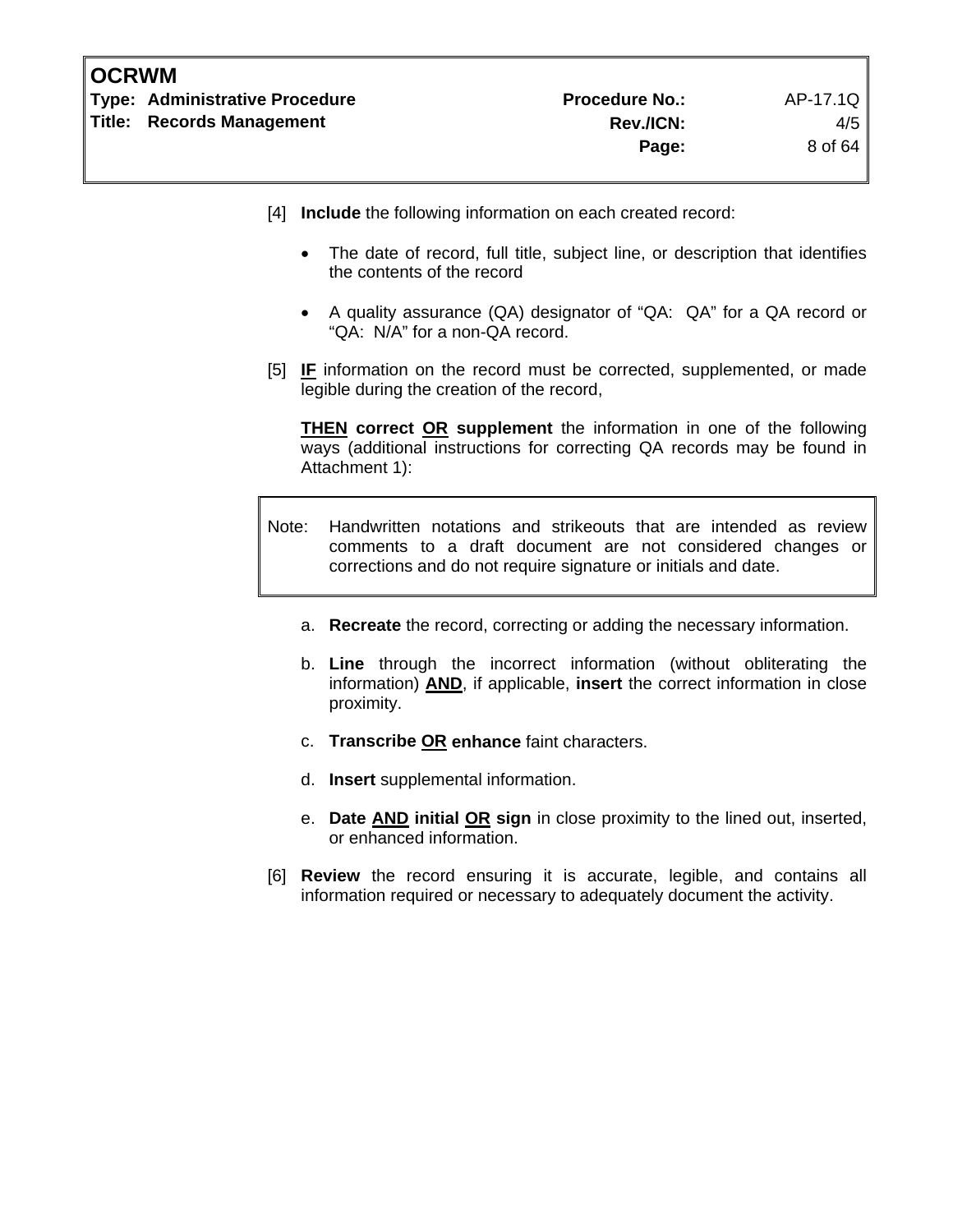[4] **Include** the following information on each created record:

- The date of record, full title, subject line, or description that identifies the contents of the record
- A quality assurance (QA) designator of "QA: QA" for a QA record or "QA: N/A" for a non-QA record.

[5] **IF** information on the record must be corrected, supplemented, or made legible during the creation of the record,

**THEN correct OR supplement** the information in one of the following ways (additional instructions for correcting QA records may be found in Attachment 1):

> Note: Handwritten notations and strikeouts that are intended as review comments to a draft document are not considered changes or corrections and do not require signature or initials and date.

a. **Recreate** the record, correcting or adding the necessary information.

b. **Line** through the incorrect information (without obliterating the information) **AND**, if applicable, **insert** the correct information in close proximity.

c. **Transcribe OR enhance** faint characters.

d. **Insert** supplemental information.

e. **Date AND initial OR sign** in close proximity to the lined out, inserted, or enhanced information.

[6] **Review** the record ensuring it is accurate, legible, and contains all information required or necessary to adequately document the activity.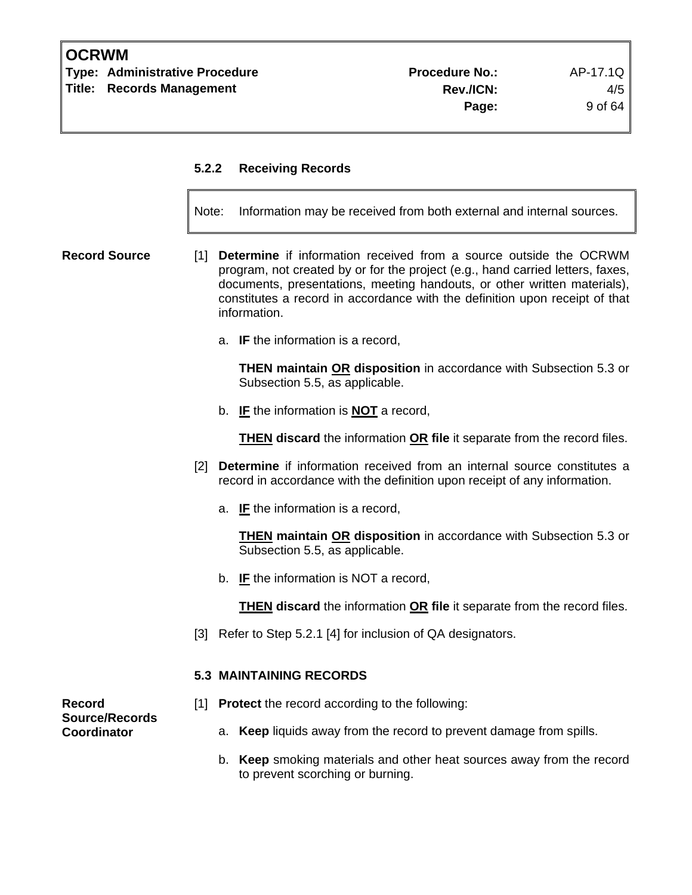### 5.2.2 Receiving Records

> Note: Information may be received from both external and internal sources.

**Record Source**

[1] **Determine** if information received from a source outside the OCRWM program, not created by or for the project (e.g., hand carried letters, faxes, documents, presentations, meeting handouts, or other written materials), constitutes a record in accordance with the definition upon receipt of that information.

a. **IF** the information is a record,

**THEN maintain OR disposition** in accordance with Subsection 5.3 or Subsection 5.5, as applicable.

b. **IF** the information is **NOT** a record,

**THEN discard** the information **OR file** it separate from the record files.

[2] **Determine** if information received from an internal source constitutes a record in accordance with the definition upon receipt of any information.

a. **IF** the information is a record,

**THEN maintain OR disposition** in accordance with Subsection 5.3 or Subsection 5.5, as applicable.

b. **IF** the information is NOT a record,

**THEN discard** the information **OR file** it separate from the record files.

[3] Refer to Step 5.2.1 [4] for inclusion of QA designators.

## 5.3 MAINTAINING RECORDS

**Record Source/Records Coordinator**

[1] **Protect** the record according to the following:

a. **Keep** liquids away from the record to prevent damage from spills.

b. **Keep** smoking materials and other heat sources away from the record to prevent scorching or burning.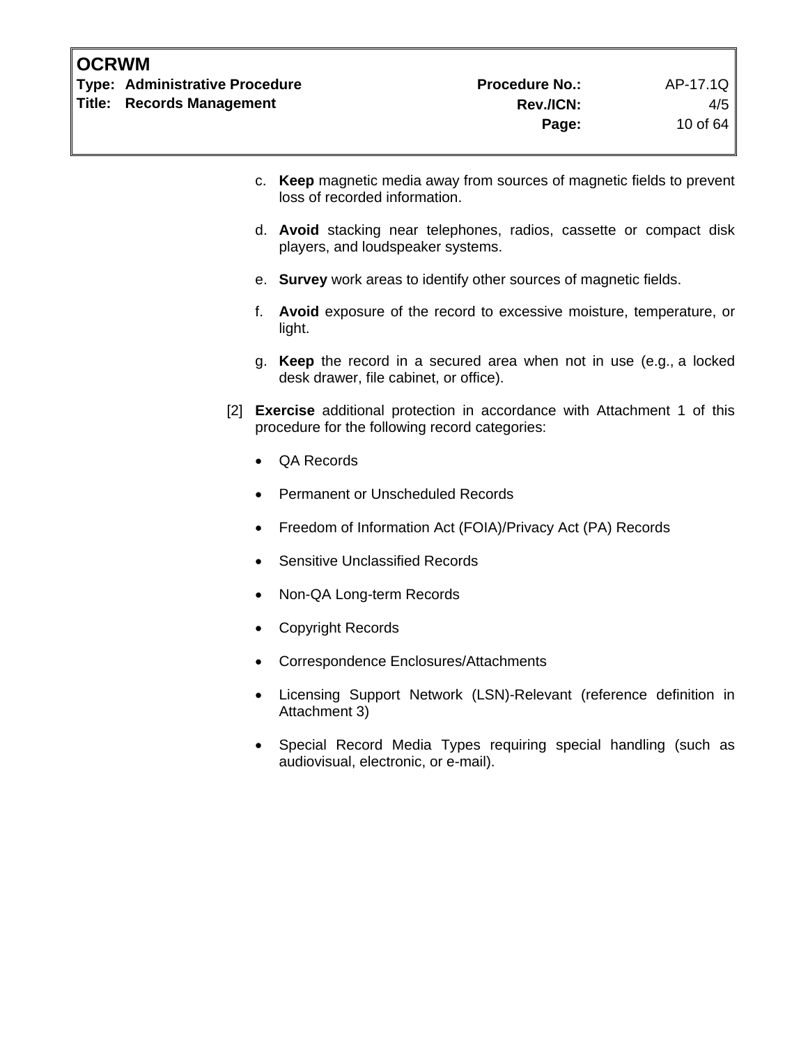c. **Keep** magnetic media away from sources of magnetic fields to prevent loss of recorded information.

d. **Avoid** stacking near telephones, radios, cassette or compact disk players, and loudspeaker systems.

e. **Survey** work areas to identify other sources of magnetic fields.

f. **Avoid** exposure of the record to excessive moisture, temperature, or light.

g. **Keep** the record in a secured area when not in use (e.g., a locked desk drawer, file cabinet, or office).

[2] **Exercise** additional protection in accordance with Attachment 1 of this procedure for the following record categories:

- QA Records
- Permanent or Unscheduled Records
- Freedom of Information Act (FOIA)/Privacy Act (PA) Records
- Sensitive Unclassified Records
- Non-QA Long-term Records
- Copyright Records
- Correspondence Enclosures/Attachments
- Licensing Support Network (LSN)-Relevant (reference definition in Attachment 3)
- Special Record Media Types requiring special handling (such as audiovisual, electronic, or e-mail).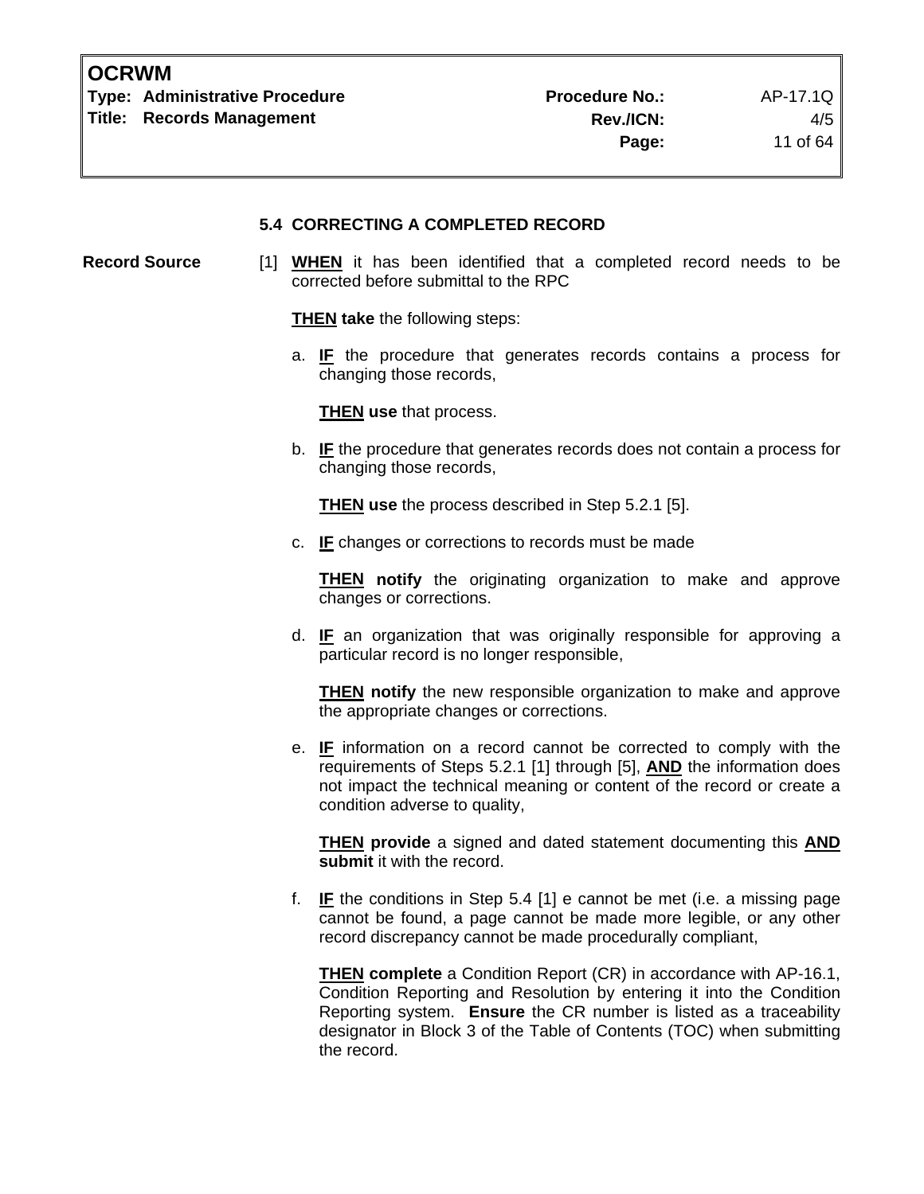### 5.4 CORRECTING A COMPLETED RECORD

**Record Source**

[1] **WHEN** it has been identified that a completed record needs to be corrected before submittal to the RPC

**THEN take** the following steps:

a. **IF** the procedure that generates records contains a process for changing those records,

   **THEN use** that process.

b. **IF** the procedure that generates records does not contain a process for changing those records,

   **THEN use** the process described in Step 5.2.1 [5].

c. **IF** changes or corrections to records must be made

   **THEN notify** the originating organization to make and approve changes or corrections.

d. **IF** an organization that was originally responsible for approving a particular record is no longer responsible,

   **THEN notify** the new responsible organization to make and approve the appropriate changes or corrections.

e. **IF** information on a record cannot be corrected to comply with the requirements of Steps 5.2.1 [1] through [5], **AND** the information does not impact the technical meaning or content of the record or create a condition adverse to quality,

   **THEN provide** a signed and dated statement documenting this **AND submit** it with the record.

f. **IF** the conditions in Step 5.4 [1] e cannot be met (i.e. a missing page cannot be found, a page cannot be made more legible, or any other record discrepancy cannot be made procedurally compliant,

   **THEN complete** a Condition Report (CR) in accordance with AP-16.1, Condition Reporting and Resolution by entering it into the Condition Reporting system. **Ensure** the CR number is listed as a traceability designator in Block 3 of the Table of Contents (TOC) when submitting the record.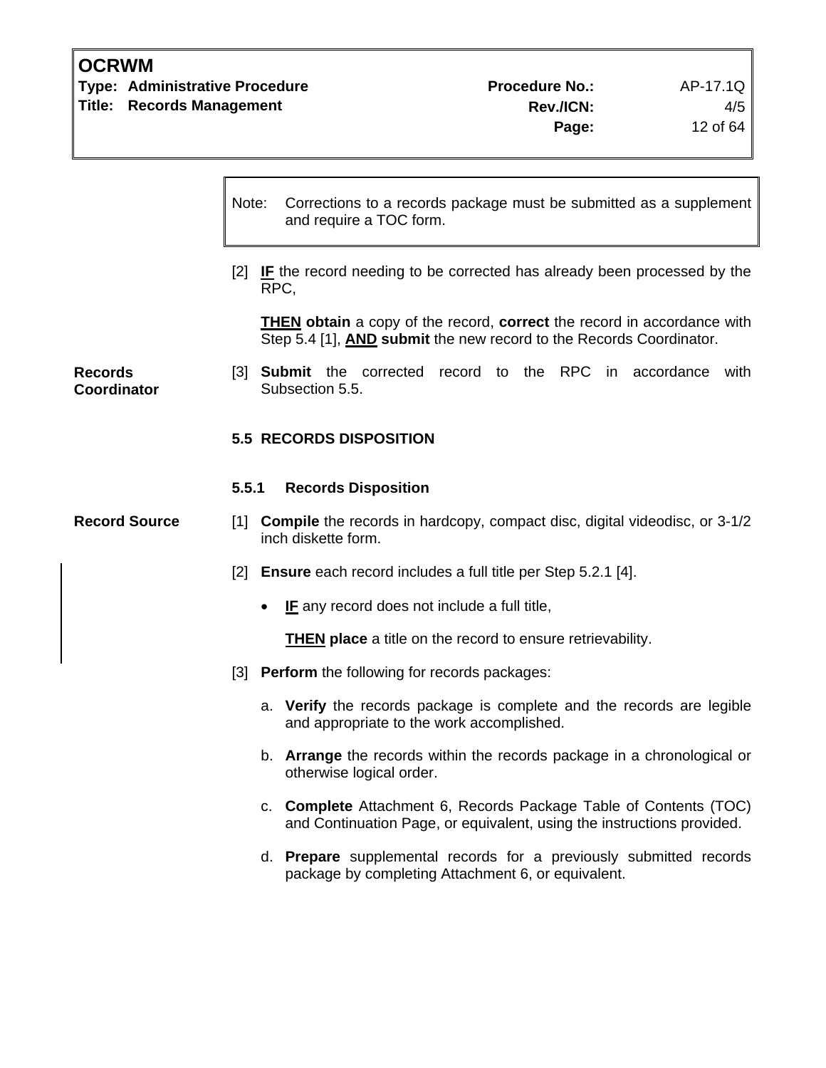> Note: Corrections to a records package must be submitted as a supplement and require a TOC form.

[2] **IF** the record needing to be corrected has already been processed by the RPC,

**THEN** **obtain** a copy of the record, **correct** the record in accordance with Step 5.4 [1], **AND** **submit** the new record to the Records Coordinator.

**Records Coordinator**

[3] **Submit** the corrected record to the RPC in accordance with Subsection 5.5.

## 5.5 RECORDS DISPOSITION

### 5.5.1 Records Disposition

**Record Source**

[1] **Compile** the records in hardcopy, compact disc, digital videodisc, or 3-1/2 inch diskette form.

[2] **Ensure** each record includes a full title per Step 5.2.1 [4].

- **IF** any record does not include a full title,

  **THEN** **place** a title on the record to ensure retrievability.

[3] **Perform** the following for records packages:

a. **Verify** the records package is complete and the records are legible and appropriate to the work accomplished.

b. **Arrange** the records within the records package in a chronological or otherwise logical order.

c. **Complete** Attachment 6, Records Package Table of Contents (TOC) and Continuation Page, or equivalent, using the instructions provided.

d. **Prepare** supplemental records for a previously submitted records package by completing Attachment 6, or equivalent.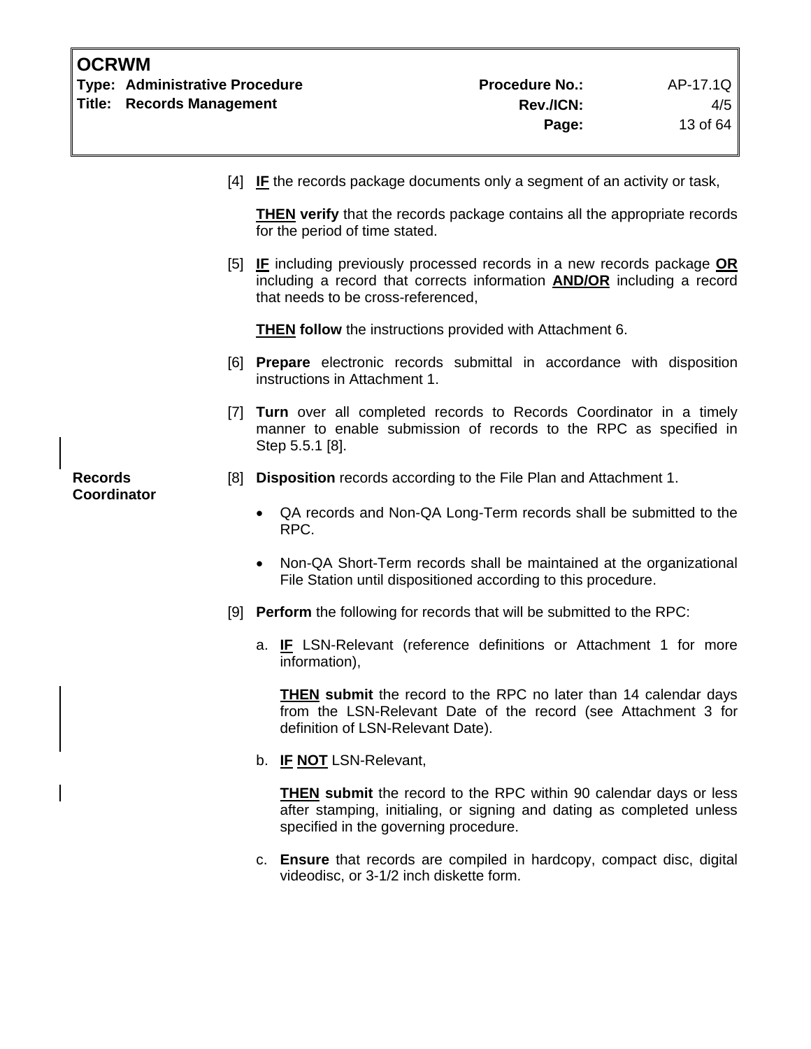[4] **IF** the records package documents only a segment of an activity or task,

**THEN verify** that the records package contains all the appropriate records for the period of time stated.

[5] **IF** including previously processed records in a new records package **OR** including a record that corrects information **AND/OR** including a record that needs to be cross-referenced,

**THEN follow** the instructions provided with Attachment 6.

[6] **Prepare** electronic records submittal in accordance with disposition instructions in Attachment 1.

[7] **Turn** over all completed records to Records Coordinator in a timely manner to enable submission of records to the RPC as specified in Step 5.5.1 [8].

**Records Coordinator**

[8] **Disposition** records according to the File Plan and Attachment 1.

- QA records and Non-QA Long-Term records shall be submitted to the RPC.
- Non-QA Short-Term records shall be maintained at the organizational File Station until dispositioned according to this procedure.

[9] **Perform** the following for records that will be submitted to the RPC:

a. **IF** LSN-Relevant (reference definitions or Attachment 1 for more information),

**THEN submit** the record to the RPC no later than 14 calendar days from the LSN-Relevant Date of the record (see Attachment 3 for definition of LSN-Relevant Date).

b. **IF NOT** LSN-Relevant,

**THEN submit** the record to the RPC within 90 calendar days or less after stamping, initialing, or signing and dating as completed unless specified in the governing procedure.

c. **Ensure** that records are compiled in hardcopy, compact disc, digital videodisc, or 3-1/2 inch diskette form.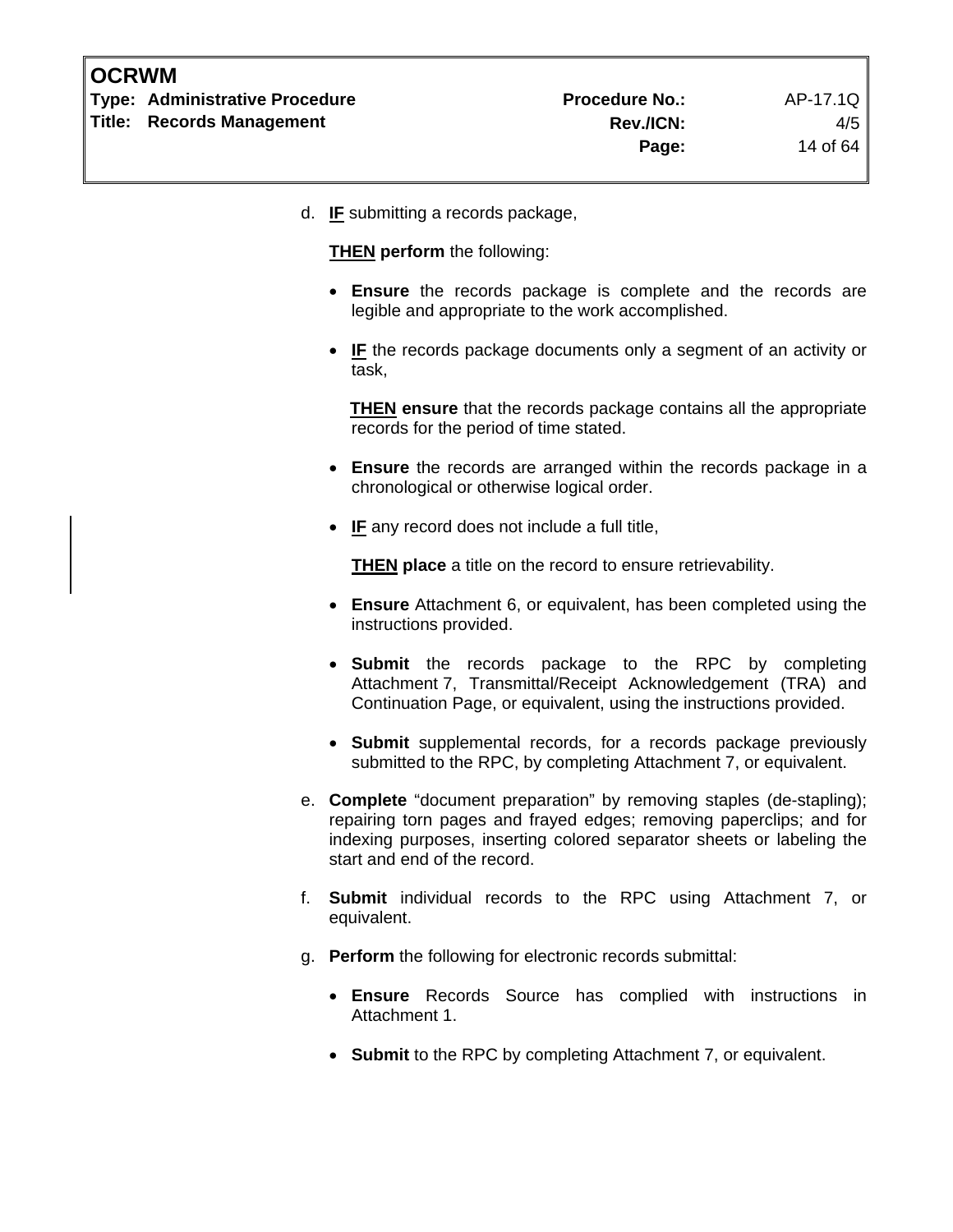d. **IF** submitting a records package,

   **THEN perform** the following:

   - **Ensure** the records package is complete and the records are legible and appropriate to the work accomplished.

   - **IF** the records package documents only a segment of an activity or task,

     **THEN ensure** that the records package contains all the appropriate records for the period of time stated.

   - **Ensure** the records are arranged within the records package in a chronological or otherwise logical order.

   - **IF** any record does not include a full title,

     **THEN place** a title on the record to ensure retrievability.

   - **Ensure** Attachment 6, or equivalent, has been completed using the instructions provided.

   - **Submit** the records package to the RPC by completing Attachment 7, Transmittal/Receipt Acknowledgement (TRA) and Continuation Page, or equivalent, using the instructions provided.

   - **Submit** supplemental records, for a records package previously submitted to the RPC, by completing Attachment 7, or equivalent.

e. **Complete** "document preparation" by removing staples (de-stapling); repairing torn pages and frayed edges; removing paperclips; and for indexing purposes, inserting colored separator sheets or labeling the start and end of the record.

f. **Submit** individual records to the RPC using Attachment 7, or equivalent.

g. **Perform** the following for electronic records submittal:

   - **Ensure** Records Source has complied with instructions in Attachment 1.

   - **Submit** to the RPC by completing Attachment 7, or equivalent.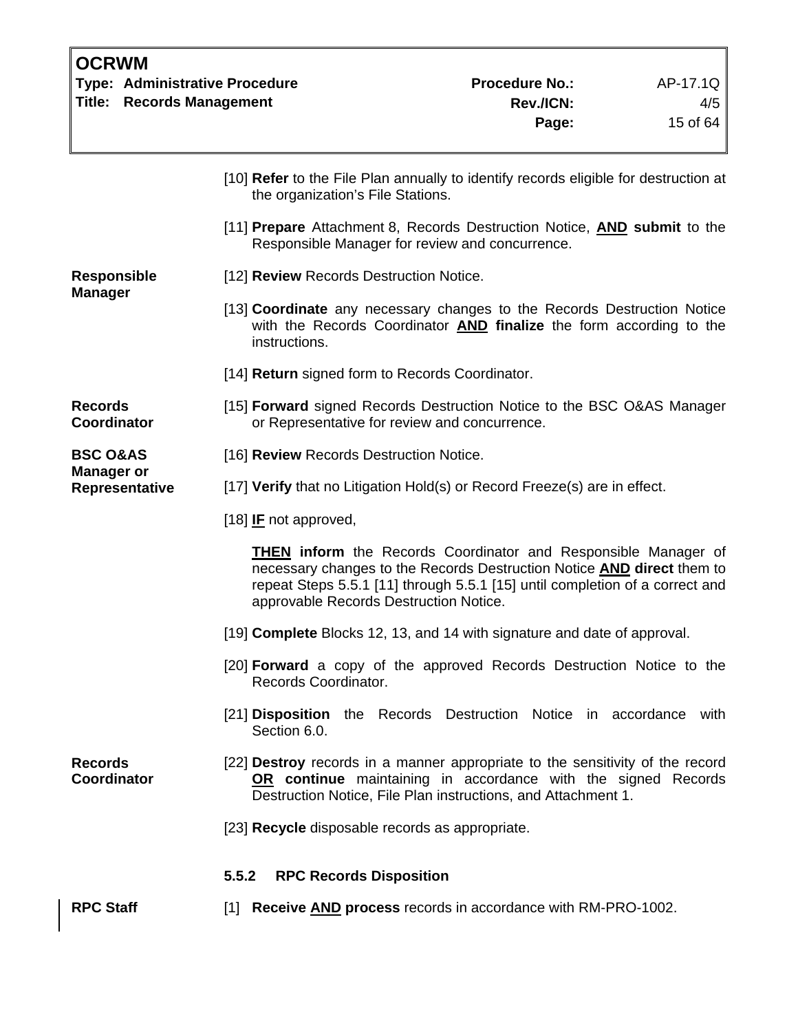[10] **Refer** to the File Plan annually to identify records eligible for destruction at the organization's File Stations.

[11] **Prepare** Attachment 8, Records Destruction Notice, **AND submit** to the Responsible Manager for review and concurrence.

**Responsible Manager**

[12] **Review** Records Destruction Notice.

[13] **Coordinate** any necessary changes to the Records Destruction Notice with the Records Coordinator **AND finalize** the form according to the instructions.

[14] **Return** signed form to Records Coordinator.

**Records Coordinator**

[15] **Forward** signed Records Destruction Notice to the BSC O&AS Manager or Representative for review and concurrence.

**BSC O&AS Manager or Representative**

[16] **Review** Records Destruction Notice.

[17] **Verify** that no Litigation Hold(s) or Record Freeze(s) are in effect.

[18] **IF** not approved,

**THEN inform** the Records Coordinator and Responsible Manager of necessary changes to the Records Destruction Notice **AND direct** them to repeat Steps 5.5.1 [11] through 5.5.1 [15] until completion of a correct and approvable Records Destruction Notice.

[19] **Complete** Blocks 12, 13, and 14 with signature and date of approval.

[20] **Forward** a copy of the approved Records Destruction Notice to the Records Coordinator.

[21] **Disposition** the Records Destruction Notice in accordance with Section 6.0.

**Records Coordinator**

[22] **Destroy** records in a manner appropriate to the sensitivity of the record **OR continue** maintaining in accordance with the signed Records Destruction Notice, File Plan instructions, and Attachment 1.

[23] **Recycle** disposable records as appropriate.

### 5.5.2 RPC Records Disposition

**RPC Staff**

[1] **Receive AND process** records in accordance with RM-PRO-1002.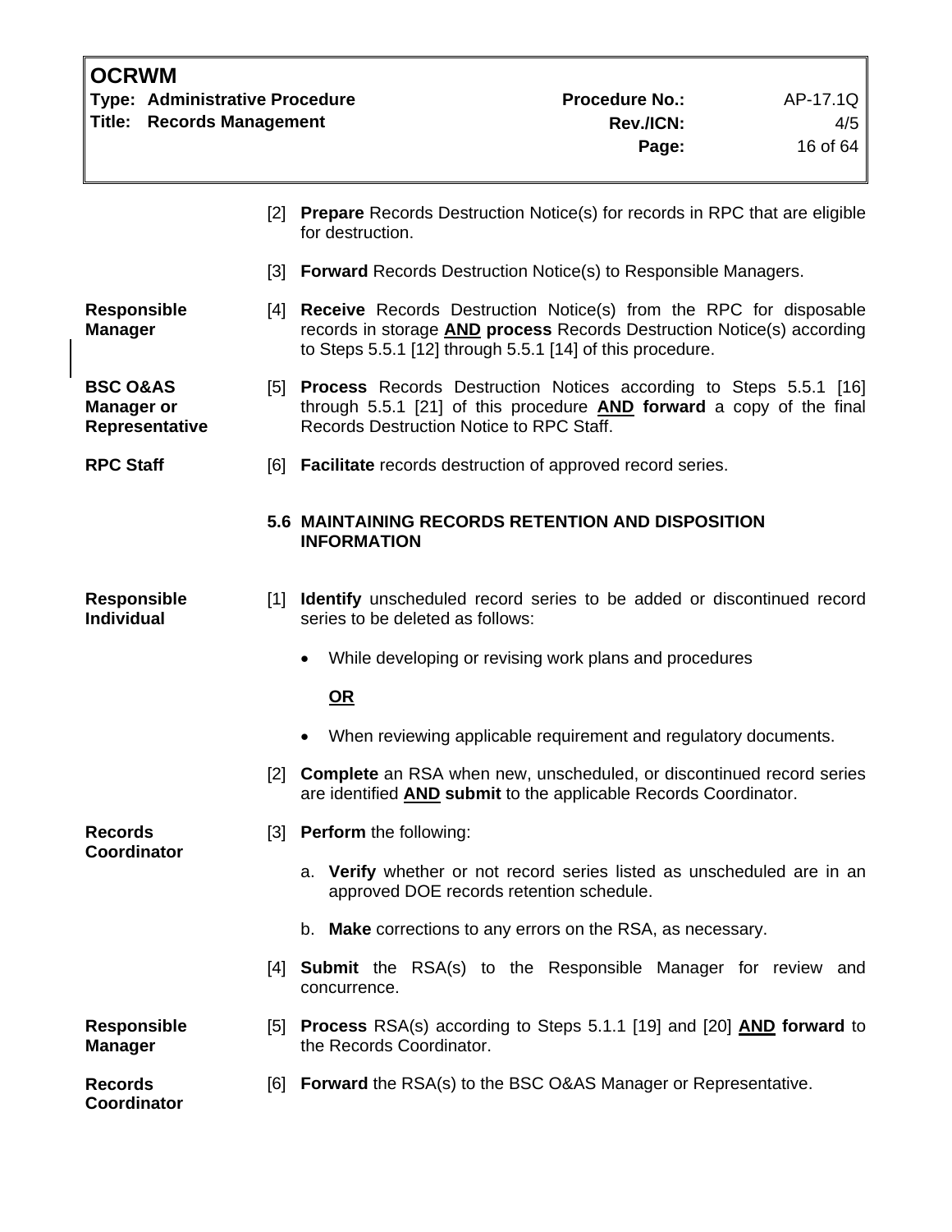**[2]** **Prepare** Records Destruction Notice(s) for records in RPC that are eligible for destruction.

**[3]** **Forward** Records Destruction Notice(s) to Responsible Managers.

**Responsible Manager**

**[4]** **Receive** Records Destruction Notice(s) from the RPC for disposable records in storage **AND process** Records Destruction Notice(s) according to Steps 5.5.1 [12] through 5.5.1 [14] of this procedure.

**BSC O&AS Manager or Representative**

**[5]** **Process** Records Destruction Notices according to Steps 5.5.1 [16] through 5.5.1 [21] of this procedure **AND forward** a copy of the final Records Destruction Notice to RPC Staff.

**RPC Staff**

**[6]** **Facilitate** records destruction of approved record series.

### 5.6 MAINTAINING RECORDS RETENTION AND DISPOSITION INFORMATION

**Responsible Individual**

**[1]** **Identify** unscheduled record series to be added or discontinued record series to be deleted as follows:

- While developing or revising work plans and procedures

  **OR**

- When reviewing applicable requirement and regulatory documents.

**[2]** **Complete** an RSA when new, unscheduled, or discontinued record series are identified **AND submit** to the applicable Records Coordinator.

**Records Coordinator**

**[3]** **Perform** the following:

a. **Verify** whether or not record series listed as unscheduled are in an approved DOE records retention schedule.

b. **Make** corrections to any errors on the RSA, as necessary.

**[4]** **Submit** the RSA(s) to the Responsible Manager for review and concurrence.

**Responsible Manager**

**[5]** **Process** RSA(s) according to Steps 5.1.1 [19] and [20] **AND forward** to the Records Coordinator.

**Records Coordinator**

**[6]** **Forward** the RSA(s) to the BSC O&AS Manager or Representative.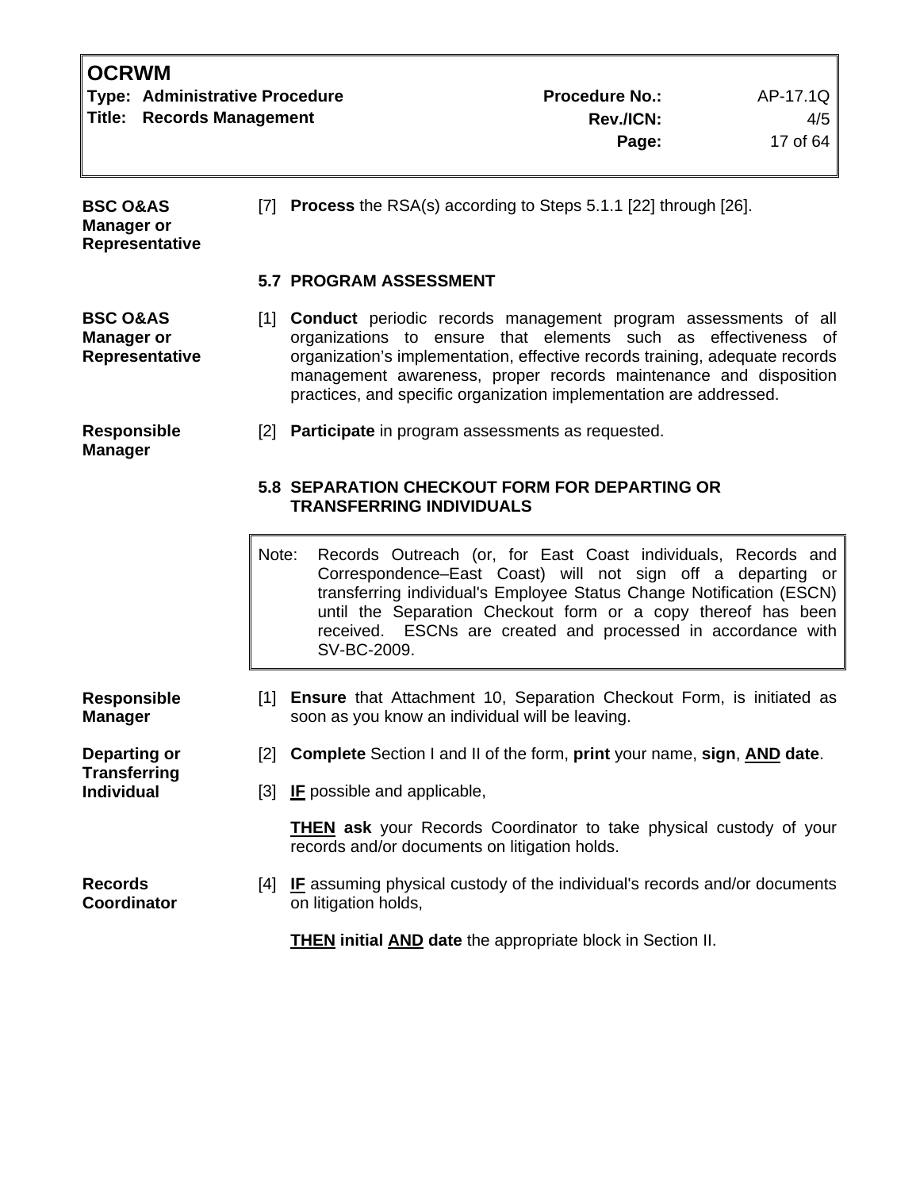**BSC O&AS Manager or Representative**

[7] **Process** the RSA(s) according to Steps 5.1.1 [22] through [26].

### 5.7 PROGRAM ASSESSMENT

**BSC O&AS Manager or Representative**

[1] **Conduct** periodic records management program assessments of all organizations to ensure that elements such as effectiveness of organization's implementation, effective records training, adequate records management awareness, proper records maintenance and disposition practices, and specific organization implementation are addressed.

**Responsible Manager**

[2] **Participate** in program assessments as requested.

### 5.8 SEPARATION CHECKOUT FORM FOR DEPARTING OR TRANSFERRING INDIVIDUALS

> Note: Records Outreach (or, for East Coast individuals, Records and Correspondence–East Coast) will not sign off a departing or transferring individual's Employee Status Change Notification (ESCN) until the Separation Checkout form or a copy thereof has been received. ESCNs are created and processed in accordance with SV-BC-2009.

**Responsible Manager**

[1] **Ensure** that Attachment 10, Separation Checkout Form, is initiated as soon as you know an individual will be leaving.

**Departing or Transferring Individual**

[2] **Complete** Section I and II of the form, **print** your name, **sign**, **AND date**.

[3] **IF** possible and applicable,

**THEN ask** your Records Coordinator to take physical custody of your records and/or documents on litigation holds.

**Records Coordinator**

[4] **IF** assuming physical custody of the individual's records and/or documents on litigation holds,

**THEN initial AND date** the appropriate block in Section II.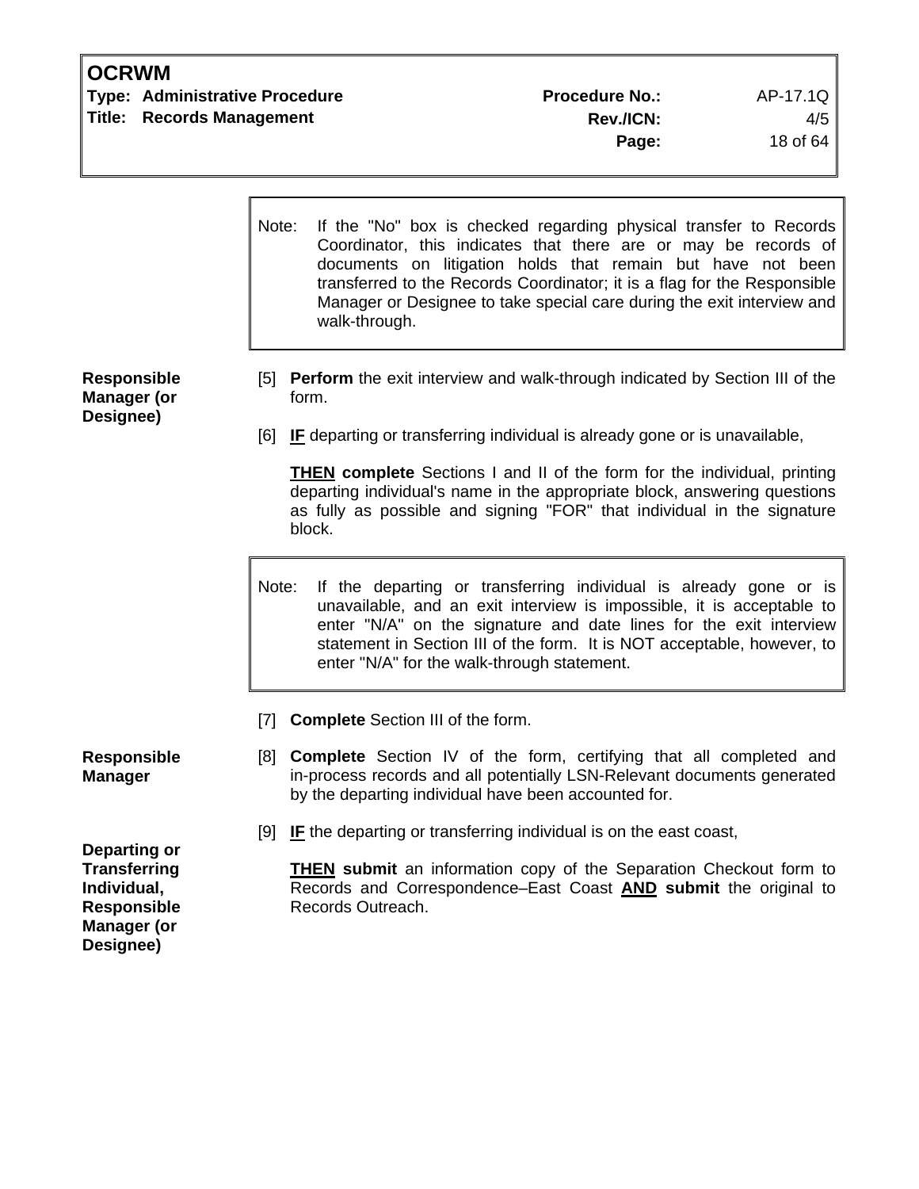> Note: If the "No" box is checked regarding physical transfer to Records Coordinator, this indicates that there are or may be records of documents on litigation holds that remain but have not been transferred to the Records Coordinator; it is a flag for the Responsible Manager or Designee to take special care during the exit interview and walk-through.

**Responsible Manager (or Designee)**

[5] **Perform** the exit interview and walk-through indicated by Section III of the form.

[6] **IF** departing or transferring individual is already gone or is unavailable,

**THEN complete** Sections I and II of the form for the individual, printing departing individual's name in the appropriate block, answering questions as fully as possible and signing "FOR" that individual in the signature block.

> Note: If the departing or transferring individual is already gone or is unavailable, and an exit interview is impossible, it is acceptable to enter "N/A" on the signature and date lines for the exit interview statement in Section III of the form. It is NOT acceptable, however, to enter "N/A" for the walk-through statement.

[7] **Complete** Section III of the form.

**Responsible Manager**

[8] **Complete** Section IV of the form, certifying that all completed and in-process records and all potentially LSN-Relevant documents generated by the departing individual have been accounted for.

**Departing or Transferring Individual, Responsible Manager (or Designee)**

[9] **IF** the departing or transferring individual is on the east coast,

**THEN submit** an information copy of the Separation Checkout form to Records and Correspondence–East Coast **AND submit** the original to Records Outreach.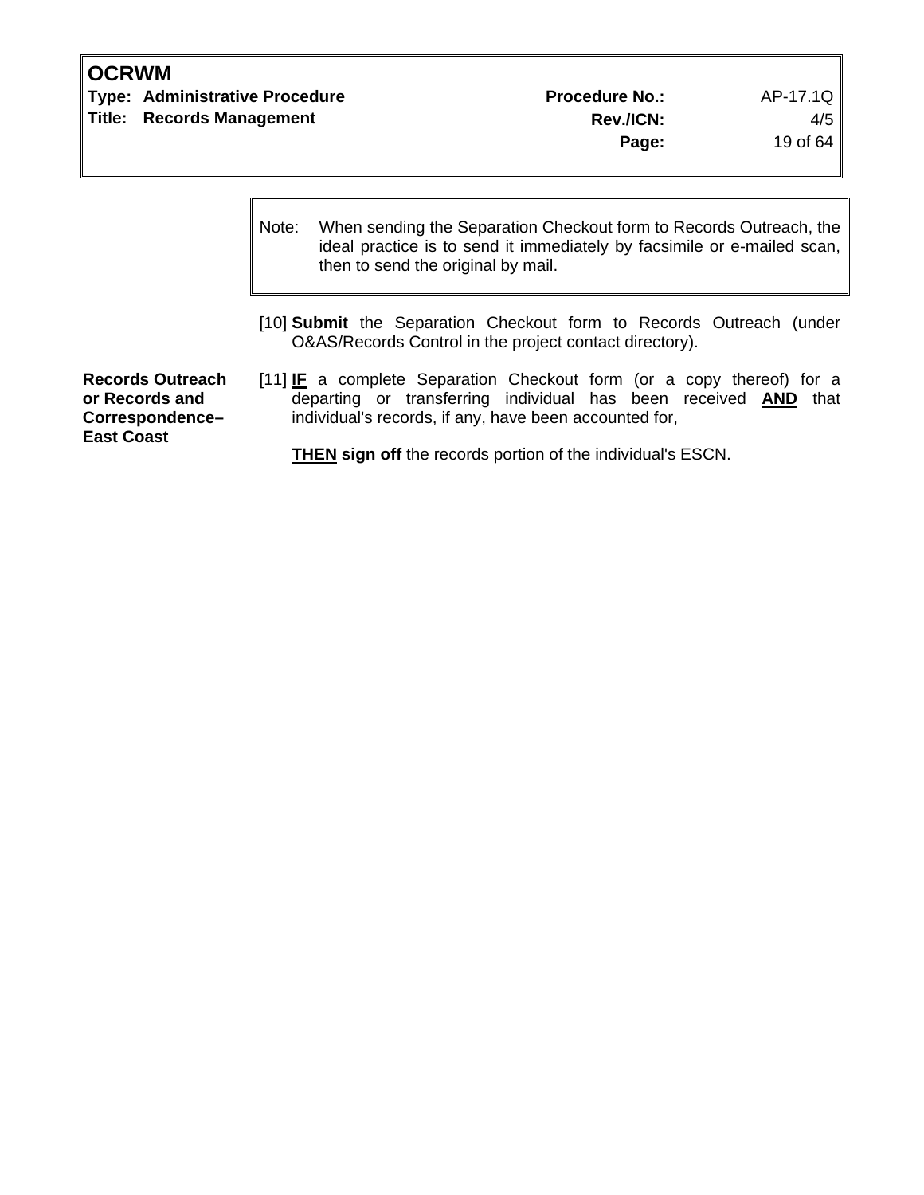> Note: When sending the Separation Checkout form to Records Outreach, the ideal practice is to send it immediately by facsimile or e-mailed scan, then to send the original by mail.

[10] **Submit** the Separation Checkout form to Records Outreach (under O&AS/Records Control in the project contact directory).

**Records Outreach or Records and Correspondence–East Coast**

[11] **IF** a complete Separation Checkout form (or a copy thereof) for a departing or transferring individual has been received **AND** that individual's records, if any, have been accounted for,

**THEN sign off** the records portion of the individual's ESCN.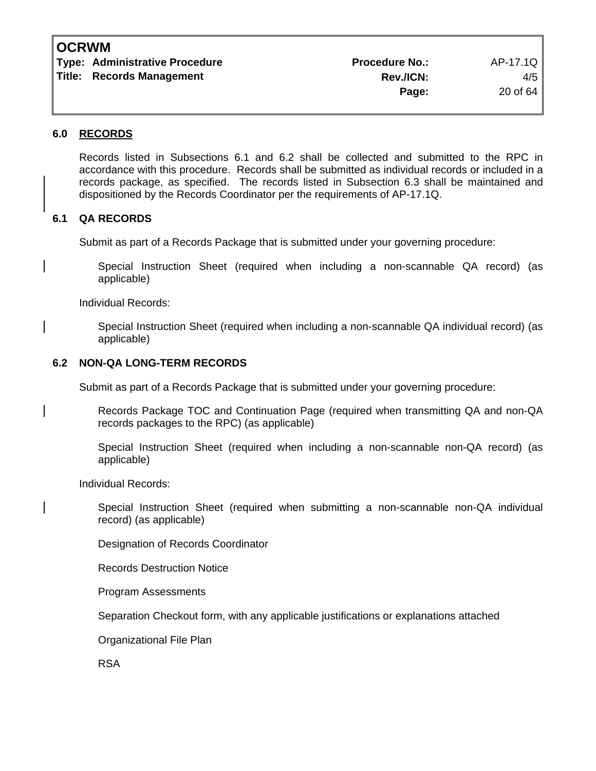## 6.0 RECORDS

Records listed in Subsections 6.1 and 6.2 shall be collected and submitted to the RPC in accordance with this procedure. Records shall be submitted as individual records or included in a records package, as specified. The records listed in Subsection 6.3 shall be maintained and dispositioned by the Records Coordinator per the requirements of AP-17.1Q.

### 6.1 QA RECORDS

Submit as part of a Records Package that is submitted under your governing procedure:

Special Instruction Sheet (required when including a non-scannable QA record) (as applicable)

Individual Records:

Special Instruction Sheet (required when including a non-scannable QA individual record) (as applicable)

### 6.2 NON-QA LONG-TERM RECORDS

Submit as part of a Records Package that is submitted under your governing procedure:

Records Package TOC and Continuation Page (required when transmitting QA and non-QA records packages to the RPC) (as applicable)

Special Instruction Sheet (required when including a non-scannable non-QA record) (as applicable)

Individual Records:

Special Instruction Sheet (required when submitting a non-scannable non-QA individual record) (as applicable)

Designation of Records Coordinator

Records Destruction Notice

Program Assessments

Separation Checkout form, with any applicable justifications or explanations attached

Organizational File Plan

RSA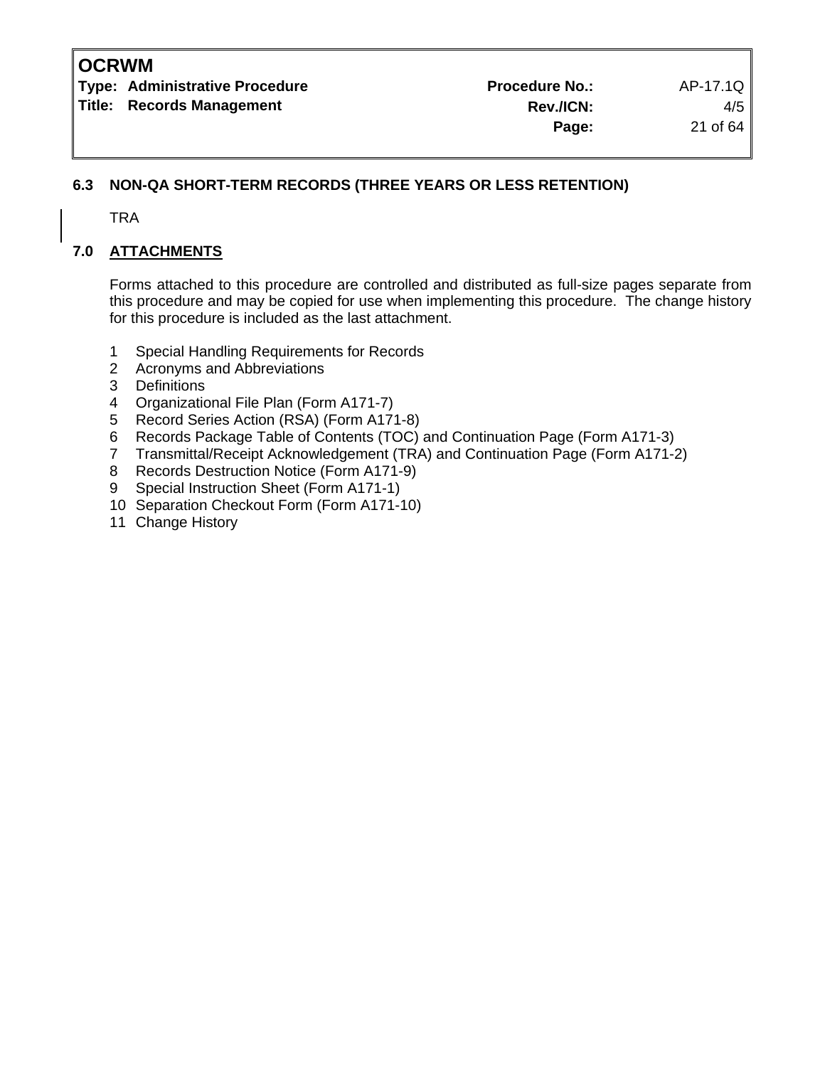### 6.3 NON-QA SHORT-TERM RECORDS (THREE YEARS OR LESS RETENTION)

TRA

## 7.0 ATTACHMENTS

Forms attached to this procedure are controlled and distributed as full-size pages separate from this procedure and may be copied for use when implementing this procedure. The change history for this procedure is included as the last attachment.

1. Special Handling Requirements for Records
2. Acronyms and Abbreviations
3. Definitions
4. Organizational File Plan (Form A171-7)
5. Record Series Action (RSA) (Form A171-8)
6. Records Package Table of Contents (TOC) and Continuation Page (Form A171-3)
7. Transmittal/Receipt Acknowledgement (TRA) and Continuation Page (Form A171-2)
8. Records Destruction Notice (Form A171-9)
9. Special Instruction Sheet (Form A171-1)
10. Separation Checkout Form (Form A171-10)
11. Change History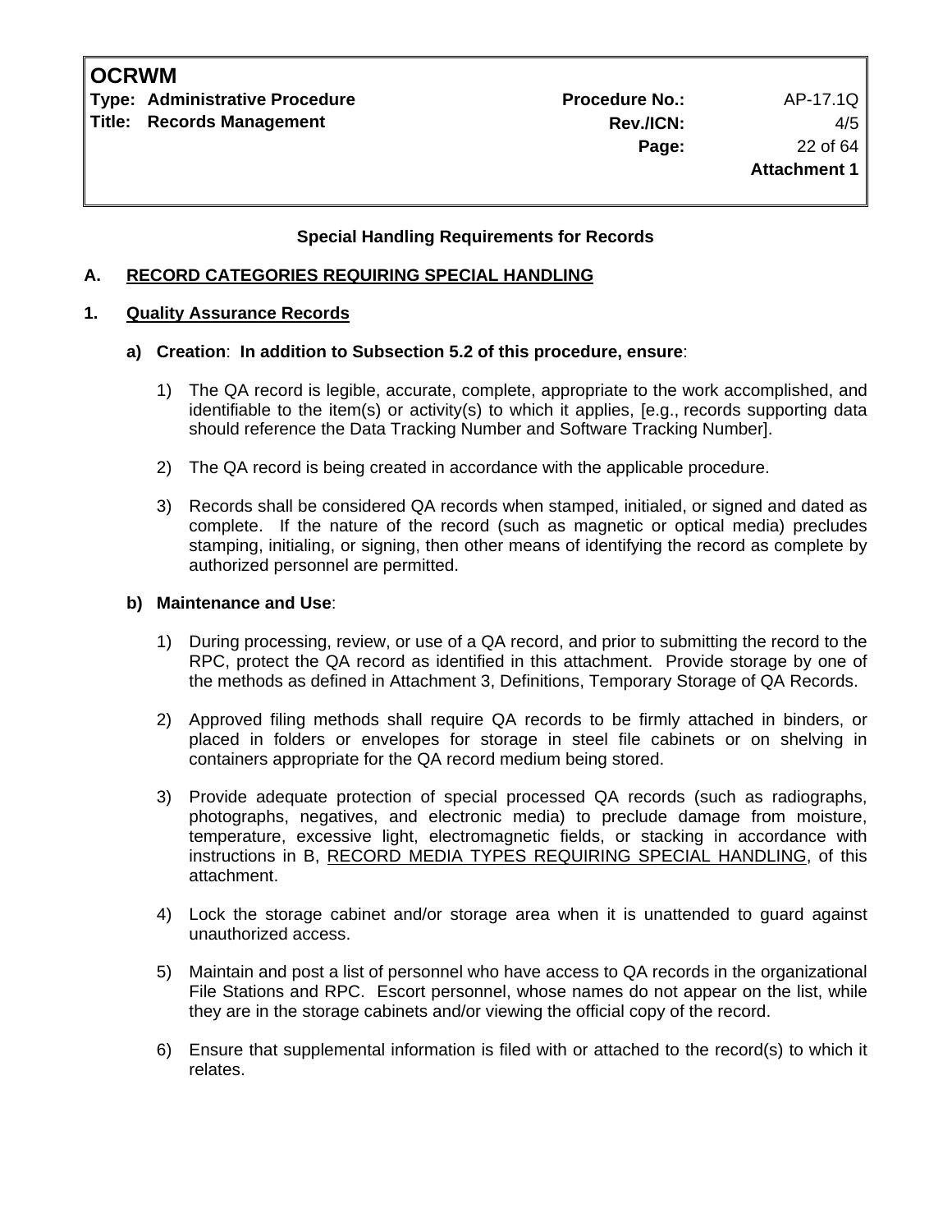## Special Handling Requirements for Records

### A. RECORD CATEGORIES REQUIRING SPECIAL HANDLING

### 1. Quality Assurance Records

**a) Creation**: **In addition to Subsection 5.2 of this procedure, ensure**:

1) The QA record is legible, accurate, complete, appropriate to the work accomplished, and identifiable to the item(s) or activity(s) to which it applies, [e.g., records supporting data should reference the Data Tracking Number and Software Tracking Number].

2) The QA record is being created in accordance with the applicable procedure.

3) Records shall be considered QA records when stamped, initialed, or signed and dated as complete. If the nature of the record (such as magnetic or optical media) precludes stamping, initialing, or signing, then other means of identifying the record as complete by authorized personnel are permitted.

**b) Maintenance and Use**:

1) During processing, review, or use of a QA record, and prior to submitting the record to the RPC, protect the QA record as identified in this attachment. Provide storage by one of the methods as defined in Attachment 3, Definitions, Temporary Storage of QA Records.

2) Approved filing methods shall require QA records to be firmly attached in binders, or placed in folders or envelopes for storage in steel file cabinets or on shelving in containers appropriate for the QA record medium being stored.

3) Provide adequate protection of special processed QA records (such as radiographs, photographs, negatives, and electronic media) to preclude damage from moisture, temperature, excessive light, electromagnetic fields, or stacking in accordance with instructions in B, RECORD MEDIA TYPES REQUIRING SPECIAL HANDLING, of this attachment.

4) Lock the storage cabinet and/or storage area when it is unattended to guard against unauthorized access.

5) Maintain and post a list of personnel who have access to QA records in the organizational File Stations and RPC. Escort personnel, whose names do not appear on the list, while they are in the storage cabinets and/or viewing the official copy of the record.

6) Ensure that supplemental information is filed with or attached to the record(s) to which it relates.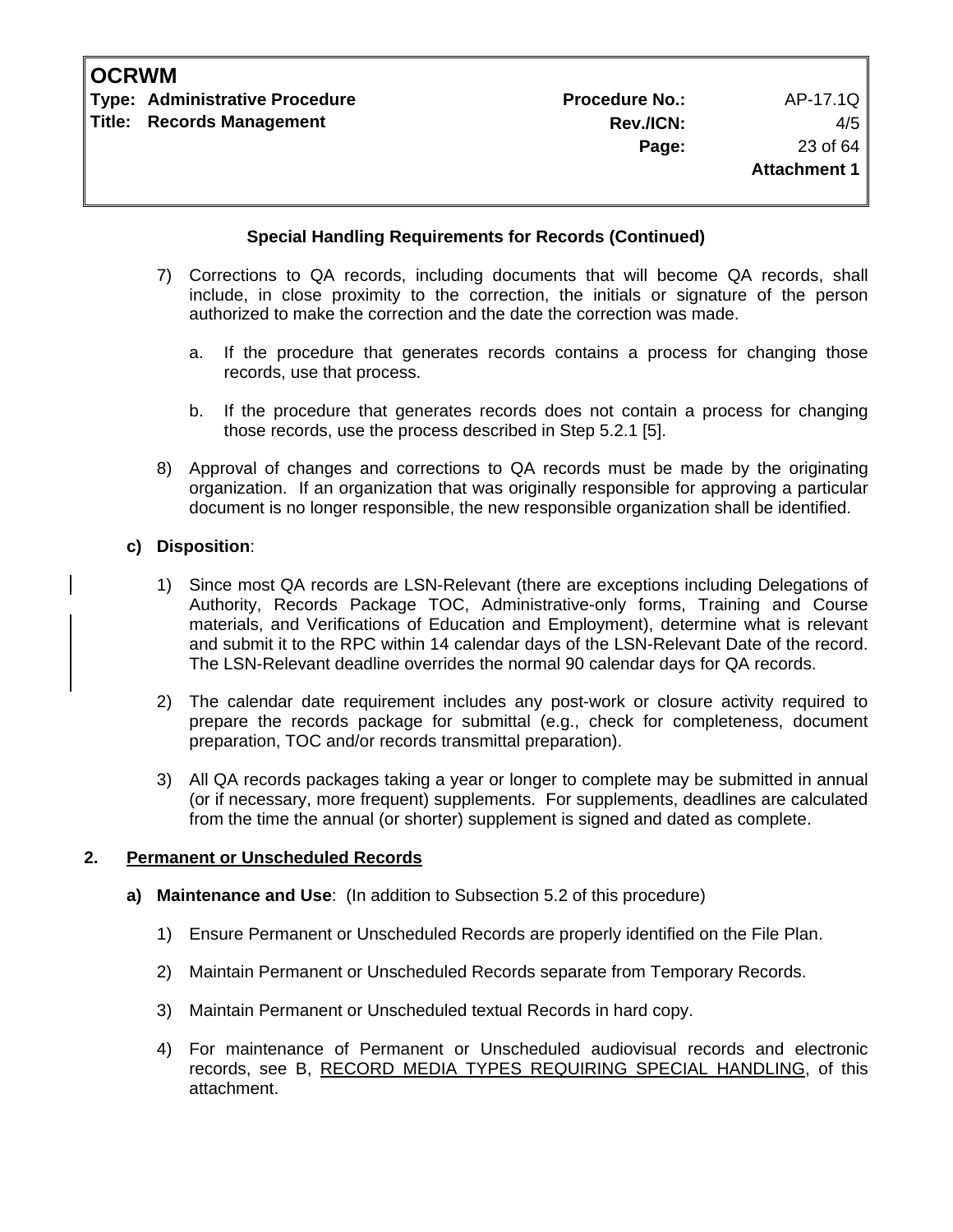**Special Handling Requirements for Records (Continued)**

7) Corrections to QA records, including documents that will become QA records, shall include, in close proximity to the correction, the initials or signature of the person authorized to make the correction and the date the correction was made.

   a. If the procedure that generates records contains a process for changing those records, use that process.

   b. If the procedure that generates records does not contain a process for changing those records, use the process described in Step 5.2.1 [5].

8) Approval of changes and corrections to QA records must be made by the originating organization. If an organization that was originally responsible for approving a particular document is no longer responsible, the new responsible organization shall be identified.

**c) Disposition**:

1) Since most QA records are LSN-Relevant (there are exceptions including Delegations of Authority, Records Package TOC, Administrative-only forms, Training and Course materials, and Verifications of Education and Employment), determine what is relevant and submit it to the RPC within 14 calendar days of the LSN-Relevant Date of the record. The LSN-Relevant deadline overrides the normal 90 calendar days for QA records.

2) The calendar date requirement includes any post-work or closure activity required to prepare the records package for submittal (e.g., check for completeness, document preparation, TOC and/or records transmittal preparation).

3) All QA records packages taking a year or longer to complete may be submitted in annual (or if necessary, more frequent) supplements. For supplements, deadlines are calculated from the time the annual (or shorter) supplement is signed and dated as complete.

**2. Permanent or Unscheduled Records**

**a) Maintenance and Use**: (In addition to Subsection 5.2 of this procedure)

1) Ensure Permanent or Unscheduled Records are properly identified on the File Plan.

2) Maintain Permanent or Unscheduled Records separate from Temporary Records.

3) Maintain Permanent or Unscheduled textual Records in hard copy.

4) For maintenance of Permanent or Unscheduled audiovisual records and electronic records, see B, RECORD MEDIA TYPES REQUIRING SPECIAL HANDLING, of this attachment.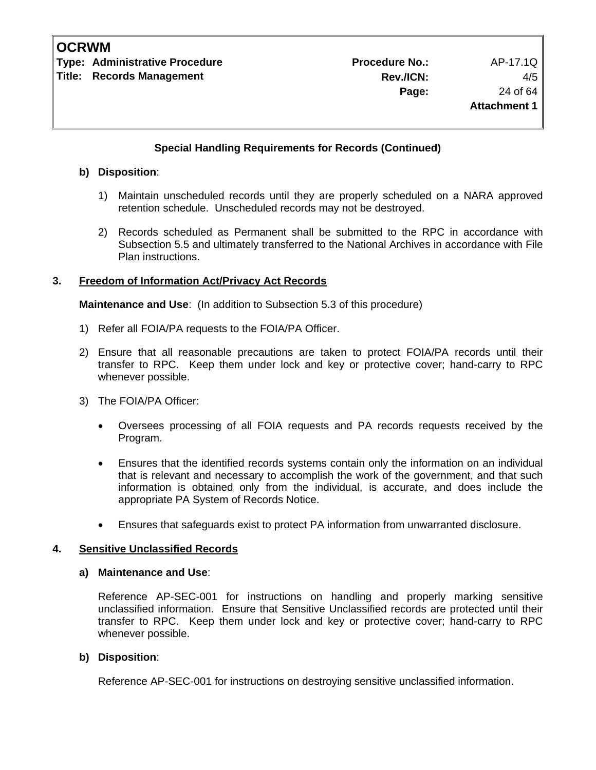**Special Handling Requirements for Records (Continued)**

**b) Disposition**:

1) Maintain unscheduled records until they are properly scheduled on a NARA approved retention schedule. Unscheduled records may not be destroyed.

2) Records scheduled as Permanent shall be submitted to the RPC in accordance with Subsection 5.5 and ultimately transferred to the National Archives in accordance with File Plan instructions.

**3. Freedom of Information Act/Privacy Act Records**

**Maintenance and Use**: (In addition to Subsection 5.3 of this procedure)

1) Refer all FOIA/PA requests to the FOIA/PA Officer.

2) Ensure that all reasonable precautions are taken to protect FOIA/PA records until their transfer to RPC. Keep them under lock and key or protective cover; hand-carry to RPC whenever possible.

3) The FOIA/PA Officer:

- Oversees processing of all FOIA requests and PA records requests received by the Program.
- Ensures that the identified records systems contain only the information on an individual that is relevant and necessary to accomplish the work of the government, and that such information is obtained only from the individual, is accurate, and does include the appropriate PA System of Records Notice.
- Ensures that safeguards exist to protect PA information from unwarranted disclosure.

**4. Sensitive Unclassified Records**

**a) Maintenance and Use**:

Reference AP-SEC-001 for instructions on handling and properly marking sensitive unclassified information. Ensure that Sensitive Unclassified records are protected until their transfer to RPC. Keep them under lock and key or protective cover; hand-carry to RPC whenever possible.

**b) Disposition**:

Reference AP-SEC-001 for instructions on destroying sensitive unclassified information.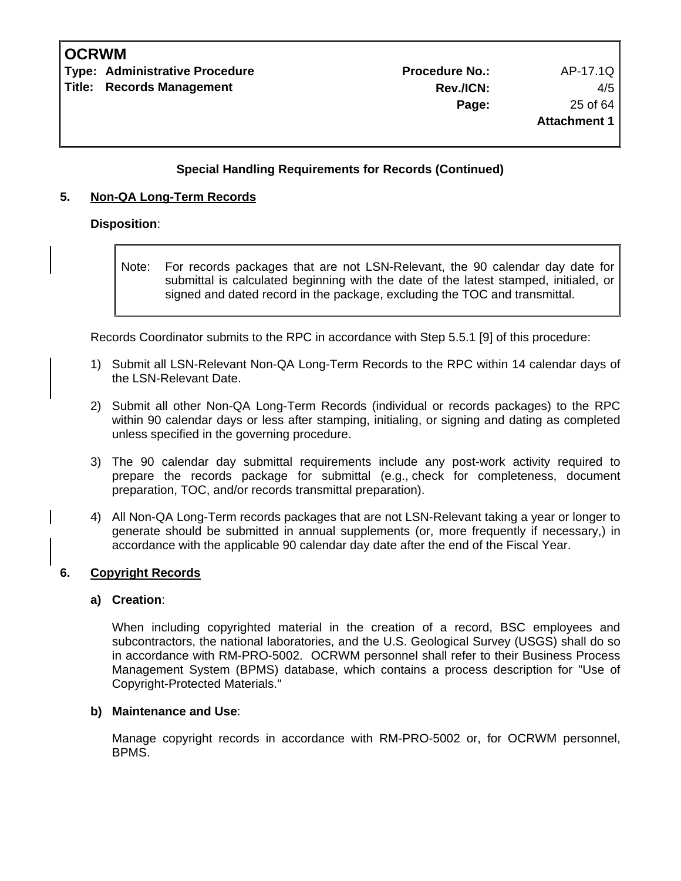**Special Handling Requirements for Records (Continued)**

## 5. Non-QA Long-Term Records

**Disposition**:

> Note: For records packages that are not LSN-Relevant, the 90 calendar day date for submittal is calculated beginning with the date of the latest stamped, initialed, or signed and dated record in the package, excluding the TOC and transmittal.

Records Coordinator submits to the RPC in accordance with Step 5.5.1 [9] of this procedure:

1) Submit all LSN-Relevant Non-QA Long-Term Records to the RPC within 14 calendar days of the LSN-Relevant Date.

2) Submit all other Non-QA Long-Term Records (individual or records packages) to the RPC within 90 calendar days or less after stamping, initialing, or signing and dating as completed unless specified in the governing procedure.

3) The 90 calendar day submittal requirements include any post-work activity required to prepare the records package for submittal (e.g., check for completeness, document preparation, TOC, and/or records transmittal preparation).

4) All Non-QA Long-Term records packages that are not LSN-Relevant taking a year or longer to generate should be submitted in annual supplements (or, more frequently if necessary,) in accordance with the applicable 90 calendar day date after the end of the Fiscal Year.

## 6. Copyright Records

**a) Creation**:

When including copyrighted material in the creation of a record, BSC employees and subcontractors, the national laboratories, and the U.S. Geological Survey (USGS) shall do so in accordance with RM-PRO-5002. OCRWM personnel shall refer to their Business Process Management System (BPMS) database, which contains a process description for "Use of Copyright-Protected Materials."

**b) Maintenance and Use**:

Manage copyright records in accordance with RM-PRO-5002 or, for OCRWM personnel, BPMS.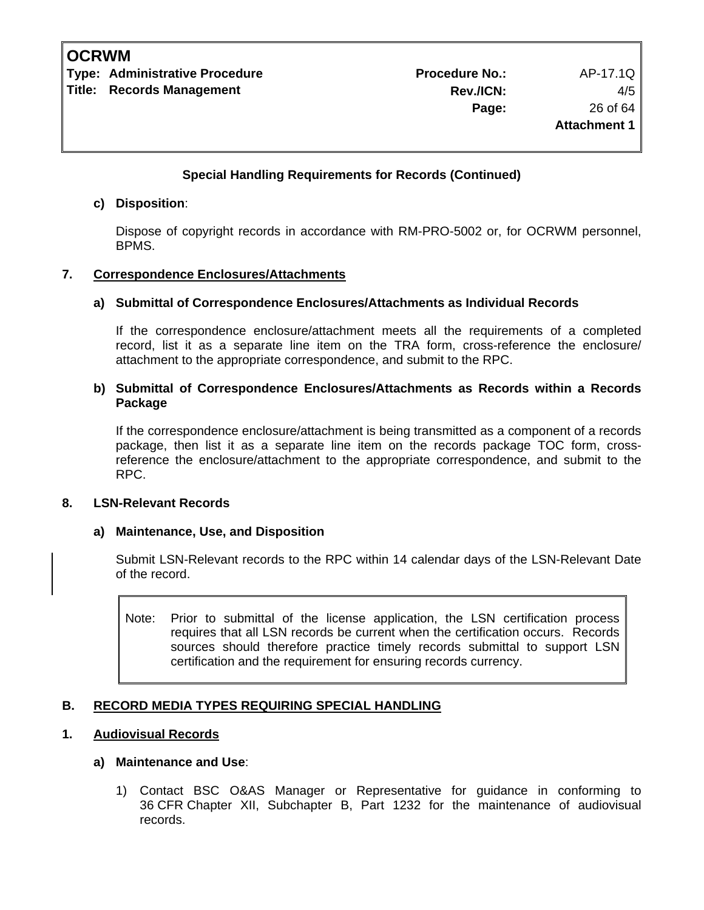**Special Handling Requirements for Records (Continued)**

**c) Disposition**:

Dispose of copyright records in accordance with RM-PRO-5002 or, for OCRWM personnel, BPMS.

## 7. Correspondence Enclosures/Attachments

**a) Submittal of Correspondence Enclosures/Attachments as Individual Records**

If the correspondence enclosure/attachment meets all the requirements of a completed record, list it as a separate line item on the TRA form, cross-reference the enclosure/attachment to the appropriate correspondence, and submit to the RPC.

**b) Submittal of Correspondence Enclosures/Attachments as Records within a Records Package**

If the correspondence enclosure/attachment is being transmitted as a component of a records package, then list it as a separate line item on the records package TOC form, cross-reference the enclosure/attachment to the appropriate correspondence, and submit to the RPC.

## 8. LSN-Relevant Records

**a) Maintenance, Use, and Disposition**

Submit LSN-Relevant records to the RPC within 14 calendar days of the LSN-Relevant Date of the record.

> Note: Prior to submittal of the license application, the LSN certification process requires that all LSN records be current when the certification occurs. Records sources should therefore practice timely records submittal to support LSN certification and the requirement for ensuring records currency.

## B. RECORD MEDIA TYPES REQUIRING SPECIAL HANDLING

## 1. Audiovisual Records

**a) Maintenance and Use**:

1) Contact BSC O&AS Manager or Representative for guidance in conforming to 36 CFR Chapter XII, Subchapter B, Part 1232 for the maintenance of audiovisual records.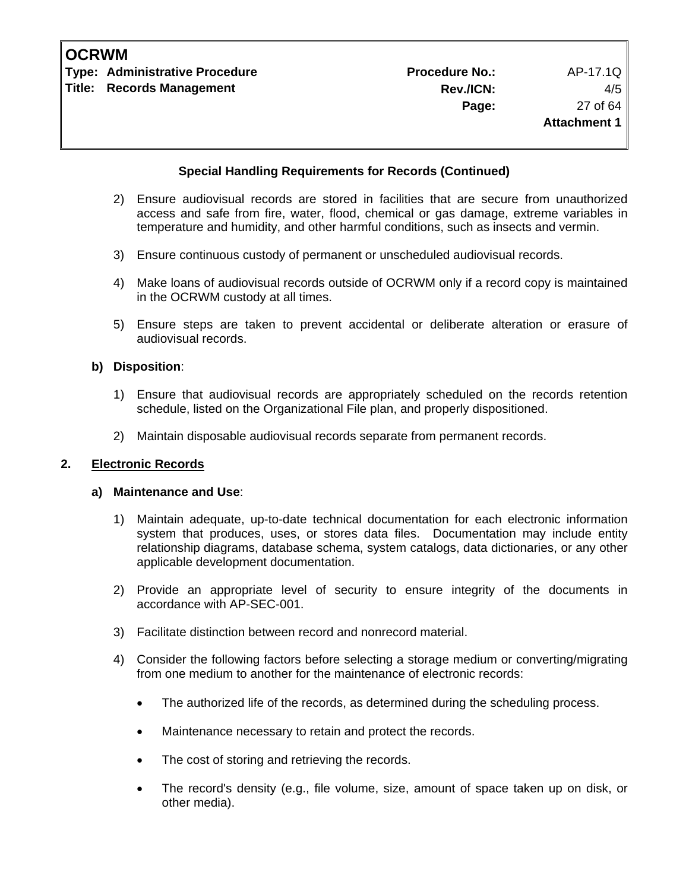**Special Handling Requirements for Records (Continued)**

2) Ensure audiovisual records are stored in facilities that are secure from unauthorized access and safe from fire, water, flood, chemical or gas damage, extreme variables in temperature and humidity, and other harmful conditions, such as insects and vermin.

3) Ensure continuous custody of permanent or unscheduled audiovisual records.

4) Make loans of audiovisual records outside of OCRWM only if a record copy is maintained in the OCRWM custody at all times.

5) Ensure steps are taken to prevent accidental or deliberate alteration or erasure of audiovisual records.

**b) Disposition**:

1) Ensure that audiovisual records are appropriately scheduled on the records retention schedule, listed on the Organizational File plan, and properly dispositioned.

2) Maintain disposable audiovisual records separate from permanent records.

**2. Electronic Records**

**a) Maintenance and Use**:

1) Maintain adequate, up-to-date technical documentation for each electronic information system that produces, uses, or stores data files. Documentation may include entity relationship diagrams, database schema, system catalogs, data dictionaries, or any other applicable development documentation.

2) Provide an appropriate level of security to ensure integrity of the documents in accordance with AP-SEC-001.

3) Facilitate distinction between record and nonrecord material.

4) Consider the following factors before selecting a storage medium or converting/migrating from one medium to another for the maintenance of electronic records:

- The authorized life of the records, as determined during the scheduling process.
- Maintenance necessary to retain and protect the records.
- The cost of storing and retrieving the records.
- The record's density (e.g., file volume, size, amount of space taken up on disk, or other media).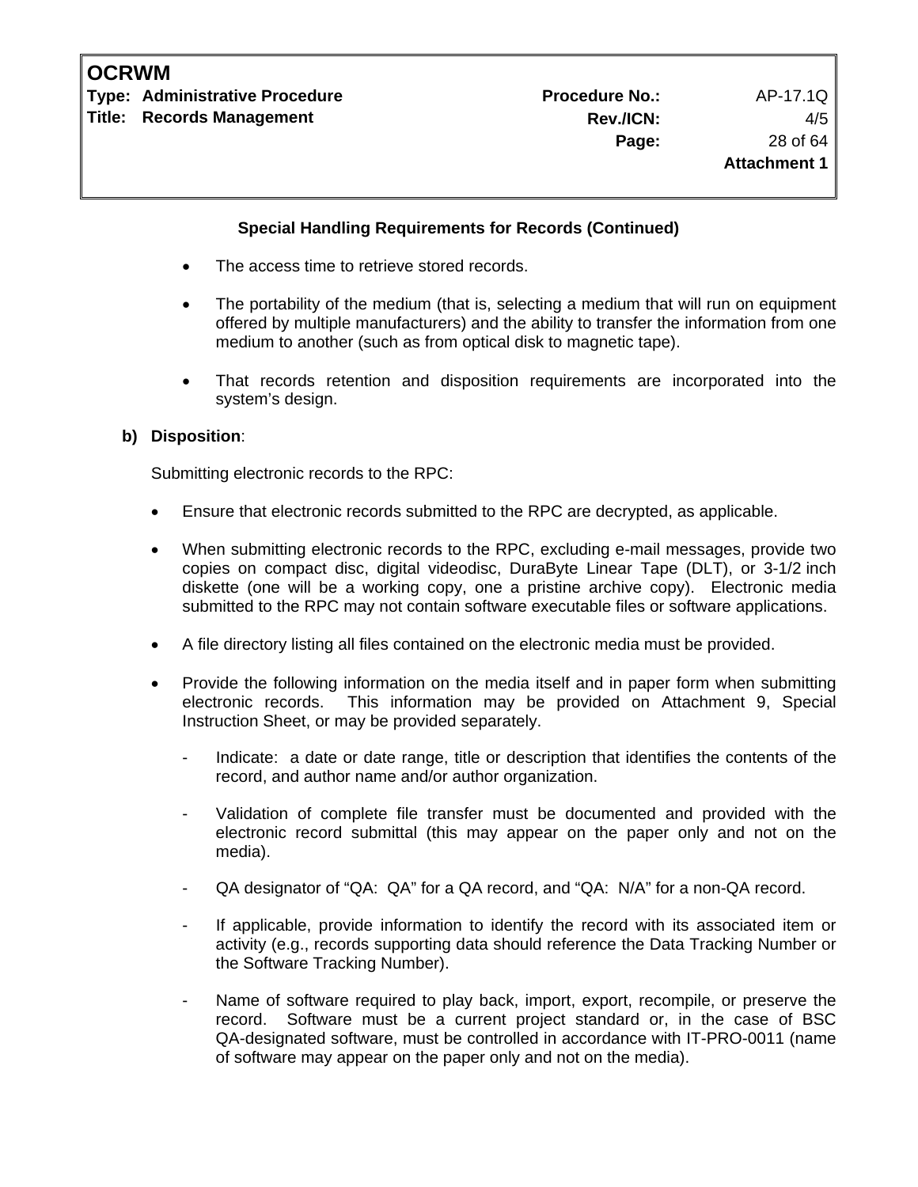**Special Handling Requirements for Records (Continued)**

- The access time to retrieve stored records.

- The portability of the medium (that is, selecting a medium that will run on equipment offered by multiple manufacturers) and the ability to transfer the information from one medium to another (such as from optical disk to magnetic tape).

- That records retention and disposition requirements are incorporated into the system's design.

**b) Disposition**:

Submitting electronic records to the RPC:

- Ensure that electronic records submitted to the RPC are decrypted, as applicable.

- When submitting electronic records to the RPC, excluding e-mail messages, provide two copies on compact disc, digital videodisc, DuraByte Linear Tape (DLT), or 3-1/2 inch diskette (one will be a working copy, one a pristine archive copy). Electronic media submitted to the RPC may not contain software executable files or software applications.

- A file directory listing all files contained on the electronic media must be provided.

- Provide the following information on the media itself and in paper form when submitting electronic records. This information may be provided on Attachment 9, Special Instruction Sheet, or may be provided separately.

  - Indicate: a date or date range, title or description that identifies the contents of the record, and author name and/or author organization.

  - Validation of complete file transfer must be documented and provided with the electronic record submittal (this may appear on the paper only and not on the media).

  - QA designator of "QA: QA" for a QA record, and "QA: N/A" for a non-QA record.

  - If applicable, provide information to identify the record with its associated item or activity (e.g., records supporting data should reference the Data Tracking Number or the Software Tracking Number).

  - Name of software required to play back, import, export, recompile, or preserve the record. Software must be a current project standard or, in the case of BSC QA-designated software, must be controlled in accordance with IT-PRO-0011 (name of software may appear on the paper only and not on the media).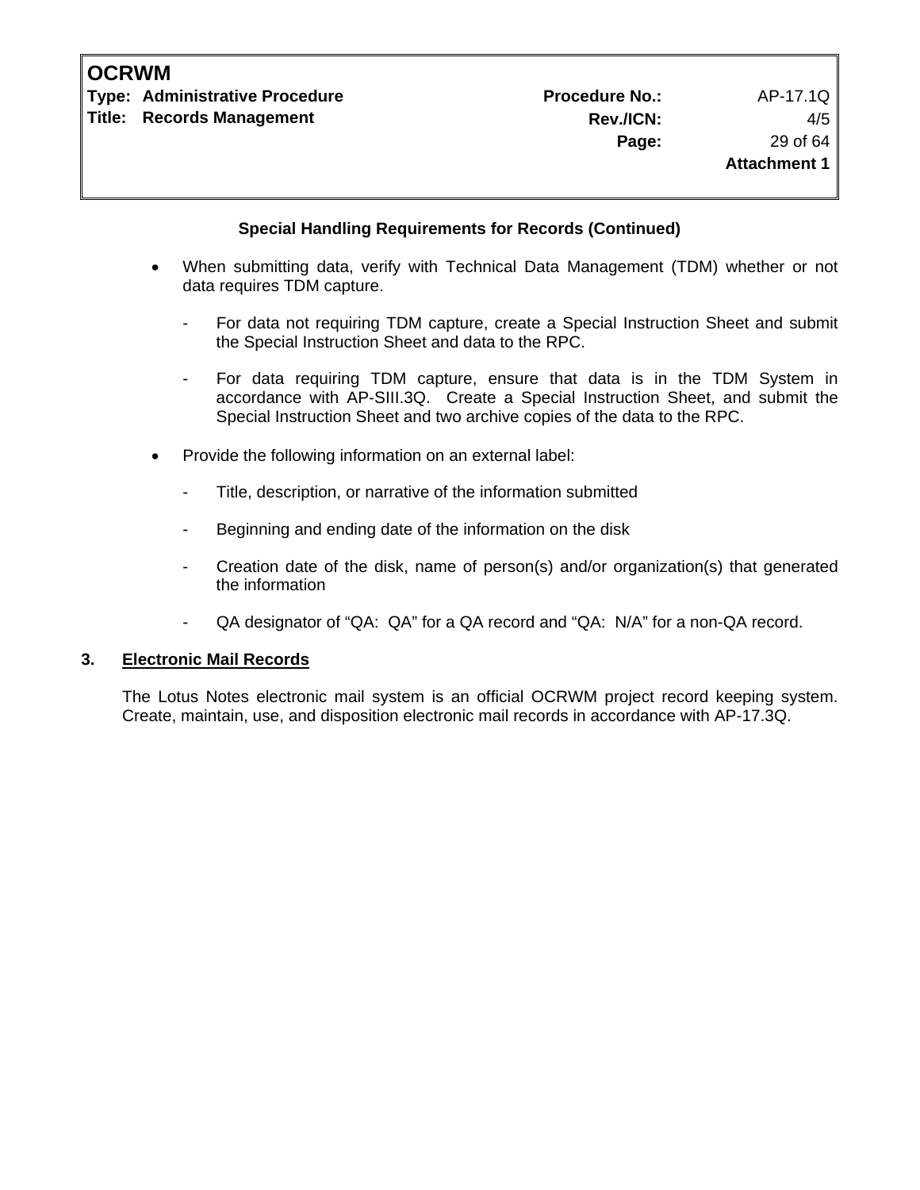**Special Handling Requirements for Records (Continued)**

- When submitting data, verify with Technical Data Management (TDM) whether or not data requires TDM capture.
  - For data not requiring TDM capture, create a Special Instruction Sheet and submit the Special Instruction Sheet and data to the RPC.
  - For data requiring TDM capture, ensure that data is in the TDM System in accordance with AP-SIII.3Q. Create a Special Instruction Sheet, and submit the Special Instruction Sheet and two archive copies of the data to the RPC.
- Provide the following information on an external label:
  - Title, description, or narrative of the information submitted
  - Beginning and ending date of the information on the disk
  - Creation date of the disk, name of person(s) and/or organization(s) that generated the information
  - QA designator of "QA: QA" for a QA record and "QA: N/A" for a non-QA record.

**3. <u>Electronic Mail Records</u>**

The Lotus Notes electronic mail system is an official OCRWM project record keeping system. Create, maintain, use, and disposition electronic mail records in accordance with AP-17.3Q.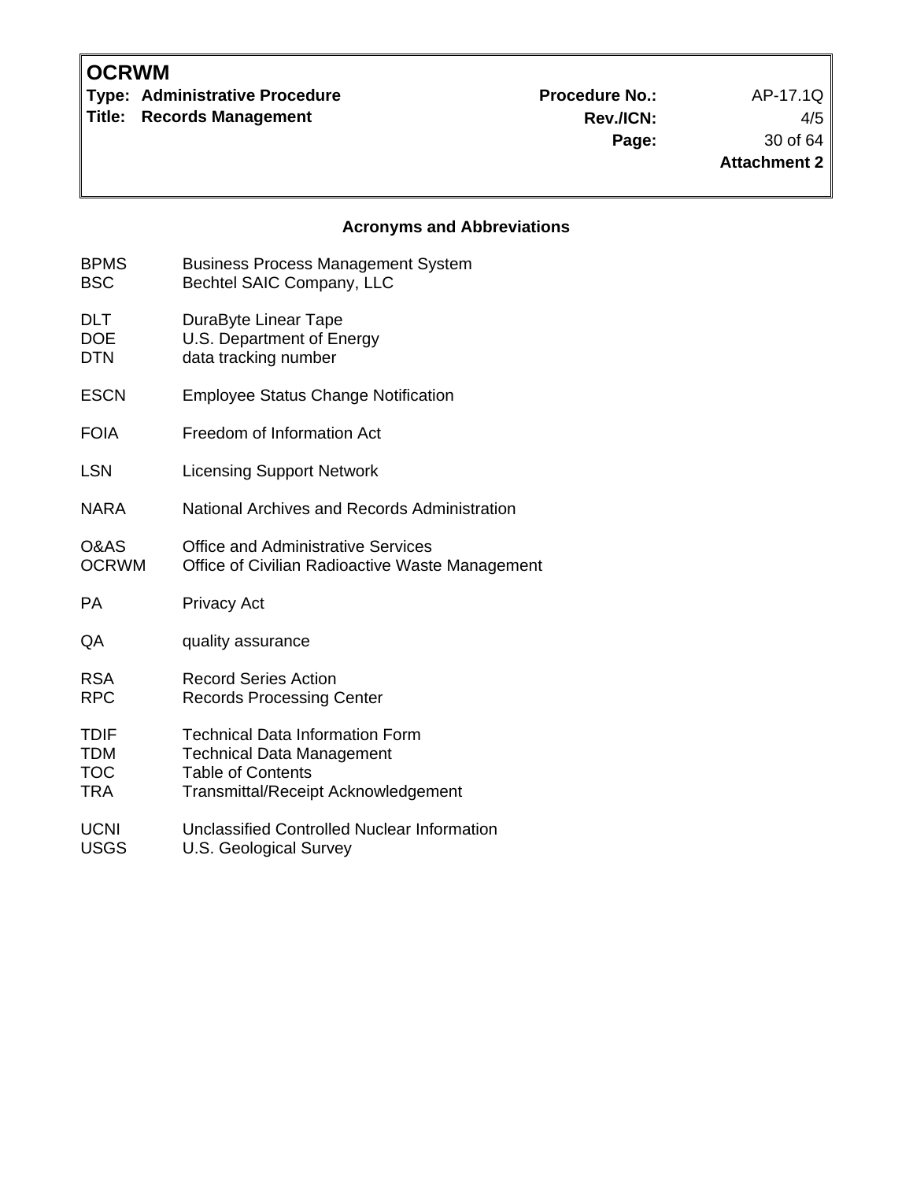## Acronyms and Abbreviations

| | |
|---|---|
| BPMS | Business Process Management System |
| BSC | Bechtel SAIC Company, LLC |
| DLT | DuraByte Linear Tape |
| DOE | U.S. Department of Energy |
| DTN | data tracking number |
| ESCN | Employee Status Change Notification |
| FOIA | Freedom of Information Act |
| LSN | Licensing Support Network |
| NARA | National Archives and Records Administration |
| O&AS | Office and Administrative Services |
| OCRWM | Office of Civilian Radioactive Waste Management |
| PA | Privacy Act |
| QA | quality assurance |
| RSA | Record Series Action |
| RPC | Records Processing Center |
| TDIF | Technical Data Information Form |
| TDM | Technical Data Management |
| TOC | Table of Contents |
| TRA | Transmittal/Receipt Acknowledgement |
| UCNI | Unclassified Controlled Nuclear Information |
| USGS | U.S. Geological Survey |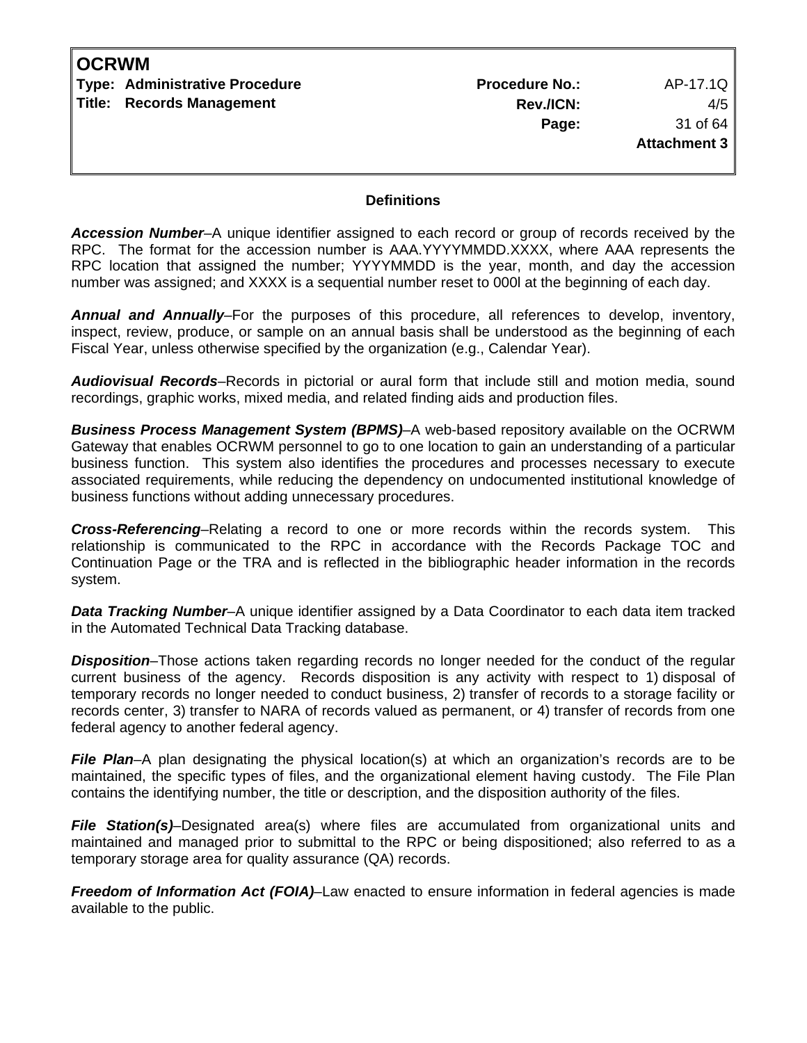## Definitions

***Accession Number***–A unique identifier assigned to each record or group of records received by the RPC. The format for the accession number is AAA.YYYYMMDD.XXXX, where AAA represents the RPC location that assigned the number; YYYYMMDD is the year, month, and day the accession number was assigned; and XXXX is a sequential number reset to 000l at the beginning of each day.

***Annual and Annually***–For the purposes of this procedure, all references to develop, inventory, inspect, review, produce, or sample on an annual basis shall be understood as the beginning of each Fiscal Year, unless otherwise specified by the organization (e.g., Calendar Year).

***Audiovisual Records***–Records in pictorial or aural form that include still and motion media, sound recordings, graphic works, mixed media, and related finding aids and production files.

***Business Process Management System (BPMS)***–A web-based repository available on the OCRWM Gateway that enables OCRWM personnel to go to one location to gain an understanding of a particular business function. This system also identifies the procedures and processes necessary to execute associated requirements, while reducing the dependency on undocumented institutional knowledge of business functions without adding unnecessary procedures.

***Cross-Referencing***–Relating a record to one or more records within the records system. This relationship is communicated to the RPC in accordance with the Records Package TOC and Continuation Page or the TRA and is reflected in the bibliographic header information in the records system.

***Data Tracking Number***–A unique identifier assigned by a Data Coordinator to each data item tracked in the Automated Technical Data Tracking database.

***Disposition***–Those actions taken regarding records no longer needed for the conduct of the regular current business of the agency. Records disposition is any activity with respect to 1) disposal of temporary records no longer needed to conduct business, 2) transfer of records to a storage facility or records center, 3) transfer to NARA of records valued as permanent, or 4) transfer of records from one federal agency to another federal agency.

***File Plan***–A plan designating the physical location(s) at which an organization's records are to be maintained, the specific types of files, and the organizational element having custody. The File Plan contains the identifying number, the title or description, and the disposition authority of the files.

***File Station(s)***–Designated area(s) where files are accumulated from organizational units and maintained and managed prior to submittal to the RPC or being dispositioned; also referred to as a temporary storage area for quality assurance (QA) records.

***Freedom of Information Act (FOIA)***–Law enacted to ensure information in federal agencies is made available to the public.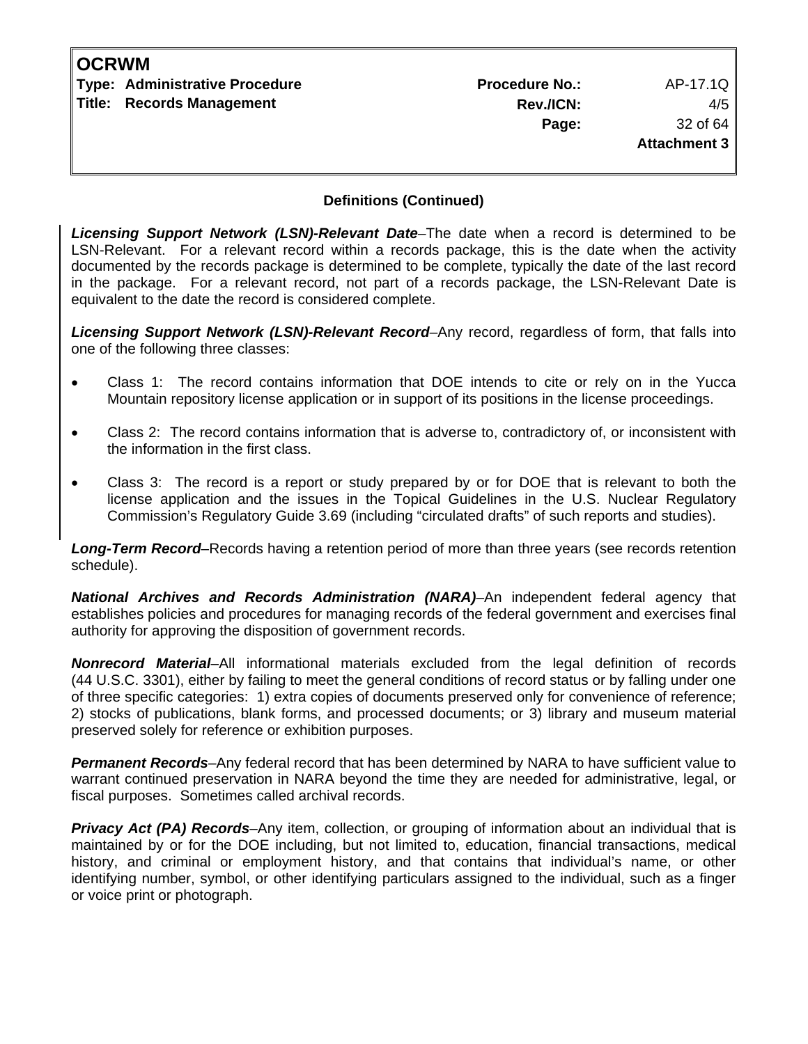## Definitions (Continued)

***Licensing Support Network (LSN)-Relevant Date***–The date when a record is determined to be LSN-Relevant. For a relevant record within a records package, this is the date when the activity documented by the records package is determined to be complete, typically the date of the last record in the package. For a relevant record, not part of a records package, the LSN-Relevant Date is equivalent to the date the record is considered complete.

***Licensing Support Network (LSN)-Relevant Record***–Any record, regardless of form, that falls into one of the following three classes:

- Class 1: The record contains information that DOE intends to cite or rely on in the Yucca Mountain repository license application or in support of its positions in the license proceedings.
- Class 2: The record contains information that is adverse to, contradictory of, or inconsistent with the information in the first class.
- Class 3: The record is a report or study prepared by or for DOE that is relevant to both the license application and the issues in the Topical Guidelines in the U.S. Nuclear Regulatory Commission's Regulatory Guide 3.69 (including "circulated drafts" of such reports and studies).

***Long-Term Record***–Records having a retention period of more than three years (see records retention schedule).

***National Archives and Records Administration (NARA)***–An independent federal agency that establishes policies and procedures for managing records of the federal government and exercises final authority for approving the disposition of government records.

***Nonrecord Material***–All informational materials excluded from the legal definition of records (44 U.S.C. 3301), either by failing to meet the general conditions of record status or by falling under one of three specific categories: 1) extra copies of documents preserved only for convenience of reference; 2) stocks of publications, blank forms, and processed documents; or 3) library and museum material preserved solely for reference or exhibition purposes.

***Permanent Records***–Any federal record that has been determined by NARA to have sufficient value to warrant continued preservation in NARA beyond the time they are needed for administrative, legal, or fiscal purposes. Sometimes called archival records.

***Privacy Act (PA) Records***–Any item, collection, or grouping of information about an individual that is maintained by or for the DOE including, but not limited to, education, financial transactions, medical history, and criminal or employment history, and that contains that individual's name, or other identifying number, symbol, or other identifying particulars assigned to the individual, such as a finger or voice print or photograph.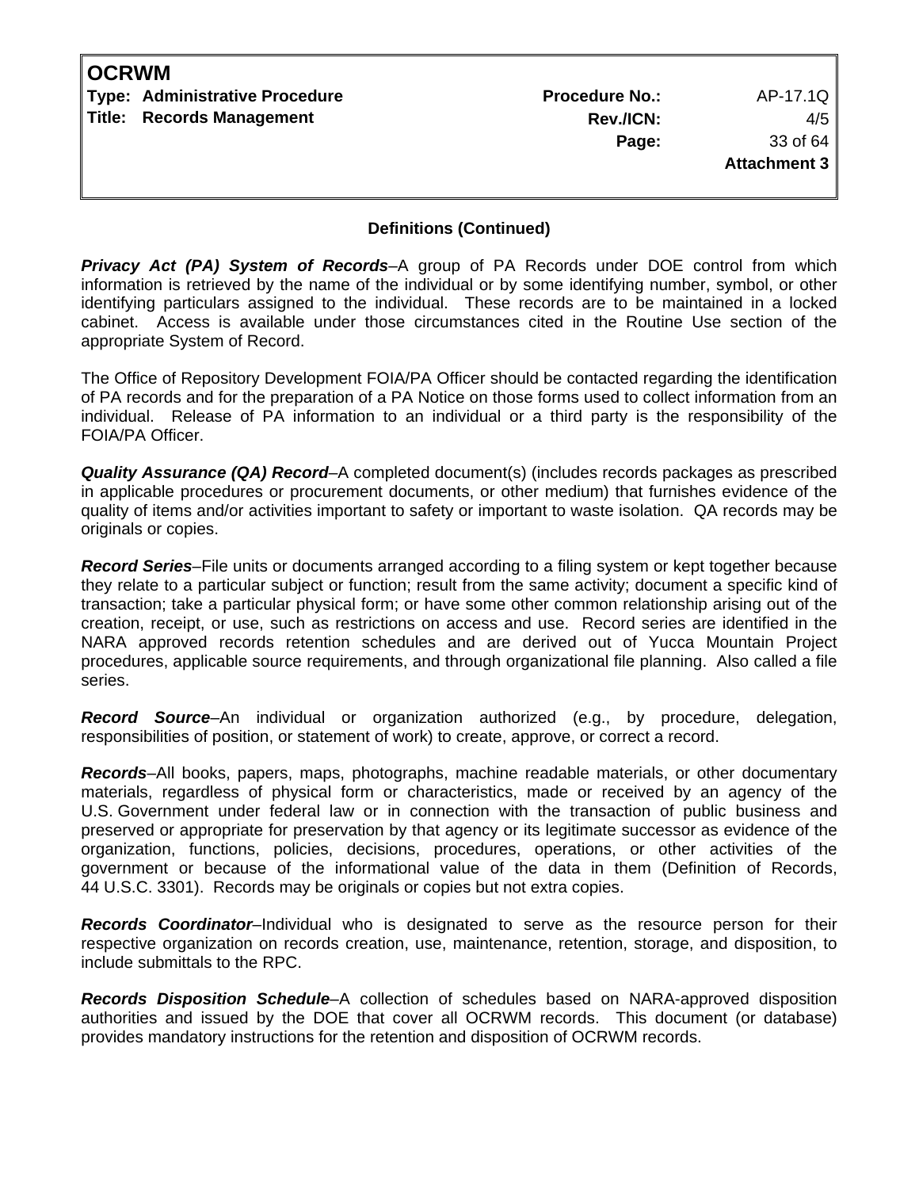**Definitions (Continued)**

***Privacy Act (PA) System of Records***–A group of PA Records under DOE control from which information is retrieved by the name of the individual or by some identifying number, symbol, or other identifying particulars assigned to the individual. These records are to be maintained in a locked cabinet. Access is available under those circumstances cited in the Routine Use section of the appropriate System of Record.

The Office of Repository Development FOIA/PA Officer should be contacted regarding the identification of PA records and for the preparation of a PA Notice on those forms used to collect information from an individual. Release of PA information to an individual or a third party is the responsibility of the FOIA/PA Officer.

***Quality Assurance (QA) Record***–A completed document(s) (includes records packages as prescribed in applicable procedures or procurement documents, or other medium) that furnishes evidence of the quality of items and/or activities important to safety or important to waste isolation. QA records may be originals or copies.

***Record Series***–File units or documents arranged according to a filing system or kept together because they relate to a particular subject or function; result from the same activity; document a specific kind of transaction; take a particular physical form; or have some other common relationship arising out of the creation, receipt, or use, such as restrictions on access and use. Record series are identified in the NARA approved records retention schedules and are derived out of Yucca Mountain Project procedures, applicable source requirements, and through organizational file planning. Also called a file series.

***Record Source***–An individual or organization authorized (e.g., by procedure, delegation, responsibilities of position, or statement of work) to create, approve, or correct a record.

***Records***–All books, papers, maps, photographs, machine readable materials, or other documentary materials, regardless of physical form or characteristics, made or received by an agency of the U.S. Government under federal law or in connection with the transaction of public business and preserved or appropriate for preservation by that agency or its legitimate successor as evidence of the organization, functions, policies, decisions, procedures, operations, or other activities of the government or because of the informational value of the data in them (Definition of Records, 44 U.S.C. 3301). Records may be originals or copies but not extra copies.

***Records Coordinator***–Individual who is designated to serve as the resource person for their respective organization on records creation, use, maintenance, retention, storage, and disposition, to include submittals to the RPC.

***Records Disposition Schedule***–A collection of schedules based on NARA-approved disposition authorities and issued by the DOE that cover all OCRWM records. This document (or database) provides mandatory instructions for the retention and disposition of OCRWM records.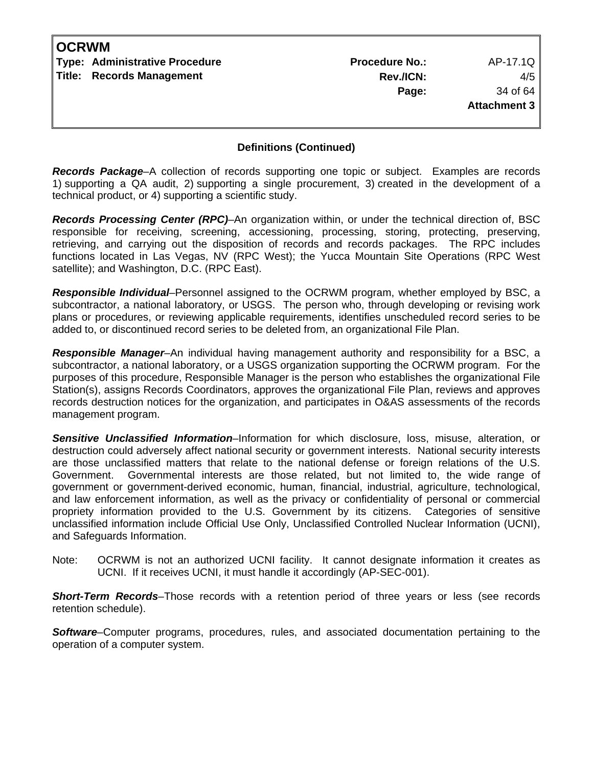**Definitions (Continued)**

***Records Package***–A collection of records supporting one topic or subject. Examples are records 1) supporting a QA audit, 2) supporting a single procurement, 3) created in the development of a technical product, or 4) supporting a scientific study.

***Records Processing Center (RPC)***–An organization within, or under the technical direction of, BSC responsible for receiving, screening, accessioning, processing, storing, protecting, preserving, retrieving, and carrying out the disposition of records and records packages. The RPC includes functions located in Las Vegas, NV (RPC West); the Yucca Mountain Site Operations (RPC West satellite); and Washington, D.C. (RPC East).

***Responsible Individual***–Personnel assigned to the OCRWM program, whether employed by BSC, a subcontractor, a national laboratory, or USGS. The person who, through developing or revising work plans or procedures, or reviewing applicable requirements, identifies unscheduled record series to be added to, or discontinued record series to be deleted from, an organizational File Plan.

***Responsible Manager***–An individual having management authority and responsibility for a BSC, a subcontractor, a national laboratory, or a USGS organization supporting the OCRWM program. For the purposes of this procedure, Responsible Manager is the person who establishes the organizational File Station(s), assigns Records Coordinators, approves the organizational File Plan, reviews and approves records destruction notices for the organization, and participates in O&AS assessments of the records management program.

***Sensitive Unclassified Information***–Information for which disclosure, loss, misuse, alteration, or destruction could adversely affect national security or government interests. National security interests are those unclassified matters that relate to the national defense or foreign relations of the U.S. Government. Governmental interests are those related, but not limited to, the wide range of government or government-derived economic, human, financial, industrial, agriculture, technological, and law enforcement information, as well as the privacy or confidentiality of personal or commercial propriety information provided to the U.S. Government by its citizens. Categories of sensitive unclassified information include Official Use Only, Unclassified Controlled Nuclear Information (UCNI), and Safeguards Information.

Note: OCRWM is not an authorized UCNI facility. It cannot designate information it creates as UCNI. If it receives UCNI, it must handle it accordingly (AP-SEC-001).

***Short-Term Records***–Those records with a retention period of three years or less (see records retention schedule).

***Software***–Computer programs, procedures, rules, and associated documentation pertaining to the operation of a computer system.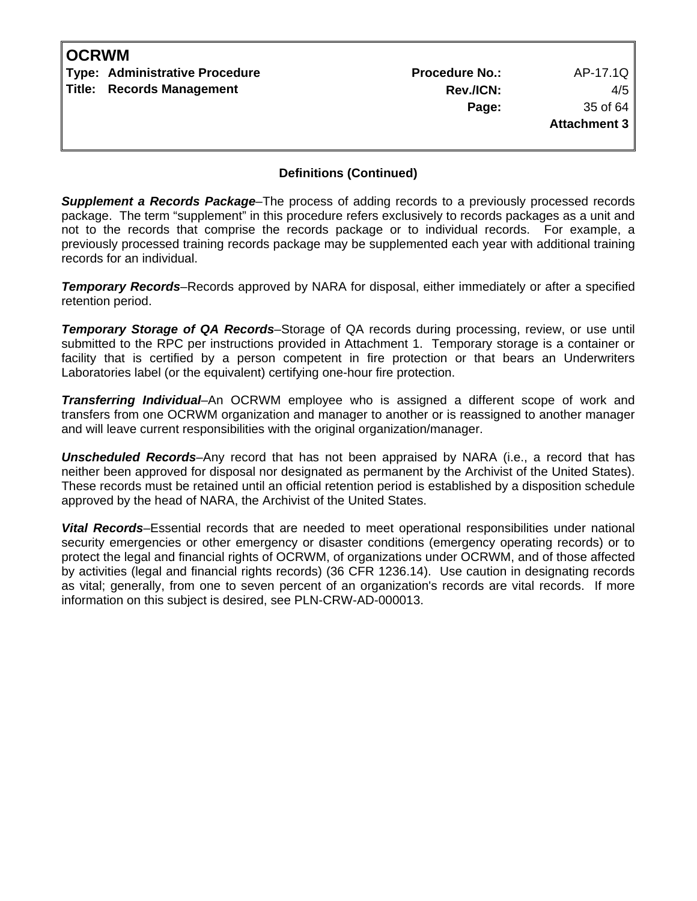## Definitions (Continued)

***Supplement a Records Package***–The process of adding records to a previously processed records package. The term "supplement" in this procedure refers exclusively to records packages as a unit and not to the records that comprise the records package or to individual records. For example, a previously processed training records package may be supplemented each year with additional training records for an individual.

***Temporary Records***–Records approved by NARA for disposal, either immediately or after a specified retention period.

***Temporary Storage of QA Records***–Storage of QA records during processing, review, or use until submitted to the RPC per instructions provided in Attachment 1. Temporary storage is a container or facility that is certified by a person competent in fire protection or that bears an Underwriters Laboratories label (or the equivalent) certifying one-hour fire protection.

***Transferring Individual***–An OCRWM employee who is assigned a different scope of work and transfers from one OCRWM organization and manager to another or is reassigned to another manager and will leave current responsibilities with the original organization/manager.

***Unscheduled Records***–Any record that has not been appraised by NARA (i.e., a record that has neither been approved for disposal nor designated as permanent by the Archivist of the United States). These records must be retained until an official retention period is established by a disposition schedule approved by the head of NARA, the Archivist of the United States.

***Vital Records***–Essential records that are needed to meet operational responsibilities under national security emergencies or other emergency or disaster conditions (emergency operating records) or to protect the legal and financial rights of OCRWM, of organizations under OCRWM, and of those affected by activities (legal and financial rights records) (36 CFR 1236.14). Use caution in designating records as vital; generally, from one to seven percent of an organization's records are vital records. If more information on this subject is desired, see PLN-CRW-AD-000013.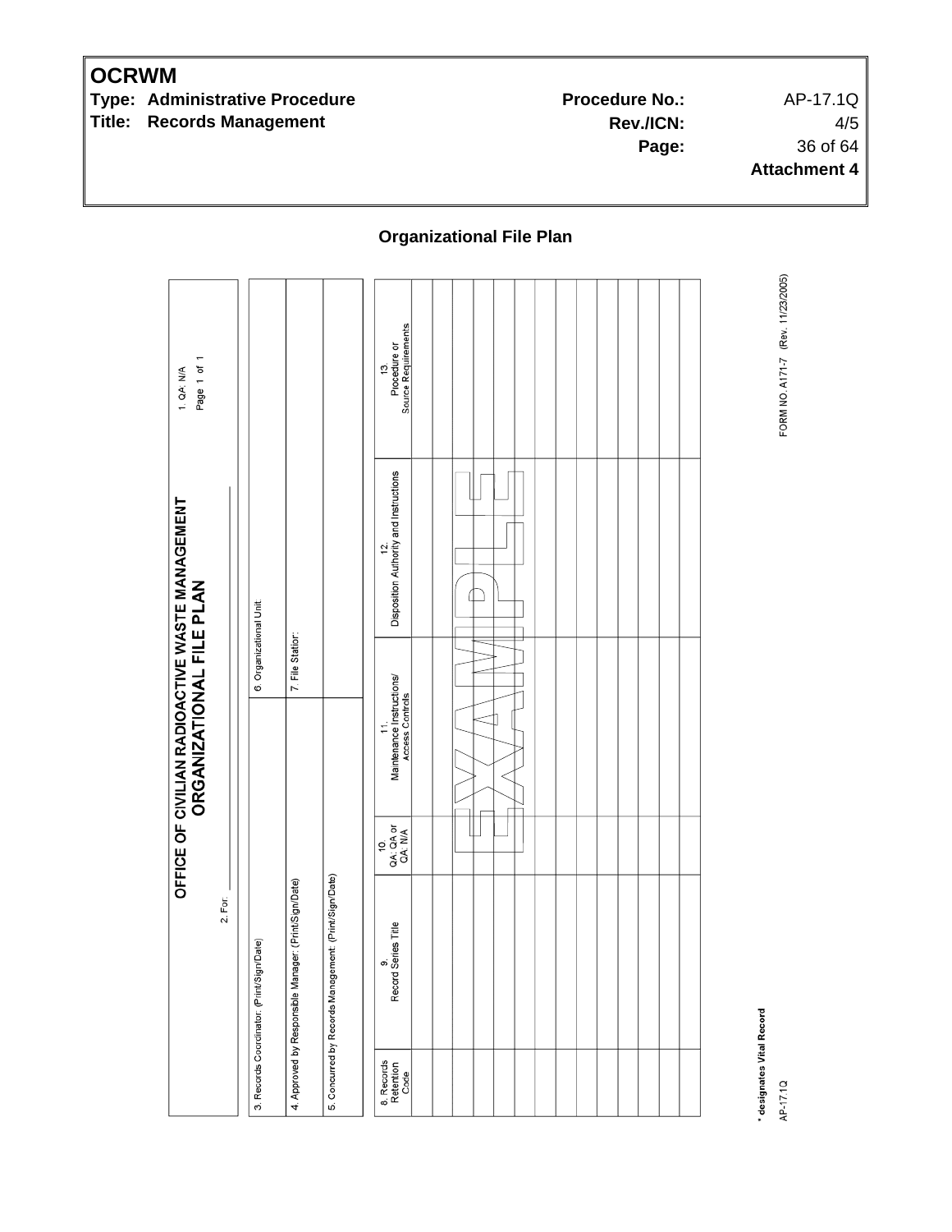**Attachment 4**

## Organizational File Plan

**OFFICE OF CIVILIAN RADIOACTIVE WASTE MANAGEMENT**
**ORGANIZATIONAL FILE PLAN**

1. QA: N/A
Page 1 of 1

2. For: ____________

| 3. Records Coordinator: (Print/Sign/Date) | 6. Organizational Unit: |
|---|---|
| 4. Approved by Responsible Manager: (Print/Sign/Date) | 7. File Station: |
| 5. Concurred by Records Management: (Print/Sign/Date) | |

| 8. Records Retention Code | 9. Record Series Title | 10. QA: QA or QA: N/A | 11. Maintenance Instructions/ Access Controls | 12. Disposition Authority and Instructions | 13. Procedure or Source Requirements |
|---|---|---|---|---|---|
| | | | | | |
| | | | | | |
| | | | | | |
| | | | | | |
| | | | | | |
| | | | | | |
| | | | | | |
| | | | | | |
| | | | | | |
| | | | | | |
| | | | | | |
| | | | | | |
| | | | | | |
| | | | | | |

EXAMPLE

**\* designates Vital Record**

AP-17.1Q

FORM NO. A171-7 (Rev. 11/23/2005)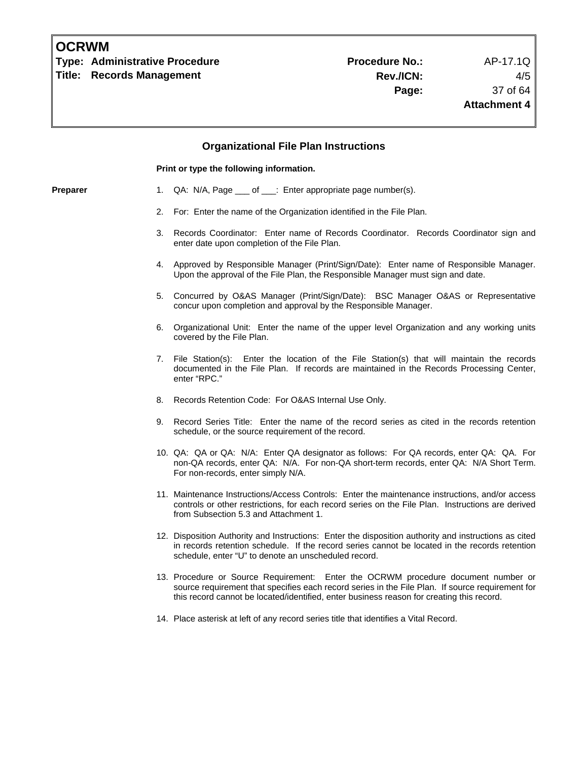## Organizational File Plan Instructions

**Print or type the following information.**

**Prearer**

1. QA: N/A, Page ___ of ___: Enter appropriate page number(s).
2. For: Enter the name of the Organization identified in the File Plan.
3. Records Coordinator: Enter name of Records Coordinator. Records Coordinator sign and enter date upon completion of the File Plan.
4. Approved by Responsible Manager (Print/Sign/Date): Enter name of Responsible Manager. Upon the approval of the File Plan, the Responsible Manager must sign and date.
5. Concurred by O&AS Manager (Print/Sign/Date): BSC Manager O&AS or Representative concur upon completion and approval by the Responsible Manager.
6. Organizational Unit: Enter the name of the upper level Organization and any working units covered by the File Plan.
7. File Station(s): Enter the location of the File Station(s) that will maintain the records documented in the File Plan. If records are maintained in the Records Processing Center, enter "RPC."
8. Records Retention Code: For O&AS Internal Use Only.
9. Record Series Title: Enter the name of the record series as cited in the records retention schedule, or the source requirement of the record.
10. QA: QA or QA: N/A: Enter QA designator as follows: For QA records, enter QA: QA. For non-QA records, enter QA: N/A. For non-QA short-term records, enter QA: N/A Short Term. For non-records, enter simply N/A.
11. Maintenance Instructions/Access Controls: Enter the maintenance instructions, and/or access controls or other restrictions, for each record series on the File Plan. Instructions are derived from Subsection 5.3 and Attachment 1.
12. Disposition Authority and Instructions: Enter the disposition authority and instructions as cited in records retention schedule. If the record series cannot be located in the records retention schedule, enter "U" to denote an unscheduled record.
13. Procedure or Source Requirement: Enter the OCRWM procedure document number or source requirement that specifies each record series in the File Plan. If source requirement for this record cannot be located/identified, enter business reason for creating this record.
14. Place asterisk at left of any record series title that identifies a Vital Record.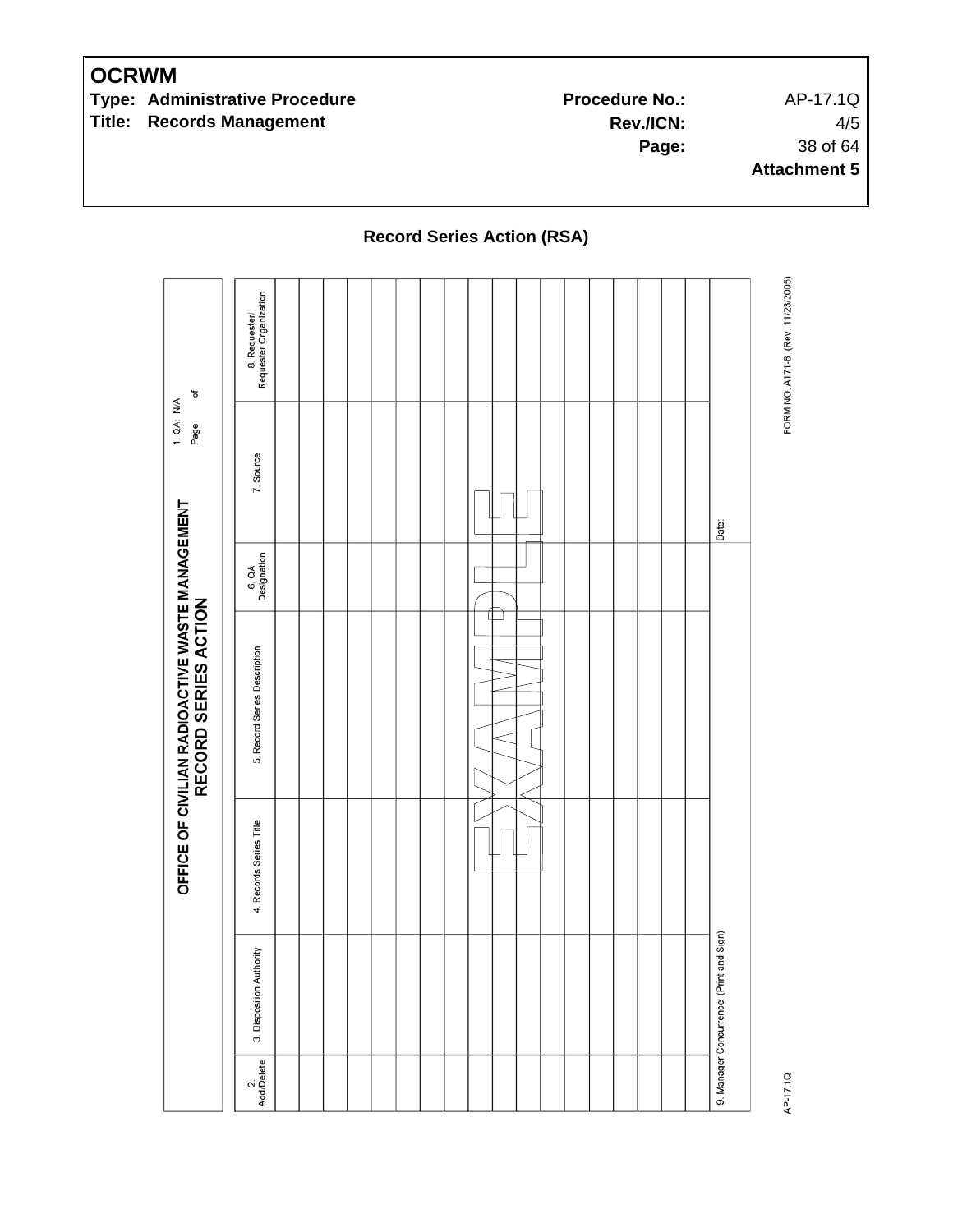**Attachment 5**

## Record Series Action (RSA)

**OFFICE OF CIVILIAN RADIOACTIVE WASTE MANAGEMENT**
**RECORD SERIES ACTION**

1. QA: N/A
Page of

| 2. Add/Delete | 3. Disposition Authority | 4. Records Series Title | 5. Record Series Description | 6. QA Designation | 7. Source | 8. Requester/ Requester Organization |
|---|---|---|---|---|---|---|
| | | | | | | |
| | | | | | | |
| | | | | | | |
| | | | | | | |
| | | | | | | |
| | | | | | | |
| | | | | | | |
| | | | | | | |
| | | | | | | |
| | | | | | | |
| | | | | | | |
| | | | | | | |
| | | | | | | |
| | | | | | | |
| | | | | | | |
| | | | | | | |
| | | | | | | |
| | | | | | | |

EXAMPLE

9. Manager Concurrence (Print and Sign) | Date:

AP-17.1Q | FORM NO. A171-8 (Rev. 11/23/2005)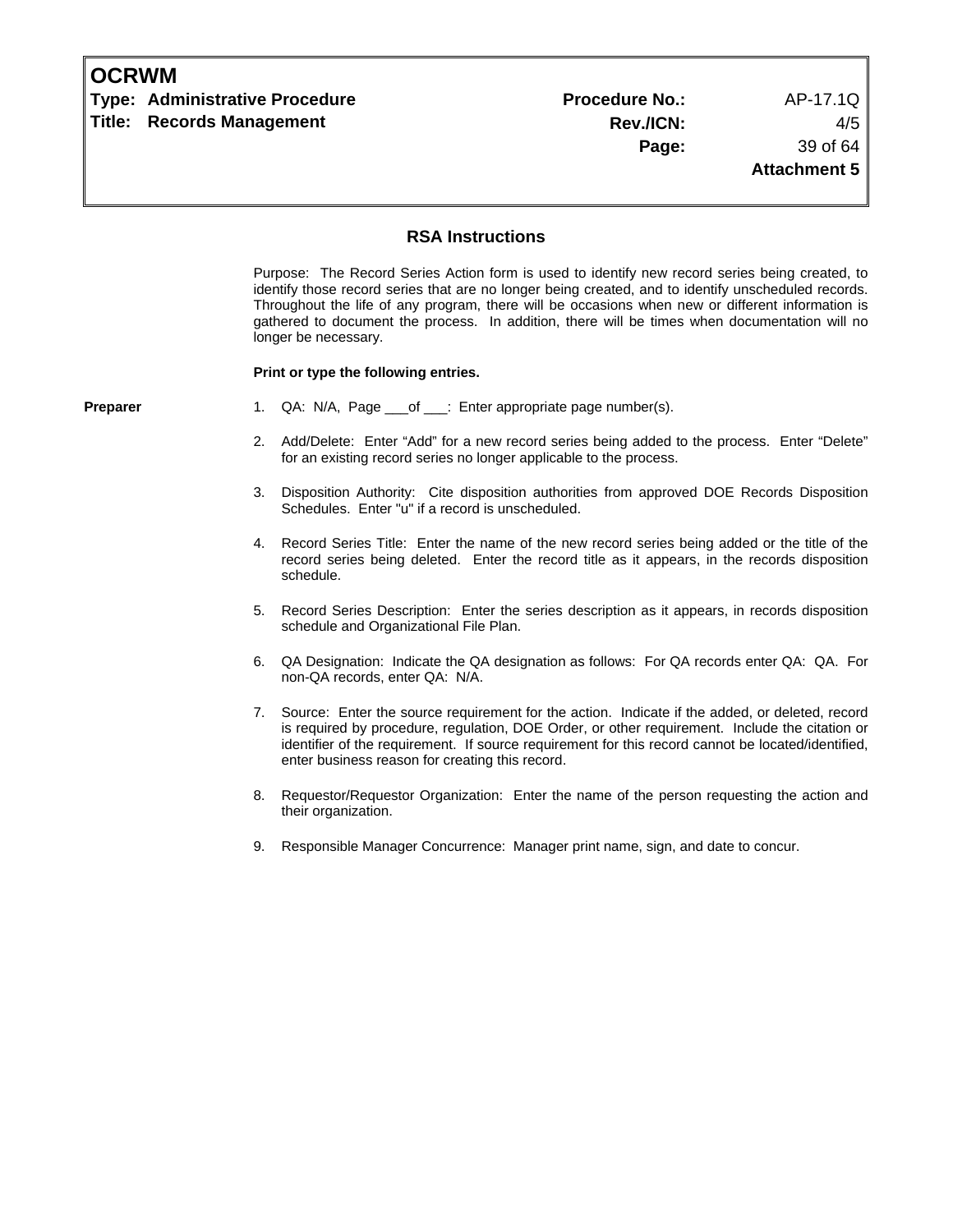## RSA Instructions

Purpose: The Record Series Action form is used to identify new record series being created, to identify those record series that are no longer being created, and to identify unscheduled records. Throughout the life of any program, there will be occasions when new or different information is gathered to document the process. In addition, there will be times when documentation will no longer be necessary.

**Print or type the following entries.**

**Preparer**

1. QA: N/A, Page ___of ___: Enter appropriate page number(s).

2. Add/Delete: Enter "Add" for a new record series being added to the process. Enter "Delete" for an existing record series no longer applicable to the process.

3. Disposition Authority: Cite disposition authorities from approved DOE Records Disposition Schedules. Enter "u" if a record is unscheduled.

4. Record Series Title: Enter the name of the new record series being added or the title of the record series being deleted. Enter the record title as it appears, in the records disposition schedule.

5. Record Series Description: Enter the series description as it appears, in records disposition schedule and Organizational File Plan.

6. QA Designation: Indicate the QA designation as follows: For QA records enter QA: QA. For non-QA records, enter QA: N/A.

7. Source: Enter the source requirement for the action. Indicate if the added, or deleted, record is required by procedure, regulation, DOE Order, or other requirement. Include the citation or identifier of the requirement. If source requirement for this record cannot be located/identified, enter business reason for creating this record.

8. Requestor/Requestor Organization: Enter the name of the person requesting the action and their organization.

9. Responsible Manager Concurrence: Manager print name, sign, and date to concur.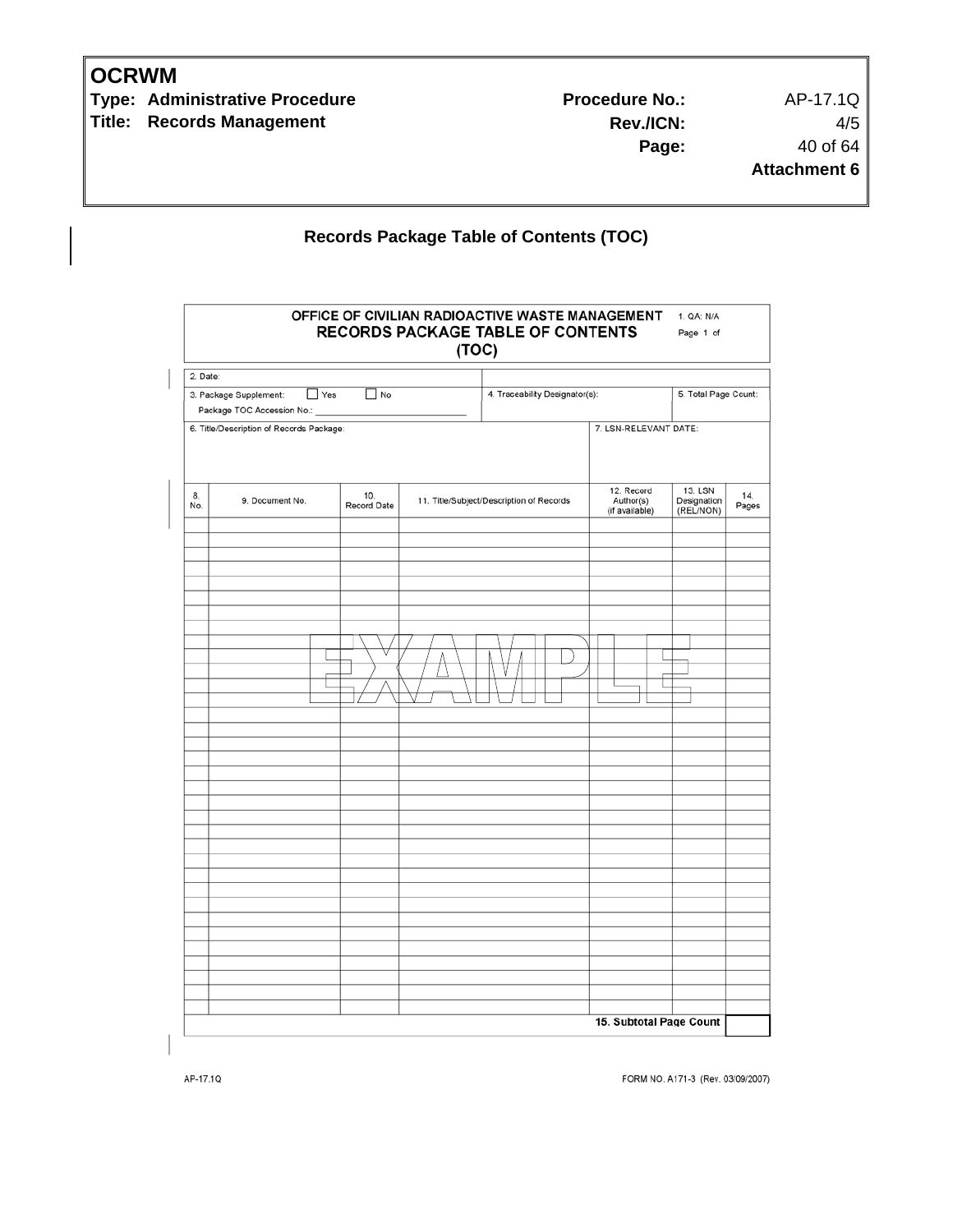**OCRWM**

**Type: Administrative Procedure** | **Procedure No.:** AP-17.1Q
**Title: Records Management** | **Rev./ICN:** 4/5
**Attachment 6**

## Records Package Table of Contents (TOC)

**OFFICE OF CIVILIAN RADIOACTIVE WASTE MANAGEMENT**
**RECORDS PACKAGE TABLE OF CONTENTS (TOC)**

1. QA: N/A

Page 1 of

| | |
|---|---|
| 2. Date: | |
| 3. Package Supplement: ☐ Yes ☐ No<br>Package TOC Accession No.: ____________ | 4. Traceability Designator(s): |
| 5. Total Page Count: | |
| 6. Title/Description of Records Package: | 7. LSN-RELEVANT DATE: |

| 8. No. | 9. Document No. | 10. Record Date | 11. Title/Subject/Description of Records | 12. Record Author(s) (if available) | 13. LSN Designation (REL/NON) | 14. Pages |
|---|---|---|---|---|---|---|
| | | | | | | |
| | | | | | | |
| | | | | | | |
| | | | | | | |
| | | | | | | |
| | | | | | | |
| | | | | | | |
| | | | | | | |
| | | | | | | |
| | | | | | | |
| | | | | | | |
| | | | | | | |
| | | | | | | |
| | | | | | | |
| | | | | | | |
| | | | | | | |
| | | | | | | |
| | | | | | | |
| | | | | | | |
| | | | | | | |
| | | | | | | |
| | | | | | | |
| | | | | | | |
| | | | | | | |
| | | | | | | |
| | | | | | | |
| | | | | | | |
| | | | | | | |
| | | | | | | |
| | | | | | | |
| | | | | | | |
| | | | | | | |
| | | | | | | |
| | | | | | | |
| | | | | | | |
| | | | | **15. Subtotal Page Count** | | |

EXAMPLE

AP-17.1Q

FORM NO. A171-3 (Rev. 03/09/2007)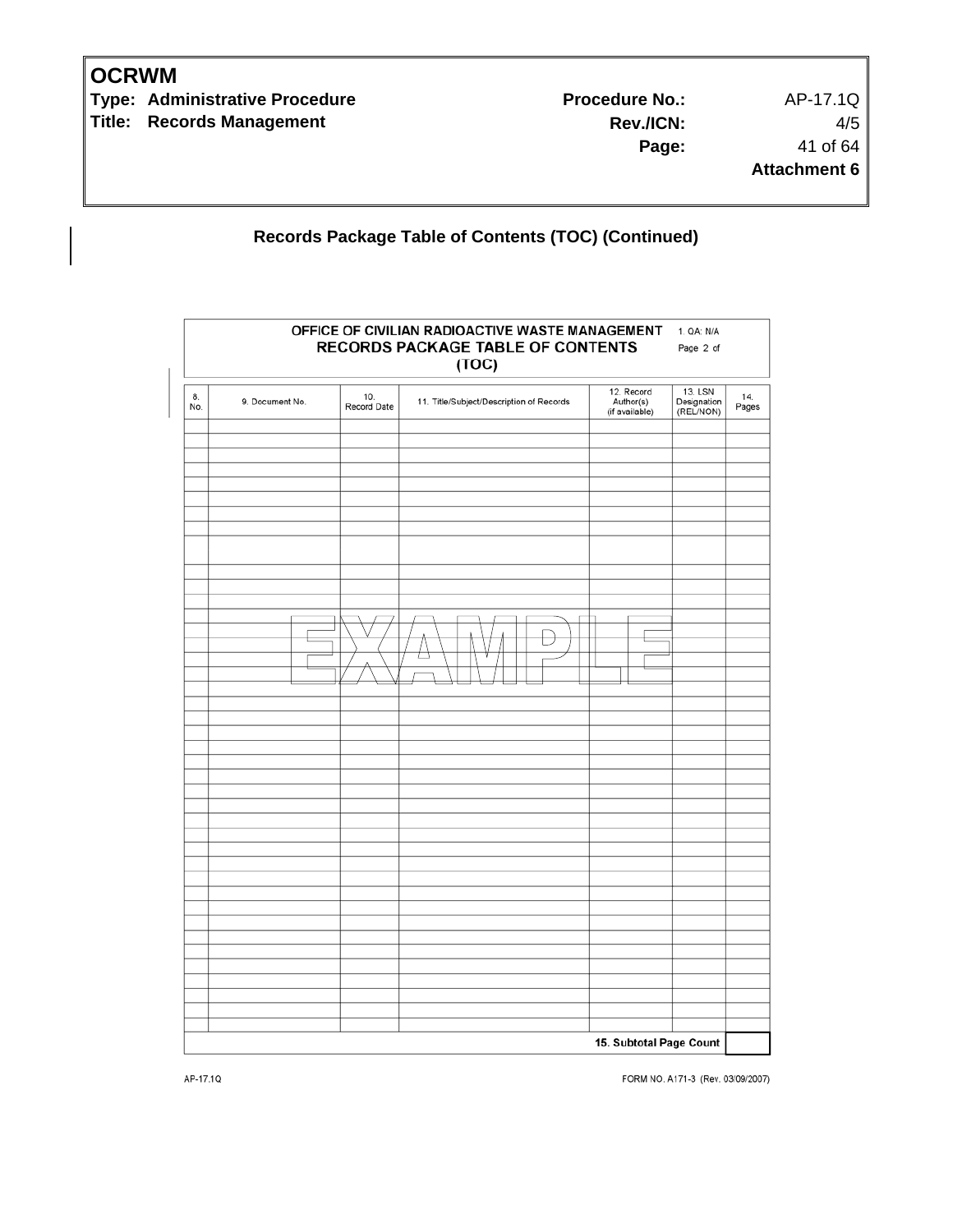**Records Package Table of Contents (TOC) (Continued)**

**OFFICE OF CIVILIAN RADIOACTIVE WASTE MANAGEMENT**
**RECORDS PACKAGE TABLE OF CONTENTS (TOC)**

1. QA: N/A

Page 2 of

| 8. No. | 9. Document No. | 10. Record Date | 11. Title/Subject/Description of Records | 12. Record Author(s) (if available) | 13. LSN Designation (REL/NON) | 14. Pages |
|---|---|---|---|---|---|---|
| | | | | | | |
| | | | | | | |
| | | | | | | |
| | | | | | | |
| | | | | | | |
| | | | | | | |
| | | | | | | |
| | | | | | | |
| | | | | | | |
| | | | | | | |
| | | | | | | |
| | | | | | | |
| | | | | | | |
| | | | | | | |
| | | | | | | |
| | | | | | | |
| | | | | | | |
| | | | | | | |
| | | | | | | |
| | | | | | | |
| | | | | | | |
| | | | | | | |
| | | | | | | |
| | | | | | | |
| | | | | | | |
| | | | | | | |
| | | | | | | |
| | | | | | | |
| | | | | | | |
| | | | | | | |
| | | | | | | |
| | | | | | | |
| | | | | | | |
| | | | | | | |
| | | | | | | |
| | | | | | | |
| | | | | | | |
| | | | | | | |
| | | | | | | |
| | | | | | | |
| | | | | | **15. Subtotal Page Count** | |

EXAMPLE

AP-17.1Q

FORM NO. A171-3 (Rev. 03/09/2007)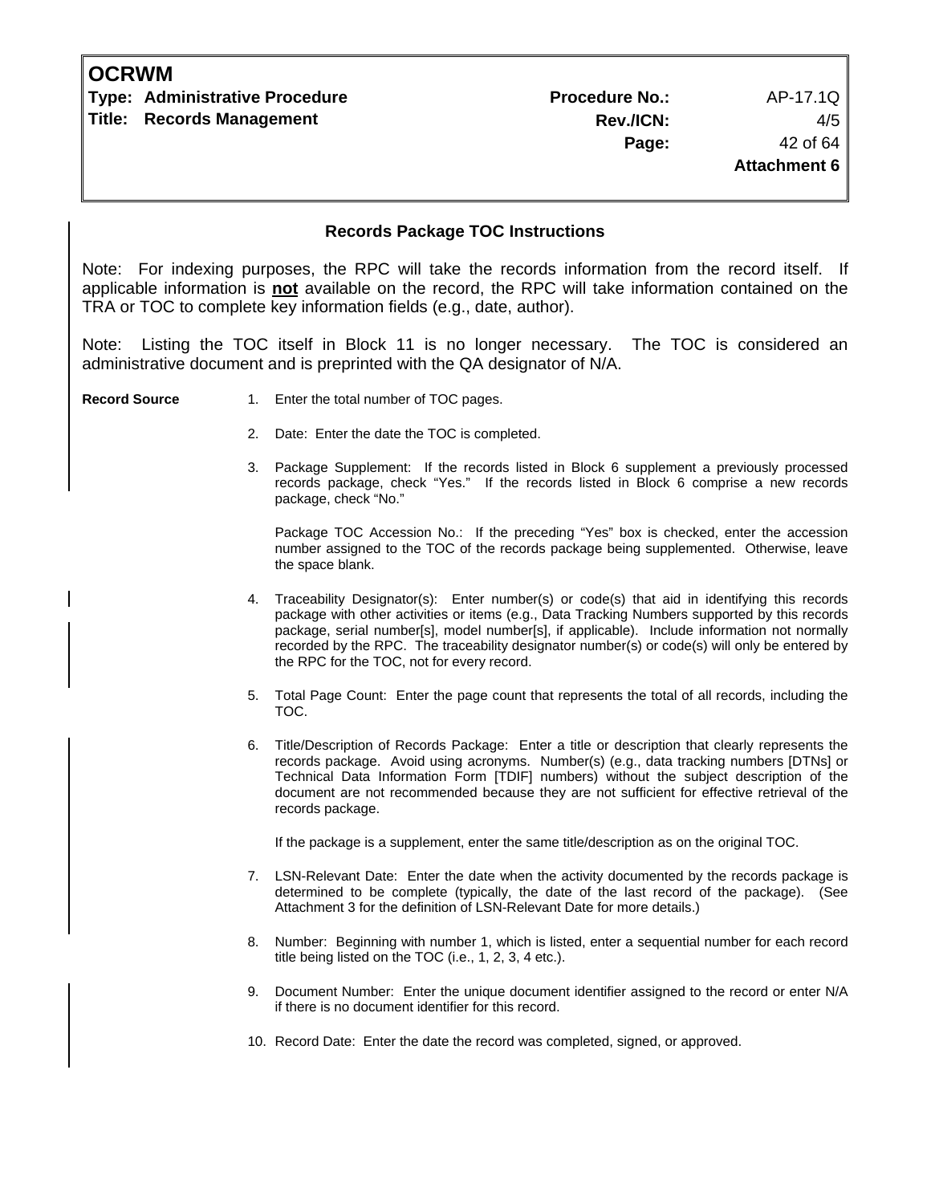## Records Package TOC Instructions

Note: For indexing purposes, the RPC will take the records information from the record itself. If applicable information is **not** available on the record, the RPC will take information contained on the TRA or TOC to complete key information fields (e.g., date, author).

Note: Listing the TOC itself in Block 11 is no longer necessary. The TOC is considered an administrative document and is preprinted with the QA designator of N/A.

**Record Source**

1. Enter the total number of TOC pages.

2. Date: Enter the date the TOC is completed.

3. Package Supplement: If the records listed in Block 6 supplement a previously processed records package, check "Yes." If the records listed in Block 6 comprise a new records package, check "No."

   Package TOC Accession No.: If the preceding "Yes" box is checked, enter the accession number assigned to the TOC of the records package being supplemented. Otherwise, leave the space blank.

4. Traceability Designator(s): Enter number(s) or code(s) that aid in identifying this records package with other activities or items (e.g., Data Tracking Numbers supported by this records package, serial number[s], model number[s], if applicable). Include information not normally recorded by the RPC. The traceability designator number(s) or code(s) will only be entered by the RPC for the TOC, not for every record.

5. Total Page Count: Enter the page count that represents the total of all records, including the TOC.

6. Title/Description of Records Package: Enter a title or description that clearly represents the records package. Avoid using acronyms. Number(s) (e.g., data tracking numbers [DTNs] or Technical Data Information Form [TDIF] numbers) without the subject description of the document are not recommended because they are not sufficient for effective retrieval of the records package.

   If the package is a supplement, enter the same title/description as on the original TOC.

7. LSN-Relevant Date: Enter the date when the activity documented by the records package is determined to be complete (typically, the date of the last record of the package). (See Attachment 3 for the definition of LSN-Relevant Date for more details.)

8. Number: Beginning with number 1, which is listed, enter a sequential number for each record title being listed on the TOC (i.e., 1, 2, 3, 4 etc.).

9. Document Number: Enter the unique document identifier assigned to the record or enter N/A if there is no document identifier for this record.

10. Record Date: Enter the date the record was completed, signed, or approved.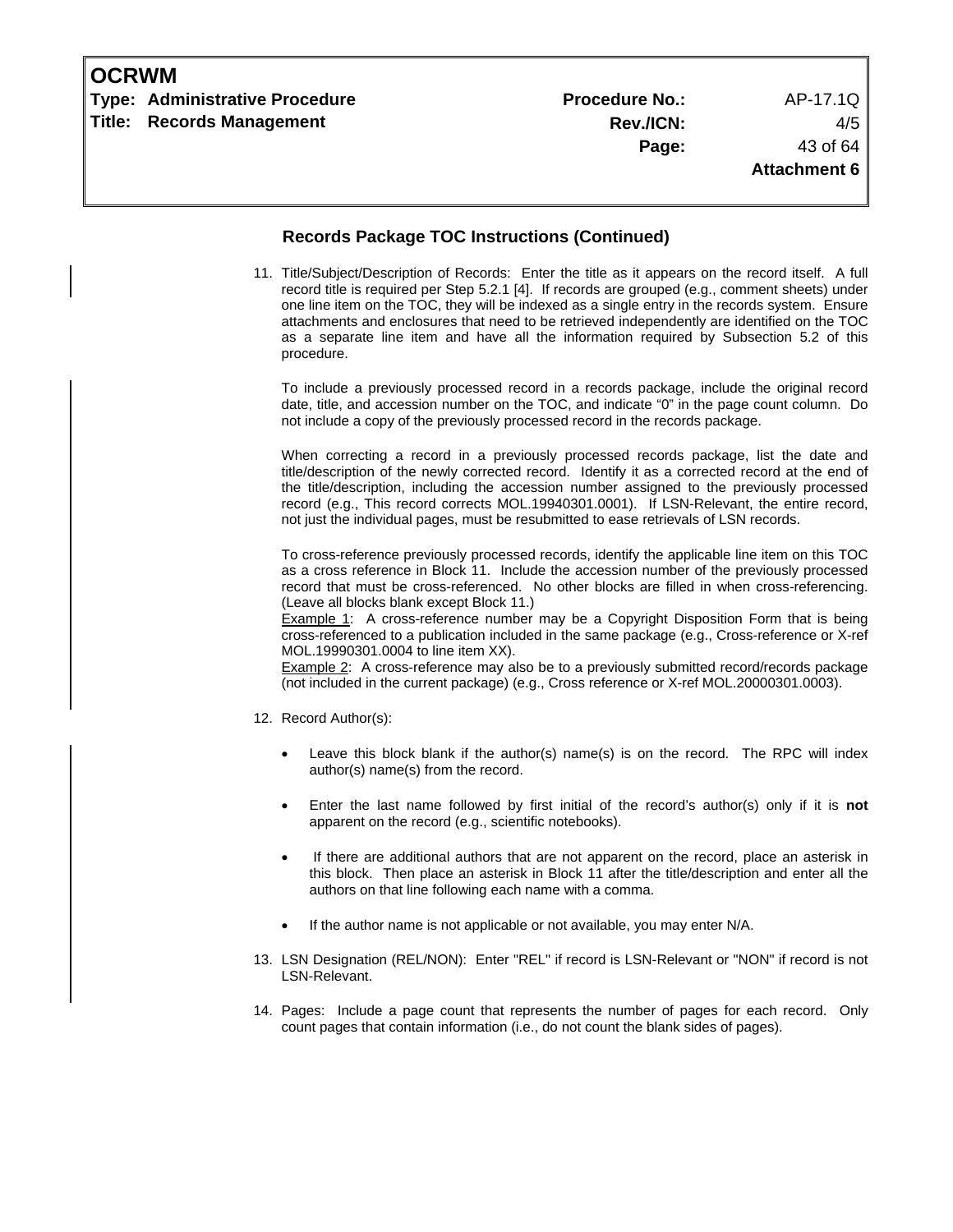## Records Package TOC Instructions (Continued)

11. Title/Subject/Description of Records: Enter the title as it appears on the record itself. A full record title is required per Step 5.2.1 [4]. If records are grouped (e.g., comment sheets) under one line item on the TOC, they will be indexed as a single entry in the records system. Ensure attachments and enclosures that need to be retrieved independently are identified on the TOC as a separate line item and have all the information required by Subsection 5.2 of this procedure.

    To include a previously processed record in a records package, include the original record date, title, and accession number on the TOC, and indicate "0" in the page count column. Do not include a copy of the previously processed record in the records package.

    When correcting a record in a previously processed records package, list the date and title/description of the newly corrected record. Identify it as a corrected record at the end of the title/description, including the accession number assigned to the previously processed record (e.g., This record corrects MOL.19940301.0001). If LSN-Relevant, the entire record, not just the individual pages, must be resubmitted to ease retrievals of LSN records.

    To cross-reference previously processed records, identify the applicable line item on this TOC as a cross reference in Block 11. Include the accession number of the previously processed record that must be cross-referenced. No other blocks are filled in when cross-referencing. (Leave all blocks blank except Block 11.)
    Example 1: A cross-reference number may be a Copyright Disposition Form that is being cross-referenced to a publication included in the same package (e.g., Cross-reference or X-ref MOL.19990301.0004 to line item XX).
    Example 2: A cross-reference may also be to a previously submitted record/records package (not included in the current package) (e.g., Cross reference or X-ref MOL.20000301.0003).

12. Record Author(s):

    - Leave this block blank if the author(s) name(s) is on the record. The RPC will index author(s) name(s) from the record.

    - Enter the last name followed by first initial of the record's author(s) only if it is **not** apparent on the record (e.g., scientific notebooks).

    - If there are additional authors that are not apparent on the record, place an asterisk in this block. Then place an asterisk in Block 11 after the title/description and enter all the authors on that line following each name with a comma.

    - If the author name is not applicable or not available, you may enter N/A.

13. LSN Designation (REL/NON): Enter "REL" if record is LSN-Relevant or "NON" if record is not LSN-Relevant.

14. Pages: Include a page count that represents the number of pages for each record. Only count pages that contain information (i.e., do not count the blank sides of pages).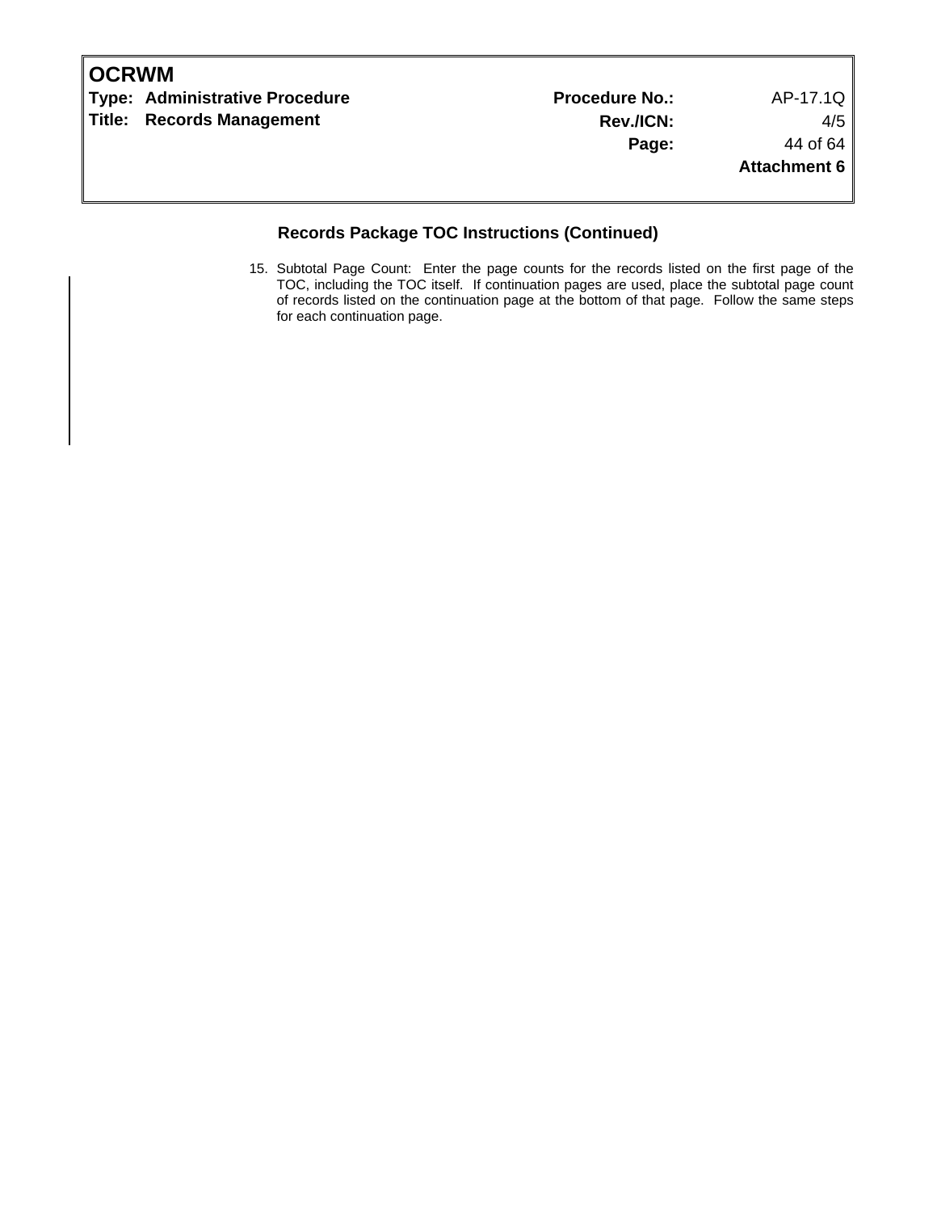## Records Package TOC Instructions (Continued)

15. Subtotal Page Count: Enter the page counts for the records listed on the first page of the TOC, including the TOC itself. If continuation pages are used, place the subtotal page count of records listed on the continuation page at the bottom of that page. Follow the same steps for each continuation page.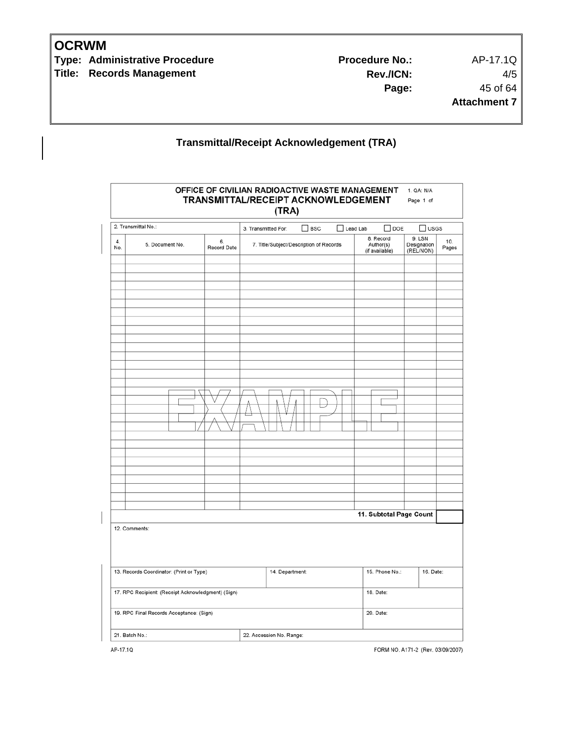# Transmittal/Receipt Acknowledgement (TRA)

**OFFICE OF CIVILIAN RADIOACTIVE WASTE MANAGEMENT**
**TRANSMITTAL/RECEIPT ACKNOWLEDGEMENT (TRA)**

1. QA: N/A

Page 1 of

2. Transmittal No.:

3. Transmitted For: ☐ BSC ☐ Lead Lab ☐ DOE ☐ USGS

| 4. No. | 5. Document No. | 6. Record Date | 7. Title/Subject/Description of Records | 8. Record Author(s) (if available) | 9. LSN Designation (REL/NON) | 10. Pages |
|---|---|---|---|---|---|---|
| | | | | | | |
| | | | | | | |
| | | | | | | |
| | | | | | | |
| | | | | | | |
| | | | | | | |
| | | | | | | |
| | | | | | | |
| | | | | | | |
| | | | | | | |
| | | | | | | |
| | | | | | | |
| | | | | | | |
| | | | | | | |
| | | | | | | |
| | | | | | | |
| | | | | | | |
| | | | | | | |
| | | | | | | |
| | | | | | | |
| | | | | | | |
| | | | | | | |
| | | | | | | |
| | | | | | | |
| | | | | | | |
| | | | | | | |
| | | | | | | |
| | | | | | | |
| | | | | | | |
| | | | | | **11. Subtotal Page Count** | |

EXAMPLE

12. Comments:

| 13. Records Coordinator: (Print or Type) | 14. Department: | 15. Phone No.: | 16. Date: |
|---|---|---|---|
| 17. RPC Recipient: (Receipt Acknowledgment) (Sign) | | 18. Date: | |
| 19. RPC Final Records Acceptance: (Sign) | | 20. Date: | |
| 21. Batch No.: | 22. Accession No. Range: | | |

AP-17.1Q FORM NO. A171-2 (Rev. 03/09/2007)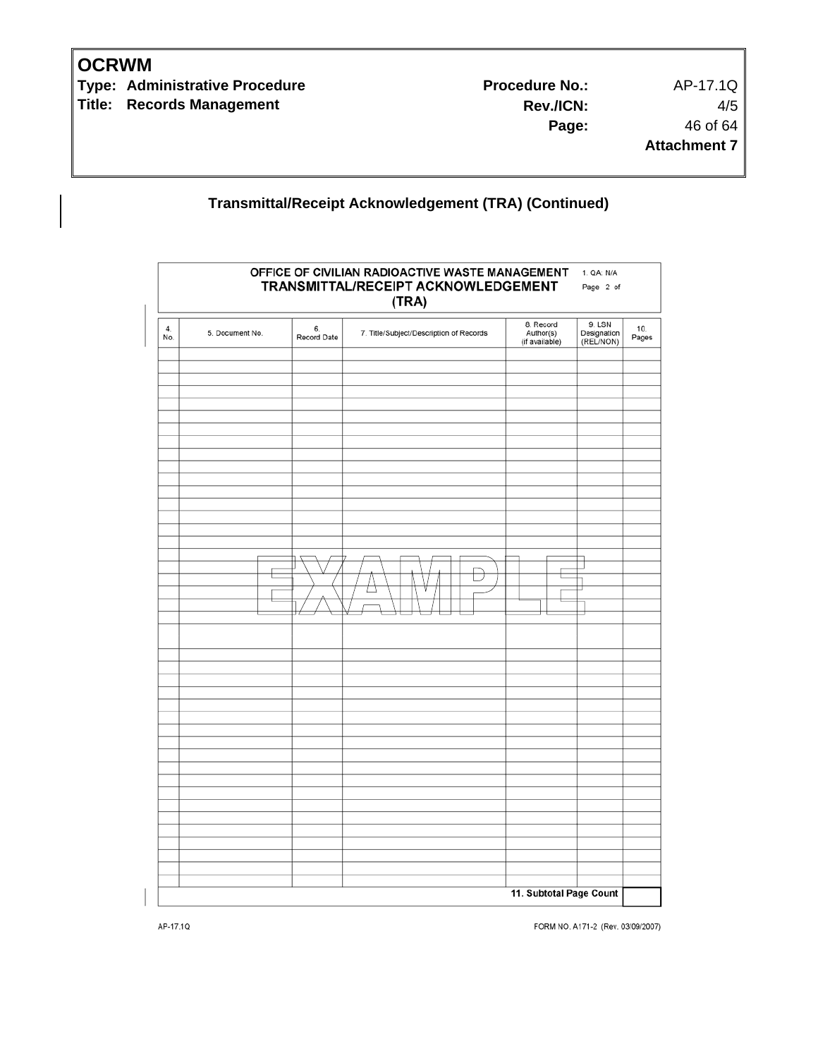## Transmittal/Receipt Acknowledgement (TRA) (Continued)

**OFFICE OF CIVILIAN RADIOACTIVE WASTE MANAGEMENT**
**TRANSMITTAL/RECEIPT ACKNOWLEDGEMENT (TRA)**

1. QA: N/A

Page 2 of

| 4. No. | 5. Document No. | 6. Record Date | 7. Title/Subject/Description of Records | 8. Record Author(s) (if available) | 9. LSN Designation (REL/NON) | 10. Pages |
|---|---|---|---|---|---|---|
| | | | | | | |
| | | | | | | |
| | | | | | | |
| | | | | | | |
| | | | | | | |
| | | | | | | |
| | | | | | | |
| | | | | | | |
| | | | | | | |
| | | | | | | |
| | | | | | | |
| | | | | | | |
| | | | | | | |
| | | | | | | |
| | | | | | | |
| | | | | | | |
| | | | | | | |
| | | | | | | |
| | | | | | | |
| | | | | | | |
| | | | | | | |
| | | | | | | |
| | | | | | | |
| | | | | | | |
| | | | | | | |
| | | | | | | |
| | | | | | | |
| | | | | | | |
| | | | | | | |
| | | | | | | |
| | | | | | | |
| | | | | | | |
| | | | | | | |
| | | | | | | |
| | | | | | | |
| | | | | | | |
| | | | | | | |
| | | | | | | |
| | | | | | | |
| | | | | 11. Subtotal Page Count | | |

EXAMPLE

AP-17.1Q FORM NO. A171-2 (Rev. 03/09/2007)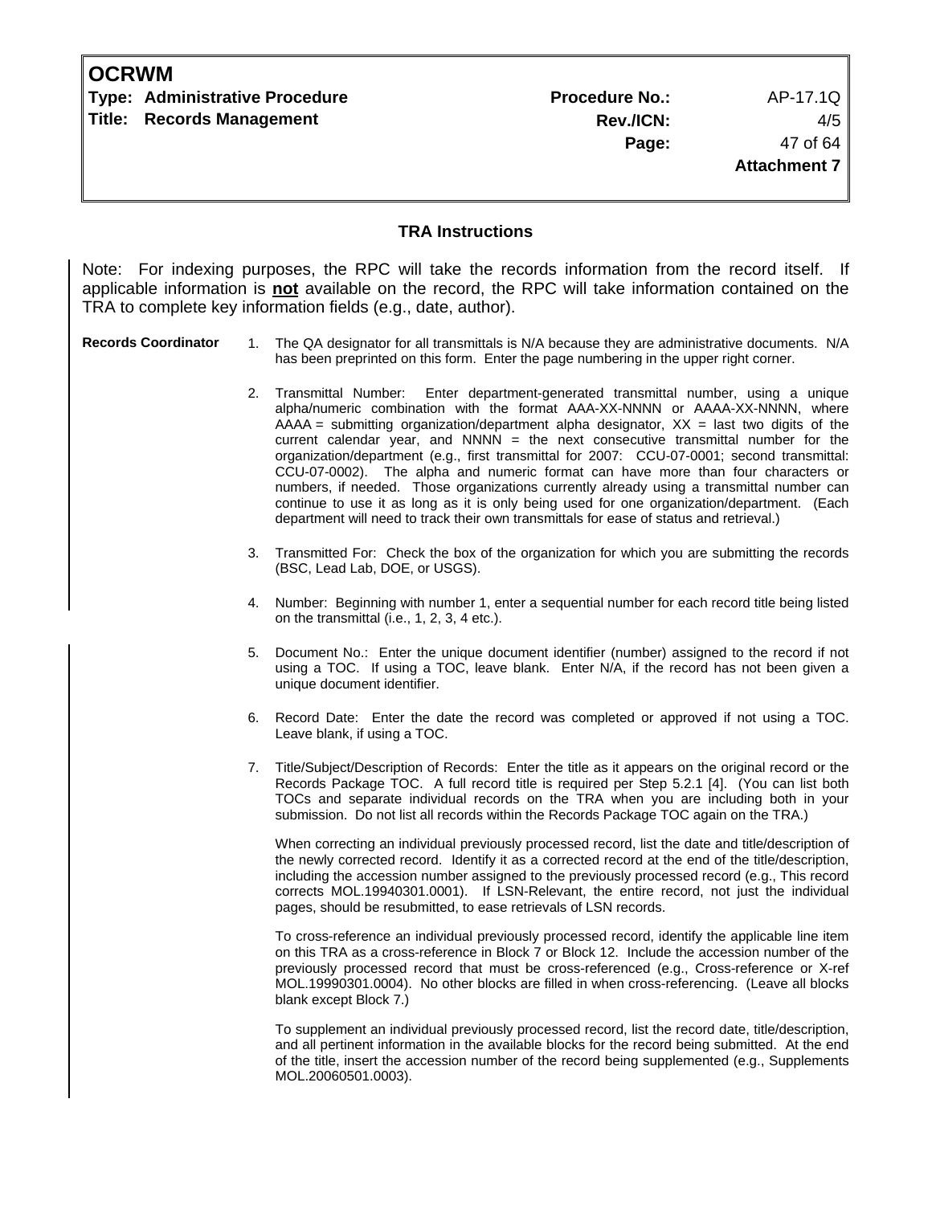## TRA Instructions

Note: For indexing purposes, the RPC will take the records information from the record itself. If applicable information is **not** available on the record, the RPC will take information contained on the TRA to complete key information fields (e.g., date, author).

**Records Coordinator**

1. The QA designator for all transmittals is N/A because they are administrative documents. N/A has been preprinted on this form. Enter the page numbering in the upper right corner.

2. Transmittal Number: Enter department-generated transmittal number, using a unique alpha/numeric combination with the format AAA-XX-NNNN or AAAA-XX-NNNN, where AAAA = submitting organization/department alpha designator, XX = last two digits of the current calendar year, and NNNN = the next consecutive transmittal number for the organization/department (e.g., first transmittal for 2007: CCU-07-0001; second transmittal: CCU-07-0002). The alpha and numeric format can have more than four characters or numbers, if needed. Those organizations currently already using a transmittal number can continue to use it as long as it is only being used for one organization/department. (Each department will need to track their own transmittals for ease of status and retrieval.)

3. Transmitted For: Check the box of the organization for which you are submitting the records (BSC, Lead Lab, DOE, or USGS).

4. Number: Beginning with number 1, enter a sequential number for each record title being listed on the transmittal (i.e., 1, 2, 3, 4 etc.).

5. Document No.: Enter the unique document identifier (number) assigned to the record if not using a TOC. If using a TOC, leave blank. Enter N/A, if the record has not been given a unique document identifier.

6. Record Date: Enter the date the record was completed or approved if not using a TOC. Leave blank, if using a TOC.

7. Title/Subject/Description of Records: Enter the title as it appears on the original record or the Records Package TOC. A full record title is required per Step 5.2.1 [4]. (You can list both TOCs and separate individual records on the TRA when you are including both in your submission. Do not list all records within the Records Package TOC again on the TRA.)

   When correcting an individual previously processed record, list the date and title/description of the newly corrected record. Identify it as a corrected record at the end of the title/description, including the accession number assigned to the previously processed record (e.g., This record corrects MOL.19940301.0001). If LSN-Relevant, the entire record, not just the individual pages, should be resubmitted, to ease retrievals of LSN records.

   To cross-reference an individual previously processed record, identify the applicable line item on this TRA as a cross-reference in Block 7 or Block 12. Include the accession number of the previously processed record that must be cross-referenced (e.g., Cross-reference or X-ref MOL.19990301.0004). No other blocks are filled in when cross-referencing. (Leave all blocks blank except Block 7.)

   To supplement an individual previously processed record, list the record date, title/description, and all pertinent information in the available blocks for the record being submitted. At the end of the title, insert the accession number of the record being supplemented (e.g., Supplements MOL.20060501.0003).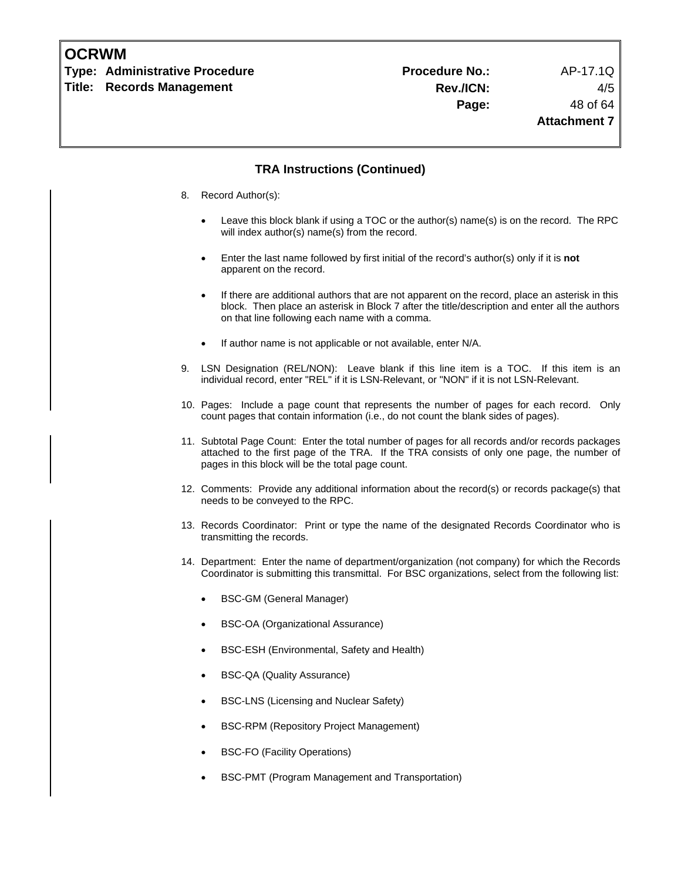## TRA Instructions (Continued)

8. Record Author(s):

   - Leave this block blank if using a TOC or the author(s) name(s) is on the record. The RPC will index author(s) name(s) from the record.
   - Enter the last name followed by first initial of the record's author(s) only if it is **not** apparent on the record.
   - If there are additional authors that are not apparent on the record, place an asterisk in this block. Then place an asterisk in Block 7 after the title/description and enter all the authors on that line following each name with a comma.
   - If author name is not applicable or not available, enter N/A.

9. LSN Designation (REL/NON): Leave blank if this line item is a TOC. If this item is an individual record, enter "REL" if it is LSN-Relevant, or "NON" if it is not LSN-Relevant.

10. Pages: Include a page count that represents the number of pages for each record. Only count pages that contain information (i.e., do not count the blank sides of pages).

11. Subtotal Page Count: Enter the total number of pages for all records and/or records packages attached to the first page of the TRA. If the TRA consists of only one page, the number of pages in this block will be the total page count.

12. Comments: Provide any additional information about the record(s) or records package(s) that needs to be conveyed to the RPC.

13. Records Coordinator: Print or type the name of the designated Records Coordinator who is transmitting the records.

14. Department: Enter the name of department/organization (not company) for which the Records Coordinator is submitting this transmittal. For BSC organizations, select from the following list:

   - BSC-GM (General Manager)
   - BSC-OA (Organizational Assurance)
   - BSC-ESH (Environmental, Safety and Health)
   - BSC-QA (Quality Assurance)
   - BSC-LNS (Licensing and Nuclear Safety)
   - BSC-RPM (Repository Project Management)
   - BSC-FO (Facility Operations)
   - BSC-PMT (Program Management and Transportation)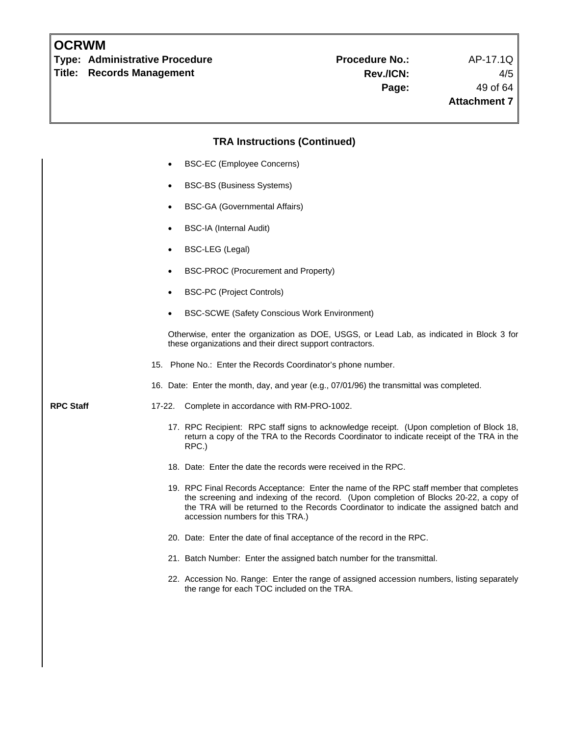## TRA Instructions (Continued)

- BSC-EC (Employee Concerns)
- BSC-BS (Business Systems)
- BSC-GA (Governmental Affairs)
- BSC-IA (Internal Audit)
- BSC-LEG (Legal)
- BSC-PROC (Procurement and Property)
- BSC-PC (Project Controls)
- BSC-SCWE (Safety Conscious Work Environment)

Otherwise, enter the organization as DOE, USGS, or Lead Lab, as indicated in Block 3 for these organizations and their direct support contractors.

15. Phone No.: Enter the Records Coordinator's phone number.

16. Date: Enter the month, day, and year (e.g., 07/01/96) the transmittal was completed.

**RPC Staff**

17-22. Complete in accordance with RM-PRO-1002.

17. RPC Recipient: RPC staff signs to acknowledge receipt. (Upon completion of Block 18, return a copy of the TRA to the Records Coordinator to indicate receipt of the TRA in the RPC.)

18. Date: Enter the date the records were received in the RPC.

19. RPC Final Records Acceptance: Enter the name of the RPC staff member that completes the screening and indexing of the record. (Upon completion of Blocks 20-22, a copy of the TRA will be returned to the Records Coordinator to indicate the assigned batch and accession numbers for this TRA.)

20. Date: Enter the date of final acceptance of the record in the RPC.

21. Batch Number: Enter the assigned batch number for the transmittal.

22. Accession No. Range: Enter the range of assigned accession numbers, listing separately the range for each TOC included on the TRA.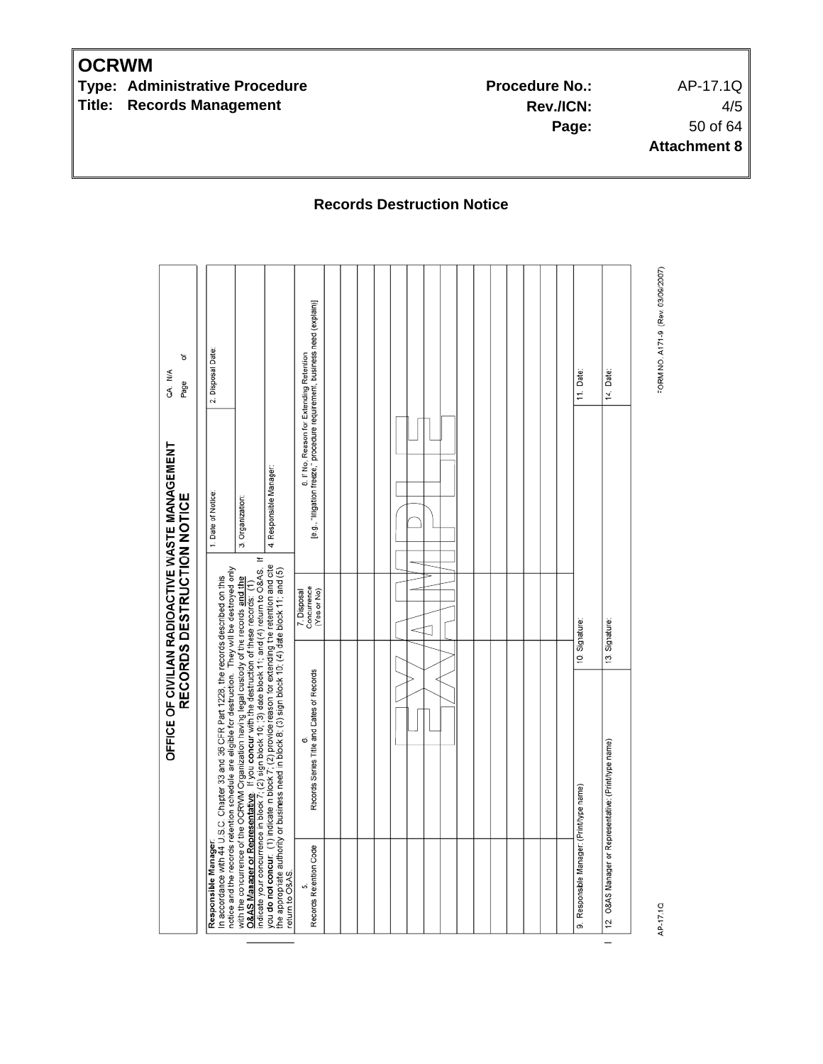**Records Destruction Notice**

## OFFICE OF CIVILIAN RADIOACTIVE WASTE MANAGEMENT RECORDS DESTRUCTION NOTICE

QA: N/A

Page of

**Responsible Manager**:
In accordance with 44 U.S.C. Chapter 33 and 36 CFR Part 1228, the records described on this notice and the records retention schedule are eligible for destruction. They will be destroyed only with the concurrence of the OCRWM Organization having legal custody of the records **and the O&AS Manager or Representative**. If you **concur** with the destruction of these records: (1) indicate your concurrence in block 7; (2) sign block 10; (3) date block 11; and (4) return to O&AS. If you **do not concur**: (1) indicate in block 7; (2) provide reason for extending the retention and cite the appropriate authority or business need in block 8; (3) sign block 10; (4) date block 11; and (5) return to O&AS.

| 1. Date of Notice: | 2. Disposal Date: |
|---|---|
| 3. Organization: | |
| 4. Responsible Manager: | |

| 5. Records Retention Code | 6. Records Series Title and Dates of Records | 7. Disposal Concurrence (Yes or No) | 8. If No, Reason for Extending Retention [e.g., "litigation freeze," procedure requirement, business need (explain)] |
|---|---|---|---|
| | | | |
| | | | |
| | | | |
| | | | |
| | | | |
| | | | |
| | | | |
| | | | |
| | | | |
| | | | |
| | | | |
| | | | |
| | | | |
| | | | |
| | | | |
| | | | |

EXAMPLE

| 9. Responsible Manager: (Print/type name) | 10. Signature: | 11. Date: |
|---|---|---|
| 12. O&AS Manager or Representative: (Print/type name) | 13. Signature: | 14. Date: |

AP-17.1Q

FORM NO. A171-9 (Rev. 03/06/2007)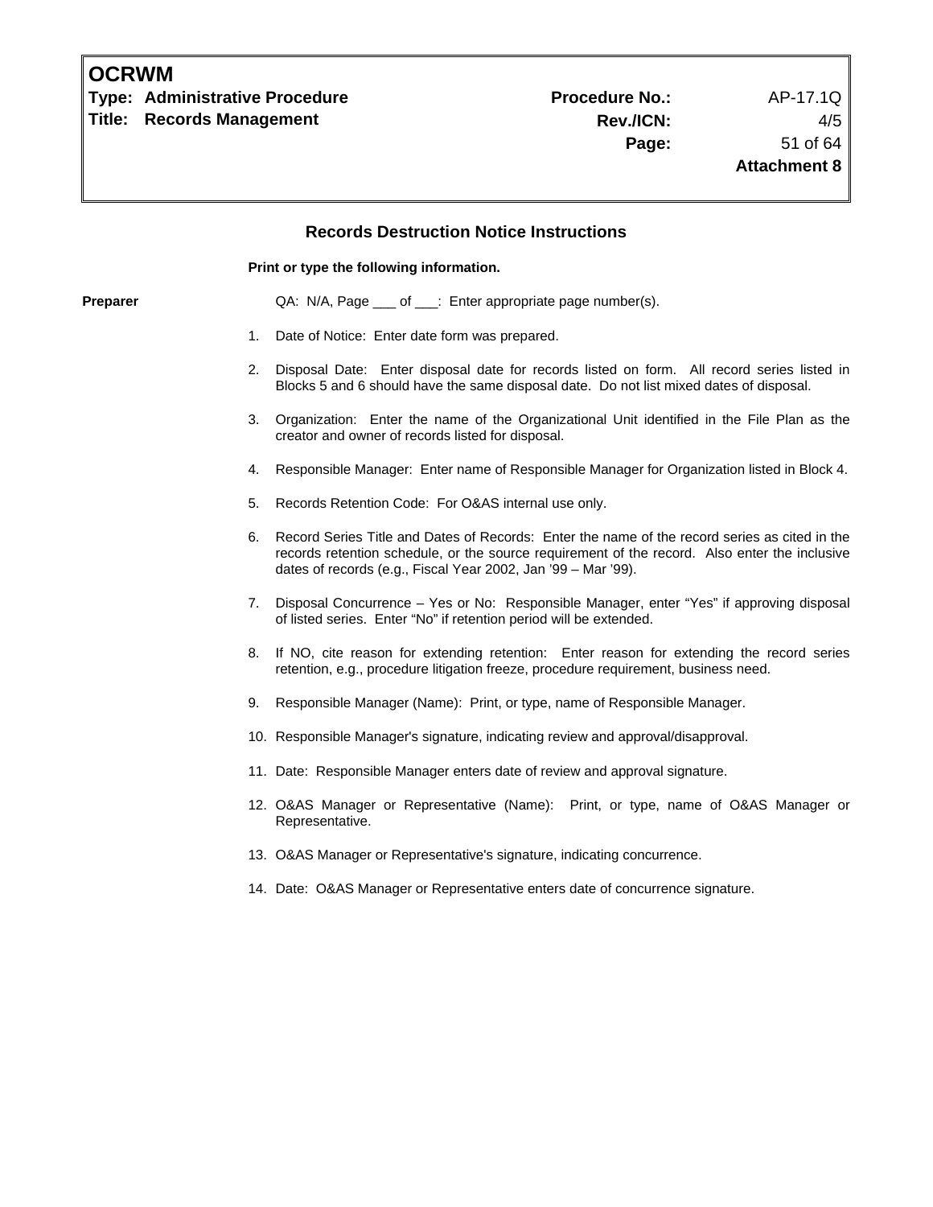## Records Destruction Notice Instructions

**Print or type the following information.**

**Prearer**

QA: N/A, Page ___ of ___: Enter appropriate page number(s).

1. Date of Notice: Enter date form was prepared.
2. Disposal Date: Enter disposal date for records listed on form. All record series listed in Blocks 5 and 6 should have the same disposal date. Do not list mixed dates of disposal.
3. Organization: Enter the name of the Organizational Unit identified in the File Plan as the creator and owner of records listed for disposal.
4. Responsible Manager: Enter name of Responsible Manager for Organization listed in Block 4.
5. Records Retention Code: For O&AS internal use only.
6. Record Series Title and Dates of Records: Enter the name of the record series as cited in the records retention schedule, or the source requirement of the record. Also enter the inclusive dates of records (e.g., Fiscal Year 2002, Jan '99 – Mar '99).
7. Disposal Concurrence – Yes or No: Responsible Manager, enter "Yes" if approving disposal of listed series. Enter "No" if retention period will be extended.
8. If NO, cite reason for extending retention: Enter reason for extending the record series retention, e.g., procedure litigation freeze, procedure requirement, business need.
9. Responsible Manager (Name): Print, or type, name of Responsible Manager.
10. Responsible Manager's signature, indicating review and approval/disapproval.
11. Date: Responsible Manager enters date of review and approval signature.
12. O&AS Manager or Representative (Name): Print, or type, name of O&AS Manager or Representative.
13. O&AS Manager or Representative's signature, indicating concurrence.
14. Date: O&AS Manager or Representative enters date of concurrence signature.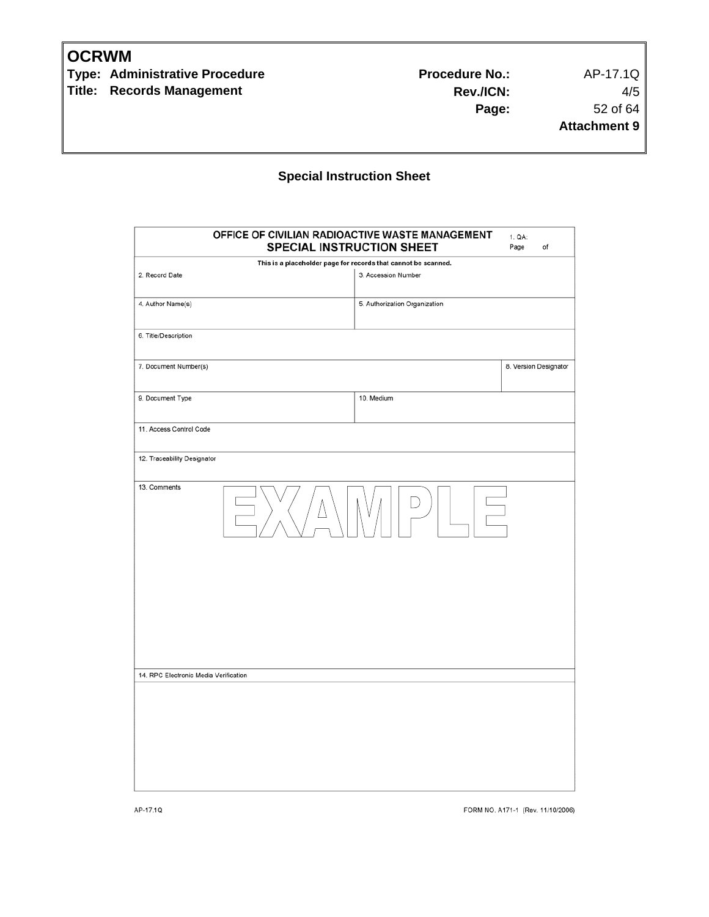## Special Instruction Sheet

| OFFICE OF CIVILIAN RADIOACTIVE WASTE MANAGEMENT SPECIAL INSTRUCTION SHEET | | 1. QA: Page of |
|---|---|---|
| This is a placeholder page for records that cannot be scanned. | | |
| 2. Record Date | 3. Accession Number | |
| 4. Author Name(s) | 5. Authorization Organization | |
| 6. Title/Description | | |
| 7. Document Number(s) | | 8. Version Designator |
| 9. Document Type | 10. Medium | |
| 11. Access Control Code | | |
| 12. Traceability Designator | | |
| 13. Comments EXAMPLE | | |
| 14. RPC Electronic Media Verification | | |

AP-17.1Q FORM NO. A171-1 (Rev. 11/10/2006)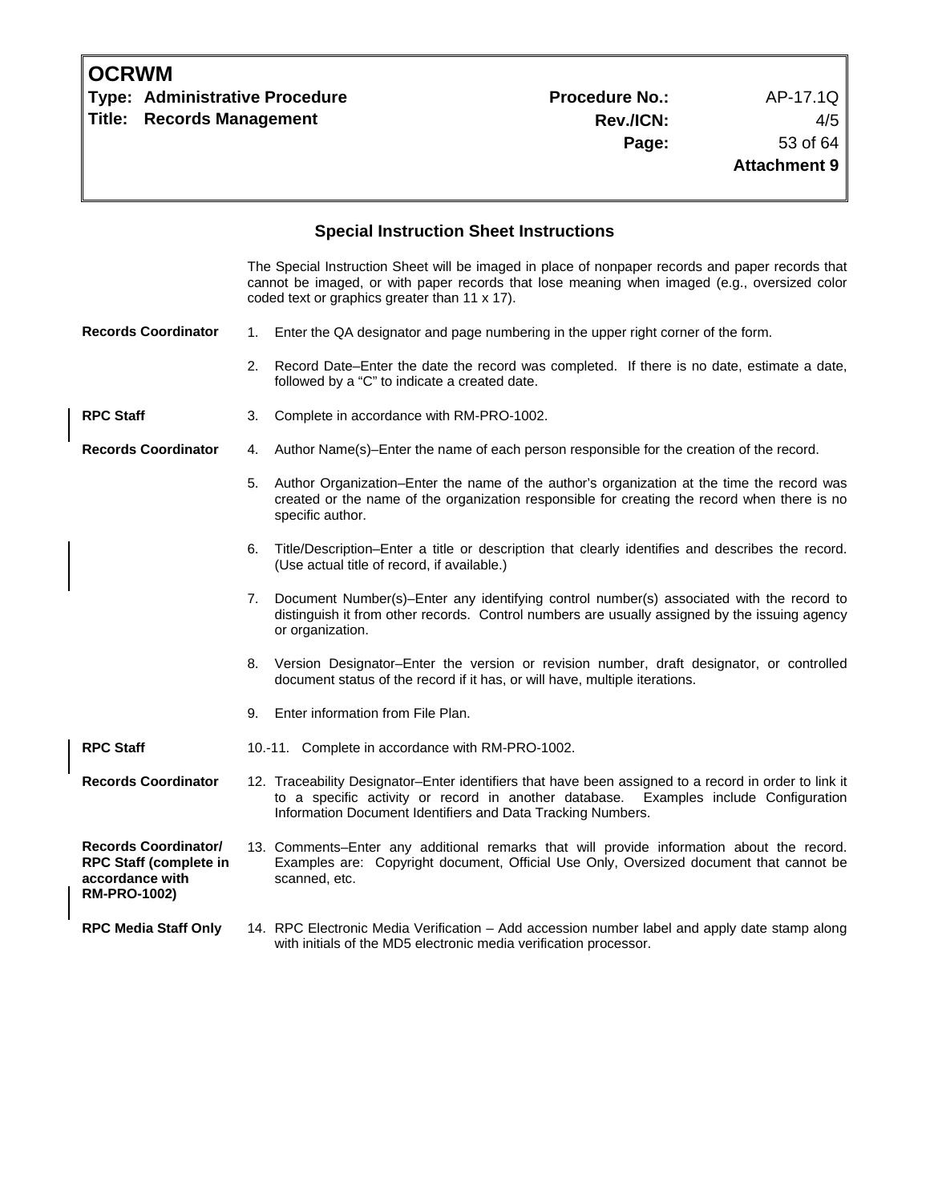## Special Instruction Sheet Instructions

The Special Instruction Sheet will be imaged in place of nonpaper records and paper records that cannot be imaged, or with paper records that lose meaning when imaged (e.g., oversized color coded text or graphics greater than 11 x 17).

**Records Coordinator**

1. Enter the QA designator and page numbering in the upper right corner of the form.
2. Record Date–Enter the date the record was completed. If there is no date, estimate a date, followed by a "C" to indicate a created date.

**RPC Staff**

3. Complete in accordance with RM-PRO-1002.

**Records Coordinator**

4. Author Name(s)–Enter the name of each person responsible for the creation of the record.
5. Author Organization–Enter the name of the author's organization at the time the record was created or the name of the organization responsible for creating the record when there is no specific author.
6. Title/Description–Enter a title or description that clearly identifies and describes the record. (Use actual title of record, if available.)
7. Document Number(s)–Enter any identifying control number(s) associated with the record to distinguish it from other records. Control numbers are usually assigned by the issuing agency or organization.
8. Version Designator–Enter the version or revision number, draft designator, or controlled document status of the record if it has, or will have, multiple iterations.
9. Enter information from File Plan.

**RPC Staff**

10.-11. Complete in accordance with RM-PRO-1002.

**Records Coordinator**

12. Traceability Designator–Enter identifiers that have been assigned to a record in order to link it to a specific activity or record in another database. Examples include Configuration Information Document Identifiers and Data Tracking Numbers.

**Records Coordinator/ RPC Staff (complete in accordance with RM-PRO-1002)**

13. Comments–Enter any additional remarks that will provide information about the record. Examples are: Copyright document, Official Use Only, Oversized document that cannot be scanned, etc.

**RPC Media Staff Only**

14. RPC Electronic Media Verification – Add accession number label and apply date stamp along with initials of the MD5 electronic media verification processor.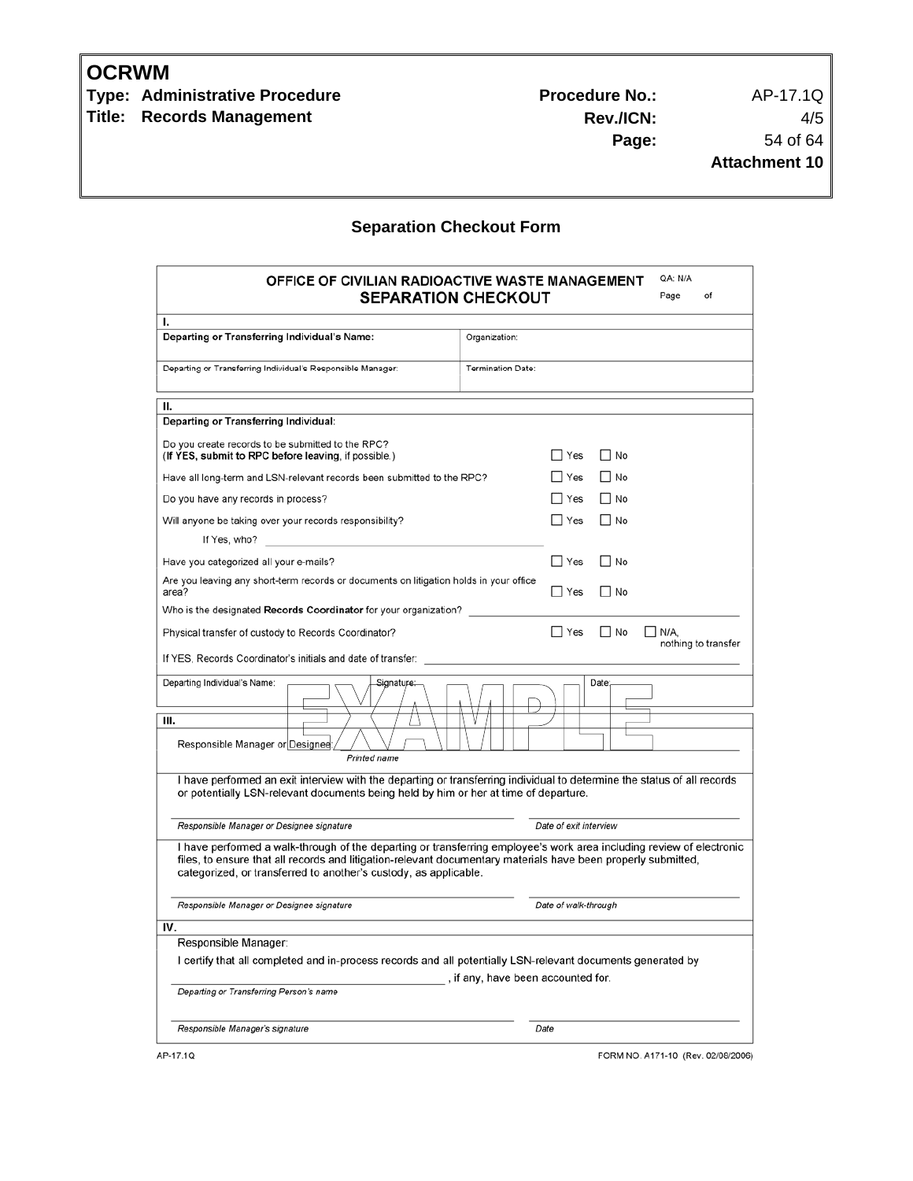## Separation Checkout Form

**OFFICE OF CIVILIAN RADIOACTIVE WASTE MANAGEMENT**
**SEPARATION CHECKOUT**

QA: N/A
Page of

**I.**

| Departing or Transferring Individual's Name: | Organization: |
|---|---|
| Departing or Transferring Individual's Responsible Manager: | Termination Date: |

**II.**

**Departing or Transferring Individual:**

| Question | Yes | No | |
|---|---|---|---|
| Do you create records to be submitted to the RPC? (**If YES, submit to RPC before leaving**, if possible.) | ☐ Yes | ☐ No | |
| Have all long-term and LSN-relevant records been submitted to the RPC? | ☐ Yes | ☐ No | |
| Do you have any records in process? | ☐ Yes | ☐ No | |
| Will anyone be taking over your records responsibility? | ☐ Yes | ☐ No | |
| If Yes, who? ______________________ | | | |
| Have you categorized all your e-mails? | ☐ Yes | ☐ No | |
| Are you leaving any short-term records or documents on litigation holds in your office area? | ☐ Yes | ☐ No | |
| Who is the designated **Records Coordinator** for your organization? ______________________ | | | |
| Physical transfer of custody to Records Coordinator? | ☐ Yes | ☐ No | ☐ N/A, nothing to transfer |
| If YES, Records Coordinator's initials and date of transfer: ______________________ | | | |

Departing Individual's Name: ____________ Signature: ____________ Date: ____________

EXAMPLE

**III.**

Responsible Manager or Designee: ______________________
*Printed name*

I have performed an exit interview with the departing or transferring individual to determine the status of all records or potentially LSN-relevant documents being held by him or her at time of departure.

______________________ ______________________
*Responsible Manager or Designee signature* *Date of exit interview*

I have performed a walk-through of the departing or transferring employee's work area including review of electronic files, to ensure that all records and litigation-relevant documentary materials have been properly submitted, categorized, or transferred to another's custody, as applicable.

______________________ ______________________
*Responsible Manager or Designee signature* *Date of walk-through*

**IV.**

Responsible Manager:

I certify that all completed and in-process records and all potentially LSN-relevant documents generated by ______________________, if any, have been accounted for.
*Departing or Transferring Person's name*

______________________ ______________________
*Responsible Manager's signature* *Date*

AP-17.1Q FORM NO. A171-10 (Rev. 02/08/2006)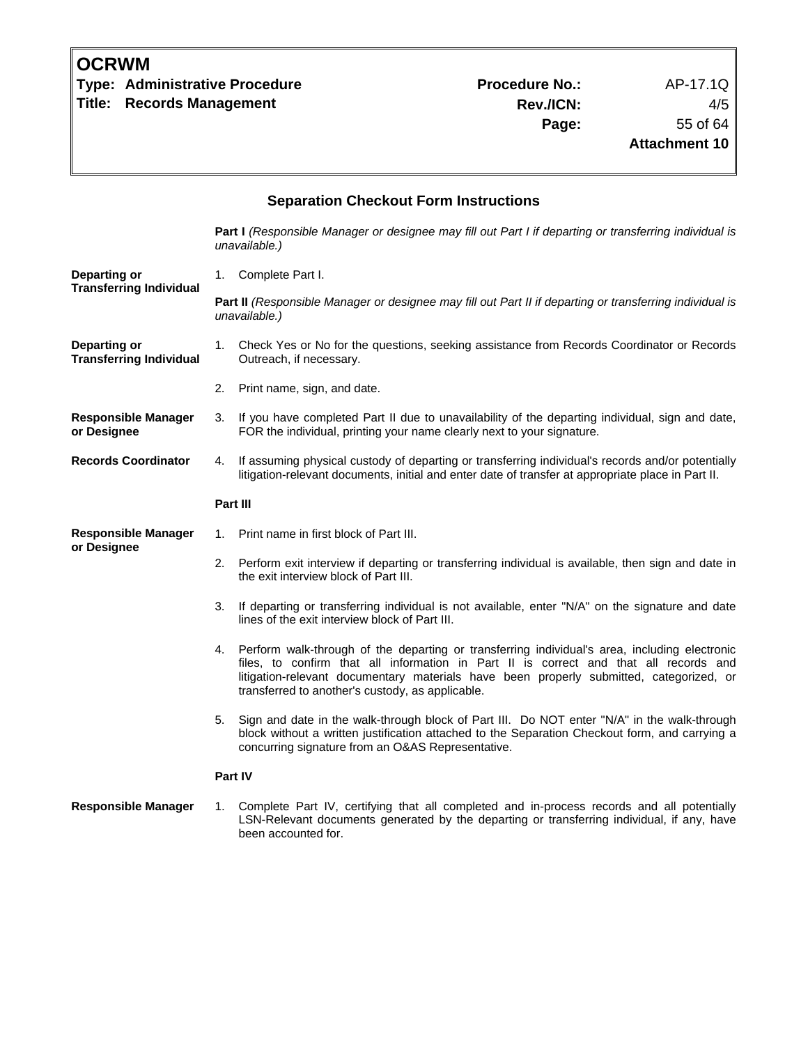## Separation Checkout Form Instructions

**Part I** *(Responsible Manager or designee may fill out Part I if departing or transferring individual is unavailable.)*

**Departing or Transferring Individual**

1. Complete Part I.

**Part II** *(Responsible Manager or designee may fill out Part II if departing or transferring individual is unavailable.)*

**Departing or Transferring Individual**

1. Check Yes or No for the questions, seeking assistance from Records Coordinator or Records Outreach, if necessary.
2. Print name, sign, and date.

**Responsible Manager or Designee**

3. If you have completed Part II due to unavailability of the departing individual, sign and date, FOR the individual, printing your name clearly next to your signature.

**Records Coordinator**

4. If assuming physical custody of departing or transferring individual's records and/or potentially litigation-relevant documents, initial and enter date of transfer at appropriate place in Part II.

**Part III**

**Responsible Manager or Designee**

1. Print name in first block of Part III.
2. Perform exit interview if departing or transferring individual is available, then sign and date in the exit interview block of Part III.
3. If departing or transferring individual is not available, enter "N/A" on the signature and date lines of the exit interview block of Part III.
4. Perform walk-through of the departing or transferring individual's area, including electronic files, to confirm that all information in Part II is correct and that all records and litigation-relevant documentary materials have been properly submitted, categorized, or transferred to another's custody, as applicable.
5. Sign and date in the walk-through block of Part III. Do NOT enter "N/A" in the walk-through block without a written justification attached to the Separation Checkout form, and carrying a concurring signature from an O&AS Representative.

**Part IV**

**Responsible Manager**

1. Complete Part IV, certifying that all completed and in-process records and all potentially LSN-Relevant documents generated by the departing or transferring individual, if any, have been accounted for.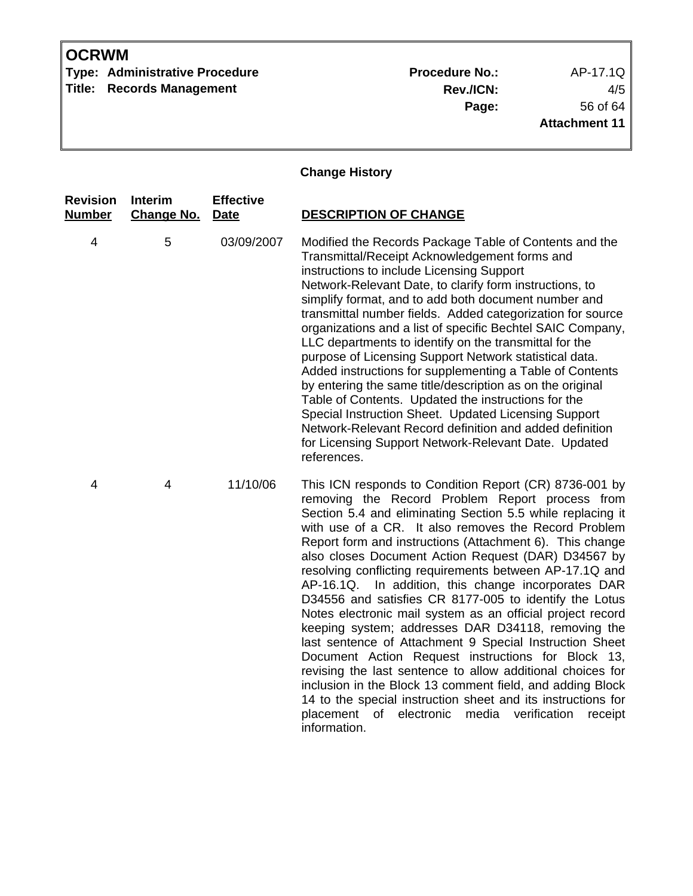## Change History

| Revision Number | Interim Change No. | Effective Date | DESCRIPTION OF CHANGE |
|---|---|---|---|
| 4 | 5 | 03/09/2007 | Modified the Records Package Table of Contents and the Transmittal/Receipt Acknowledgement forms and instructions to include Licensing Support Network-Relevant Date, to clarify form instructions, to simplify format, and to add both document number and transmittal number fields. Added categorization for source organizations and a list of specific Bechtel SAIC Company, LLC departments to identify on the transmittal for the purpose of Licensing Support Network statistical data. Added instructions for supplementing a Table of Contents by entering the same title/description as on the original Table of Contents. Updated the instructions for the Special Instruction Sheet. Updated Licensing Support Network-Relevant Record definition and added definition for Licensing Support Network-Relevant Date. Updated references. |
| 4 | 4 | 11/10/06 | This ICN responds to Condition Report (CR) 8736-001 by removing the Record Problem Report process from Section 5.4 and eliminating Section 5.5 while replacing it with use of a CR. It also removes the Record Problem Report form and instructions (Attachment 6). This change also closes Document Action Request (DAR) D34567 by resolving conflicting requirements between AP-17.1Q and AP-16.1Q. In addition, this change incorporates DAR D34556 and satisfies CR 8177-005 to identify the Lotus Notes electronic mail system as an official project record keeping system; addresses DAR D34118, removing the last sentence of Attachment 9 Special Instruction Sheet Document Action Request instructions for Block 13, revising the last sentence to allow additional choices for inclusion in the Block 13 comment field, and adding Block 14 to the special instruction sheet and its instructions for placement of electronic media verification receipt information. |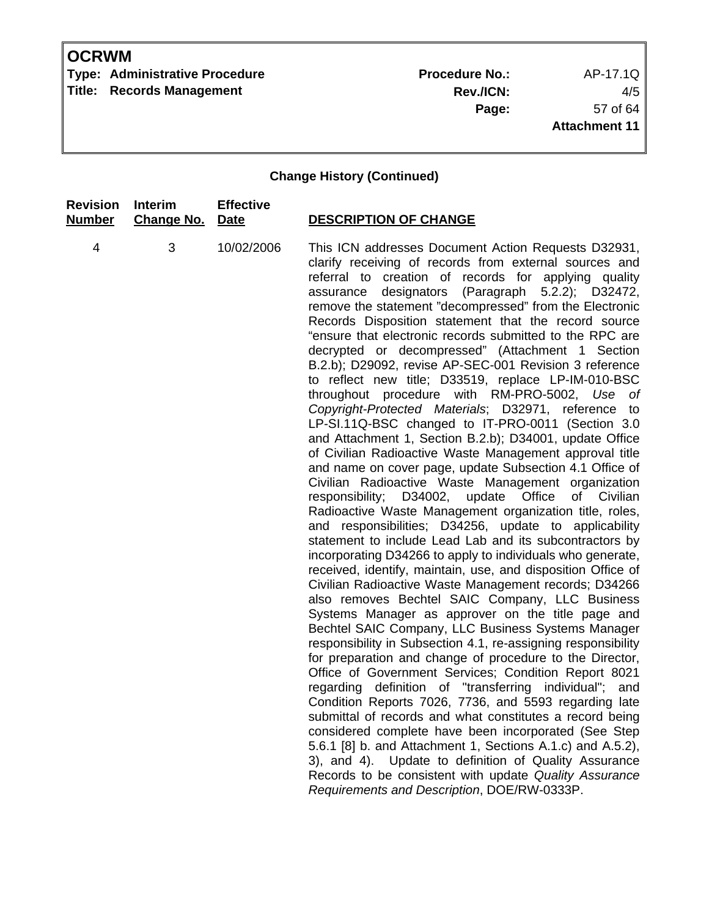**Change History (Continued)**

| Revision Number | Interim Change No. | Effective Date | DESCRIPTION OF CHANGE |
|---|---|---|---|
| 4 | 3 | 10/02/2006 | This ICN addresses Document Action Requests D32931, clarify receiving of records from external sources and referral to creation of records for applying quality assurance designators (Paragraph 5.2.2); D32472, remove the statement "decompressed" from the Electronic Records Disposition statement that the record source "ensure that electronic records submitted to the RPC are decrypted or decompressed" (Attachment 1 Section B.2.b); D29092, revise AP-SEC-001 Revision 3 reference to reflect new title; D33519, replace LP-IM-010-BSC throughout procedure with RM-PRO-5002, *Use of Copyright-Protected Materials*; D32971, reference to LP-SI.11Q-BSC changed to IT-PRO-0011 (Section 3.0 and Attachment 1, Section B.2.b); D34001, update Office of Civilian Radioactive Waste Management approval title and name on cover page, update Subsection 4.1 Office of Civilian Radioactive Waste Management organization responsibility; D34002, update Office of Civilian Radioactive Waste Management organization title, roles, and responsibilities; D34256, update to applicability statement to include Lead Lab and its subcontractors by incorporating D34266 to apply to individuals who generate, received, identify, maintain, use, and disposition Office of Civilian Radioactive Waste Management records; D34266 also removes Bechtel SAIC Company, LLC Business Systems Manager as approver on the title page and Bechtel SAIC Company, LLC Business Systems Manager responsibility in Subsection 4.1, re-assigning responsibility for preparation and change of procedure to the Director, Office of Government Services; Condition Report 8021 regarding definition of "transferring individual"; and Condition Reports 7026, 7736, and 5593 regarding late submittal of records and what constitutes a record being considered complete have been incorporated (See Step 5.6.1 [8] b. and Attachment 1, Sections A.1.c) and A.5.2), 3), and 4). Update to definition of Quality Assurance Records to be consistent with update *Quality Assurance Requirements and Description*, DOE/RW-0333P. |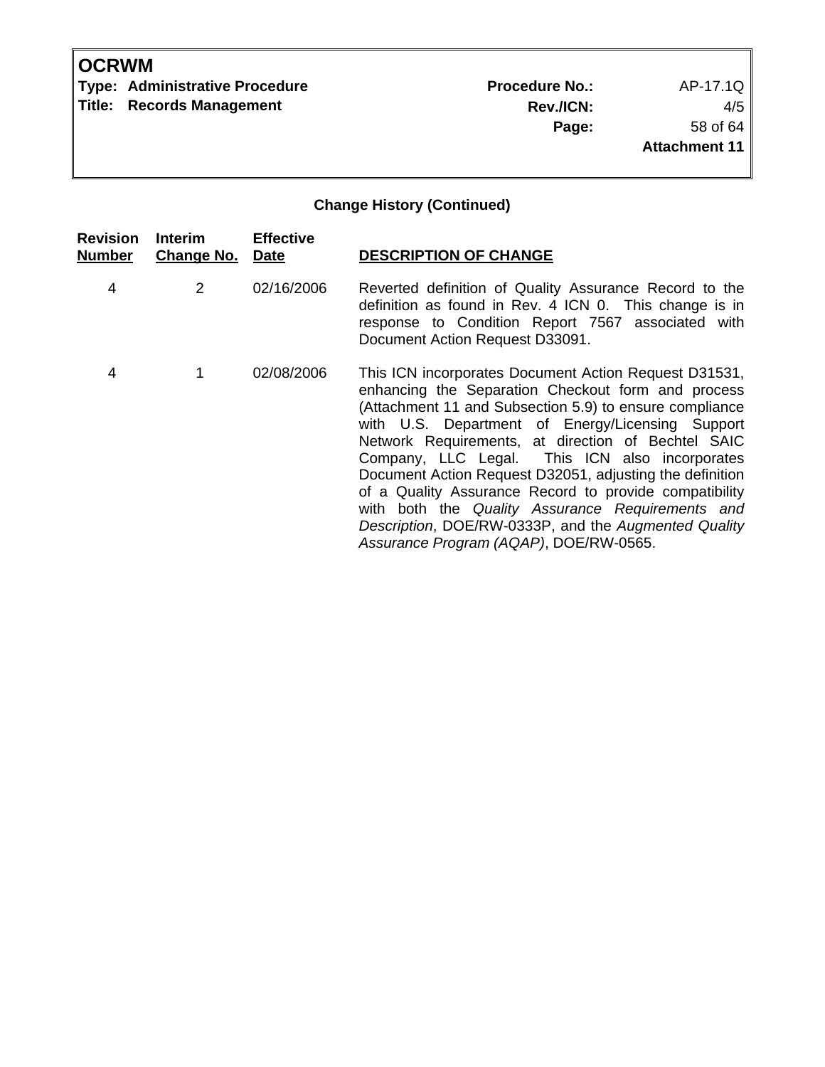### Change History (Continued)

| Revision Number | Interim Change No. | Effective Date | DESCRIPTION OF CHANGE |
|---|---|---|---|
| 4 | 2 | 02/16/2006 | Reverted definition of Quality Assurance Record to the definition as found in Rev. 4 ICN 0. This change is in response to Condition Report 7567 associated with Document Action Request D33091. |
| 4 | 1 | 02/08/2006 | This ICN incorporates Document Action Request D31531, enhancing the Separation Checkout form and process (Attachment 11 and Subsection 5.9) to ensure compliance with U.S. Department of Energy/Licensing Support Network Requirements, at direction of Bechtel SAIC Company, LLC Legal. This ICN also incorporates Document Action Request D32051, adjusting the definition of a Quality Assurance Record to provide compatibility with both the *Quality Assurance Requirements and Description*, DOE/RW-0333P, and the *Augmented Quality Assurance Program (AQAP)*, DOE/RW-0565. |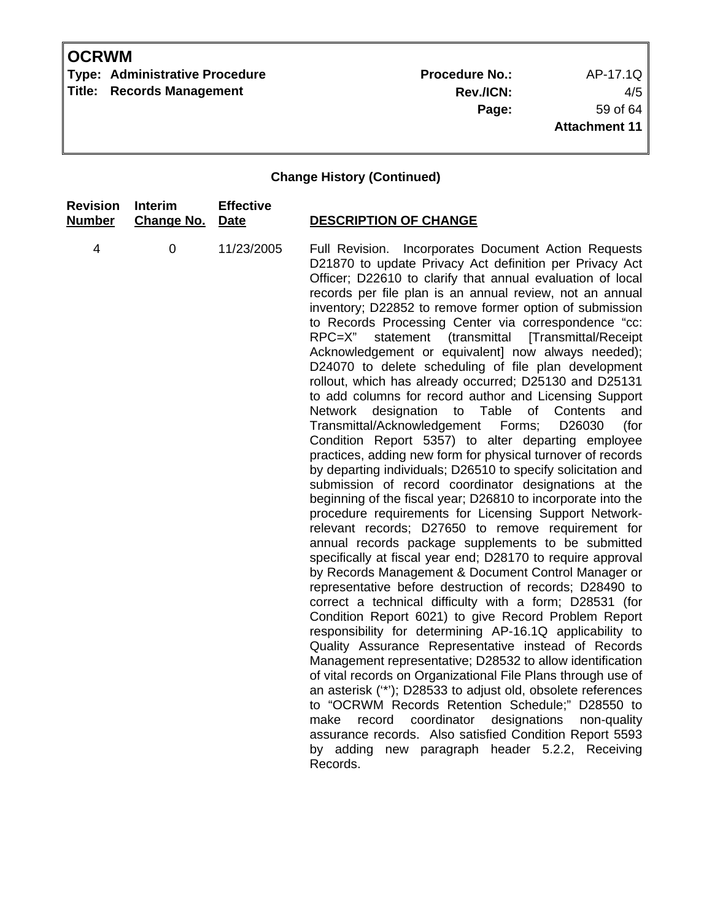**Change History (Continued)**

| Revision Number | Interim Change No. | Effective Date | DESCRIPTION OF CHANGE |
|---|---|---|---|
| 4 | 0 | 11/23/2005 | Full Revision. Incorporates Document Action Requests D21870 to update Privacy Act definition per Privacy Act Officer; D22610 to clarify that annual evaluation of local records per file plan is an annual review, not an annual inventory; D22852 to remove former option of submission to Records Processing Center via correspondence "cc: RPC=X" statement (transmittal [Transmittal/Receipt Acknowledgement or equivalent] now always needed); D24070 to delete scheduling of file plan development rollout, which has already occurred; D25130 and D25131 to add columns for record author and Licensing Support Network designation to Table of Contents and Transmittal/Acknowledgement Forms; D26030 (for Condition Report 5357) to alter departing employee practices, adding new form for physical turnover of records by departing individuals; D26510 to specify solicitation and submission of record coordinator designations at the beginning of the fiscal year; D26810 to incorporate into the procedure requirements for Licensing Support Network-relevant records; D27650 to remove requirement for annual records package supplements to be submitted specifically at fiscal year end; D28170 to require approval by Records Management & Document Control Manager or representative before destruction of records; D28490 to correct a technical difficulty with a form; D28531 (for Condition Report 6021) to give Record Problem Report responsibility for determining AP-16.1Q applicability to Quality Assurance Representative instead of Records Management representative; D28532 to allow identification of vital records on Organizational File Plans through use of an asterisk ('*'); D28533 to adjust old, obsolete references to "OCRWM Records Retention Schedule;" D28550 to make record coordinator designations non-quality assurance records. Also satisfied Condition Report 5593 by adding new paragraph header 5.2.2, Receiving Records. |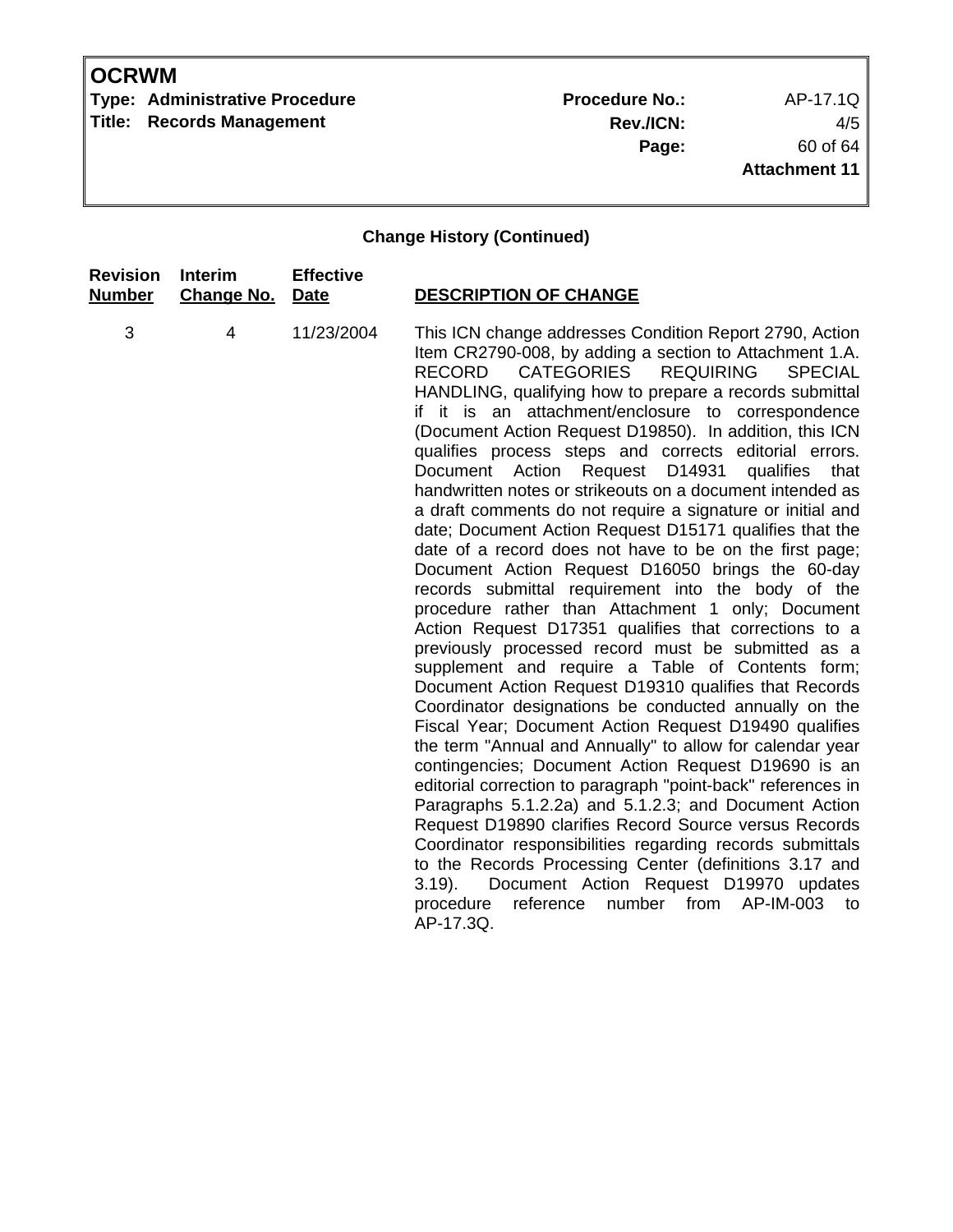**Change History (Continued)**

| Revision Number | Interim Change No. | Effective Date | DESCRIPTION OF CHANGE |
|---|---|---|---|
| 3 | 4 | 11/23/2004 | This ICN change addresses Condition Report 2790, Action Item CR2790-008, by adding a section to Attachment 1.A. RECORD CATEGORIES REQUIRING SPECIAL HANDLING, qualifying how to prepare a records submittal if it is an attachment/enclosure to correspondence (Document Action Request D19850). In addition, this ICN qualifies process steps and corrects editorial errors. Document Action Request D14931 qualifies that handwritten notes or strikeouts on a document intended as a draft comments do not require a signature or initial and date; Document Action Request D15171 qualifies that the date of a record does not have to be on the first page; Document Action Request D16050 brings the 60-day records submittal requirement into the body of the procedure rather than Attachment 1 only; Document Action Request D17351 qualifies that corrections to a previously processed record must be submitted as a supplement and require a Table of Contents form; Document Action Request D19310 qualifies that Records Coordinator designations be conducted annually on the Fiscal Year; Document Action Request D19490 qualifies the term "Annual and Annually" to allow for calendar year contingencies; Document Action Request D19690 is an editorial correction to paragraph "point-back" references in Paragraphs 5.1.2.2a) and 5.1.2.3; and Document Action Request D19890 clarifies Record Source versus Records Coordinator responsibilities regarding records submittals to the Records Processing Center (definitions 3.17 and 3.19). Document Action Request D19970 updates procedure reference number from AP-IM-003 to AP-17.3Q. |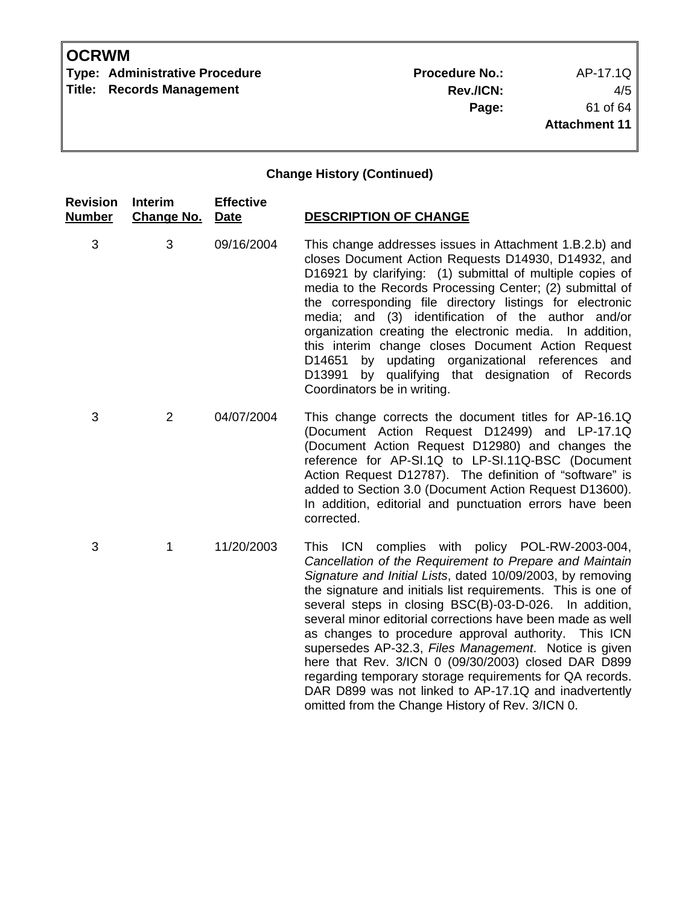**Change History (Continued)**

| Revision Number | Interim Change No. | Effective Date | DESCRIPTION OF CHANGE |
|---|---|---|---|
| 3 | 3 | 09/16/2004 | This change addresses issues in Attachment 1.B.2.b) and closes Document Action Requests D14930, D14932, and D16921 by clarifying: (1) submittal of multiple copies of media to the Records Processing Center; (2) submittal of the corresponding file directory listings for electronic media; and (3) identification of the author and/or organization creating the electronic media. In addition, this interim change closes Document Action Request D14651 by updating organizational references and D13991 by qualifying that designation of Records Coordinators be in writing. |
| 3 | 2 | 04/07/2004 | This change corrects the document titles for AP-16.1Q (Document Action Request D12499) and LP-17.1Q (Document Action Request D12980) and changes the reference for AP-SI.1Q to LP-SI.11Q-BSC (Document Action Request D12787). The definition of "software" is added to Section 3.0 (Document Action Request D13600). In addition, editorial and punctuation errors have been corrected. |
| 3 | 1 | 11/20/2003 | This ICN complies with policy POL-RW-2003-004, *Cancellation of the Requirement to Prepare and Maintain Signature and Initial Lists*, dated 10/09/2003, by removing the signature and initials list requirements. This is one of several steps in closing BSC(B)-03-D-026. In addition, several minor editorial corrections have been made as well as changes to procedure approval authority. This ICN supersedes AP-32.3, *Files Management*. Notice is given here that Rev. 3/ICN 0 (09/30/2003) closed DAR D899 regarding temporary storage requirements for QA records. DAR D899 was not linked to AP-17.1Q and inadvertently omitted from the Change History of Rev. 3/ICN 0. |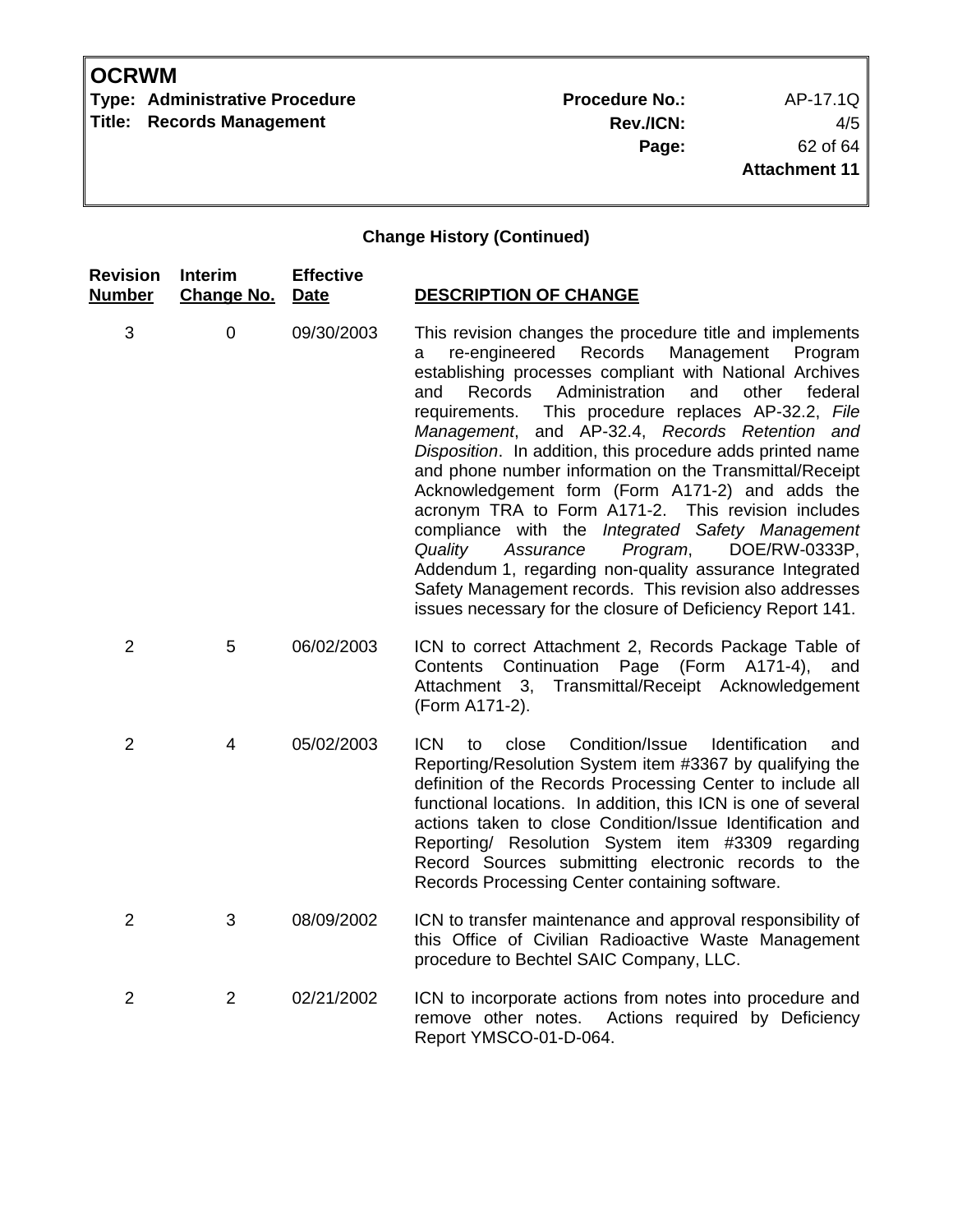**Change History (Continued)**

| Revision Number | Interim Change No. | Effective Date | DESCRIPTION OF CHANGE |
|---|---|---|---|
| 3 | 0 | 09/30/2003 | This revision changes the procedure title and implements a re-engineered Records Management Program establishing processes compliant with National Archives and Records Administration and other federal requirements. This procedure replaces AP-32.2, *File Management*, and AP-32.4, *Records Retention and Disposition*. In addition, this procedure adds printed name and phone number information on the Transmittal/Receipt Acknowledgement form (Form A171-2) and adds the acronym TRA to Form A171-2. This revision includes compliance with the *Integrated Safety Management Quality Assurance Program*, DOE/RW-0333P, Addendum 1, regarding non-quality assurance Integrated Safety Management records. This revision also addresses issues necessary for the closure of Deficiency Report 141. |
| 2 | 5 | 06/02/2003 | ICN to correct Attachment 2, Records Package Table of Contents Continuation Page (Form A171-4), and Attachment 3, Transmittal/Receipt Acknowledgement (Form A171-2). |
| 2 | 4 | 05/02/2003 | ICN to close Condition/Issue Identification and Reporting/Resolution System item #3367 by qualifying the definition of the Records Processing Center to include all functional locations. In addition, this ICN is one of several actions taken to close Condition/Issue Identification and Reporting/ Resolution System item #3309 regarding Record Sources submitting electronic records to the Records Processing Center containing software. |
| 2 | 3 | 08/09/2002 | ICN to transfer maintenance and approval responsibility of this Office of Civilian Radioactive Waste Management procedure to Bechtel SAIC Company, LLC. |
| 2 | 2 | 02/21/2002 | ICN to incorporate actions from notes into procedure and remove other notes. Actions required by Deficiency Report YMSCO-01-D-064. |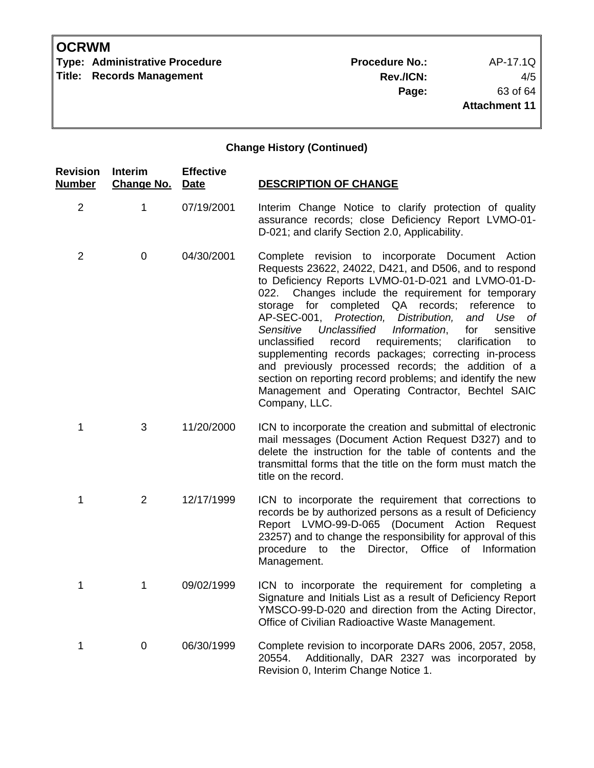**Change History (Continued)**

| Revision Number | Interim Change No. | Effective Date | DESCRIPTION OF CHANGE |
|---|---|---|---|
| 2 | 1 | 07/19/2001 | Interim Change Notice to clarify protection of quality assurance records; close Deficiency Report LVMO-01-D-021; and clarify Section 2.0, Applicability. |
| 2 | 0 | 04/30/2001 | Complete revision to incorporate Document Action Requests 23622, 24022, D421, and D506, and to respond to Deficiency Reports LVMO-01-D-021 and LVMO-01-D-022. Changes include the requirement for temporary storage for completed QA records; reference to AP-SEC-001, *Protection, Distribution, and Use of Sensitive Unclassified Information*, for sensitive unclassified record requirements; clarification to supplementing records packages; correcting in-process and previously processed records; the addition of a section on reporting record problems; and identify the new Management and Operating Contractor, Bechtel SAIC Company, LLC. |
| 1 | 3 | 11/20/2000 | ICN to incorporate the creation and submittal of electronic mail messages (Document Action Request D327) and to delete the instruction for the table of contents and the transmittal forms that the title on the form must match the title on the record. |
| 1 | 2 | 12/17/1999 | ICN to incorporate the requirement that corrections to records be by authorized persons as a result of Deficiency Report LVMO-99-D-065 (Document Action Request 23257) and to change the responsibility for approval of this procedure to the Director, Office of Information Management. |
| 1 | 1 | 09/02/1999 | ICN to incorporate the requirement for completing a Signature and Initials List as a result of Deficiency Report YMSCO-99-D-020 and direction from the Acting Director, Office of Civilian Radioactive Waste Management. |
| 1 | 0 | 06/30/1999 | Complete revision to incorporate DARs 2006, 2057, 2058, 20554. Additionally, DAR 2327 was incorporated by Revision 0, Interim Change Notice 1. |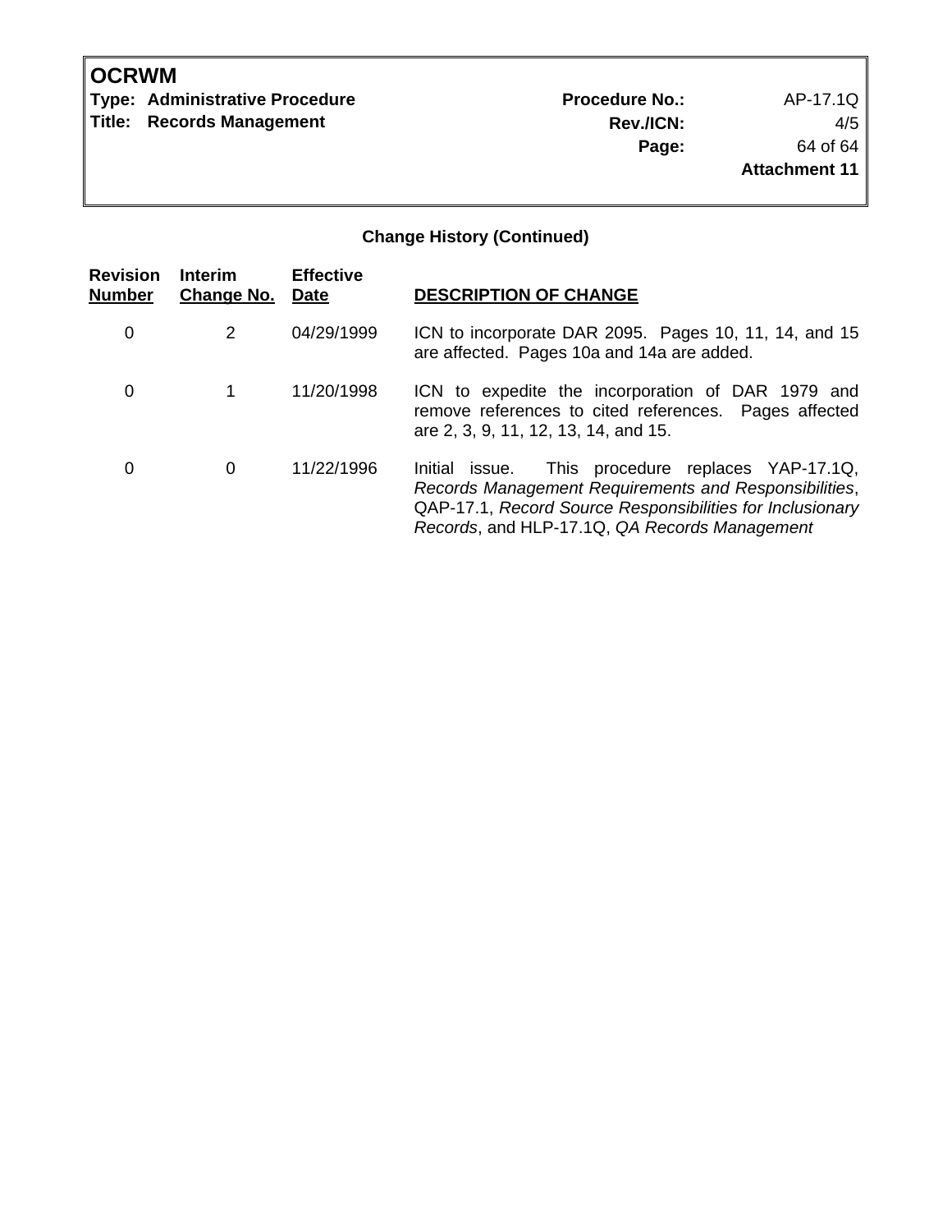## Change History (Continued)

| Revision Number | Interim Change No. | Effective Date | DESCRIPTION OF CHANGE |
|---|---|---|---|
| 0 | 2 | 04/29/1999 | ICN to incorporate DAR 2095. Pages 10, 11, 14, and 15 are affected. Pages 10a and 14a are added. |
| 0 | 1 | 11/20/1998 | ICN to expedite the incorporation of DAR 1979 and remove references to cited references. Pages affected are 2, 3, 9, 11, 12, 13, 14, and 15. |
| 0 | 0 | 11/22/1996 | Initial issue. This procedure replaces YAP-17.1Q, *Records Management Requirements and Responsibilities*, QAP-17.1, *Record Source Responsibilities for Inclusionary Records*, and HLP-17.1Q, *QA Records Management* |